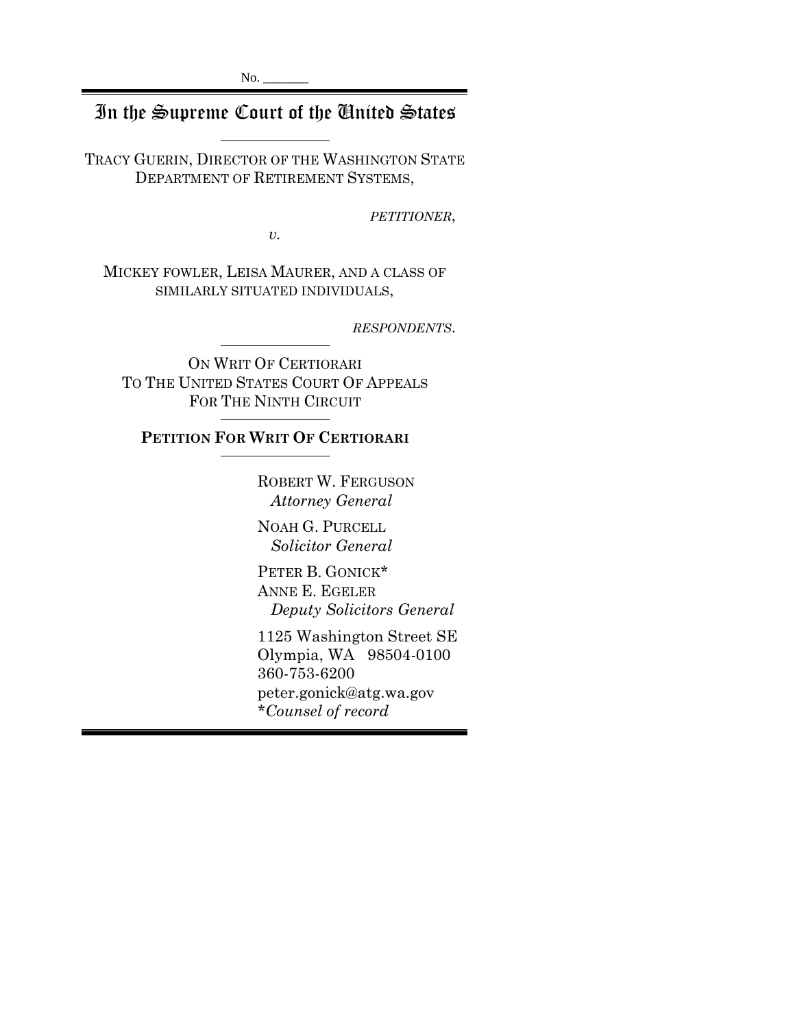No. _______

# In the Supreme Court of the United States

TRACY GUERIN, DIRECTOR OF THE WASHINGTON STATE DEPARTMENT OF RETIREMENT SYSTEMS,

*PETITIONER*,

*v.*

MICKEY FOWLER, LEISA MAURER, AND A CLASS OF SIMILARLY SITUATED INDIVIDUALS,

*RESPONDENTS*.

ON WRIT OF CERTIORARI TO THE UNITED STATES COURT OF APPEALS FOR THE NINTH CIRCUIT

**PETITION FOR WRIT OF CERTIORARI**

ROBERT W. FERGUSON
*Attorney General*

NOAH G. PURCELL
*Solicitor General*

PETER B. GONICK*
ANNE E. EGELER
*Deputy Solicitors General*

1125 Washington Street SE
Olympia, WA 98504-0100
360-753-6200
peter.gonick@atg.wa.gov
**Counsel of record*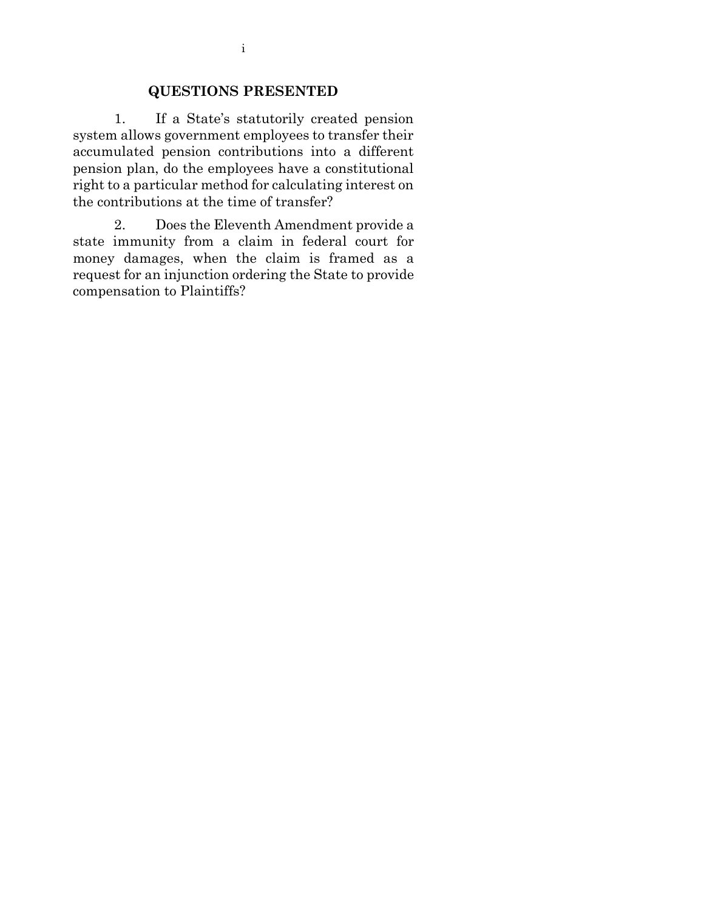## QUESTIONS PRESENTED

1. If a State's statutorily created pension system allows government employees to transfer their accumulated pension contributions into a different pension plan, do the employees have a constitutional right to a particular method for calculating interest on the contributions at the time of transfer?

2. Does the Eleventh Amendment provide a state immunity from a claim in federal court for money damages, when the claim is framed as a request for an injunction ordering the State to provide compensation to Plaintiffs?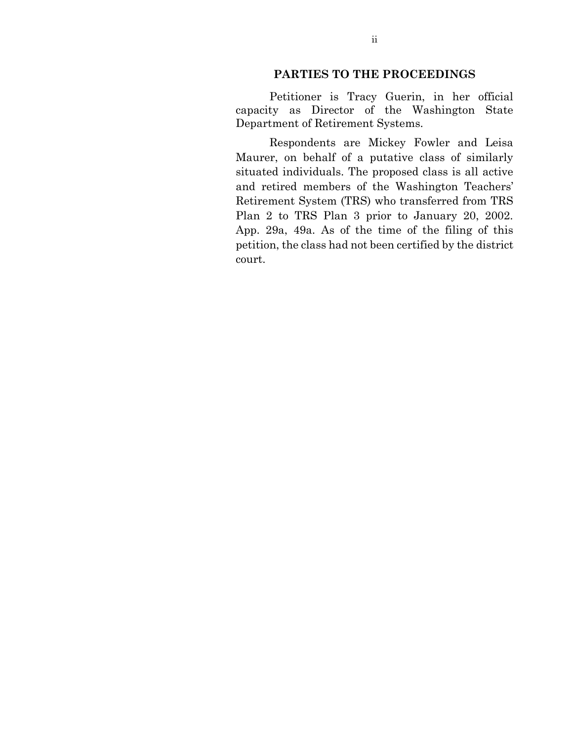## PARTIES TO THE PROCEEDINGS

Petitioner is Tracy Guerin, in her official capacity as Director of the Washington State Department of Retirement Systems.

Respondents are Mickey Fowler and Leisa Maurer, on behalf of a putative class of similarly situated individuals. The proposed class is all active and retired members of the Washington Teachers' Retirement System (TRS) who transferred from TRS Plan 2 to TRS Plan 3 prior to January 20, 2002. App. 29a, 49a. As of the time of the filing of this petition, the class had not been certified by the district court.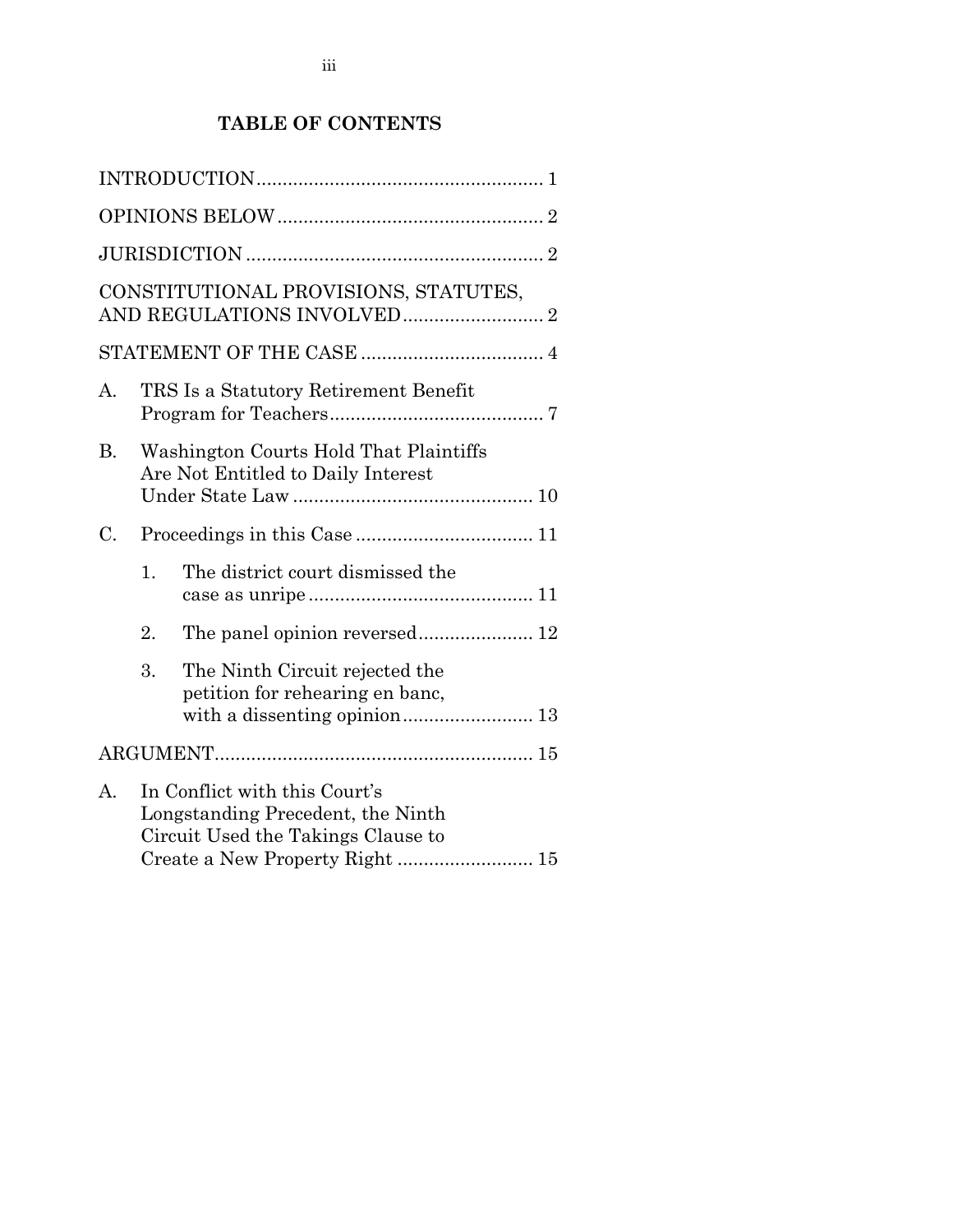# TABLE OF CONTENTS

INTRODUCTION ........................................................ 1

OPINIONS BELOW .................................................... 2

JURISDICTION .......................................................... 2

CONSTITUTIONAL PROVISIONS, STATUTES, AND REGULATIONS INVOLVED ........................... 2

STATEMENT OF THE CASE .................................... 4

A. TRS Is a Statutory Retirement Benefit Program for Teachers .......................................... 7

B. Washington Courts Hold That Plaintiffs Are Not Entitled to Daily Interest Under State Law ............................................... 10

C. Proceedings in this Case .................................. 11

   1. The district court dismissed the case as unripe ............................................ 11

   2. The panel opinion reversed ...................... 12

   3. The Ninth Circuit rejected the petition for rehearing en banc, with a dissenting opinion ......................... 13

ARGUMENT ............................................................. 15

A. In Conflict with this Court's Longstanding Precedent, the Ninth Circuit Used the Takings Clause to Create a New Property Right .......................... 15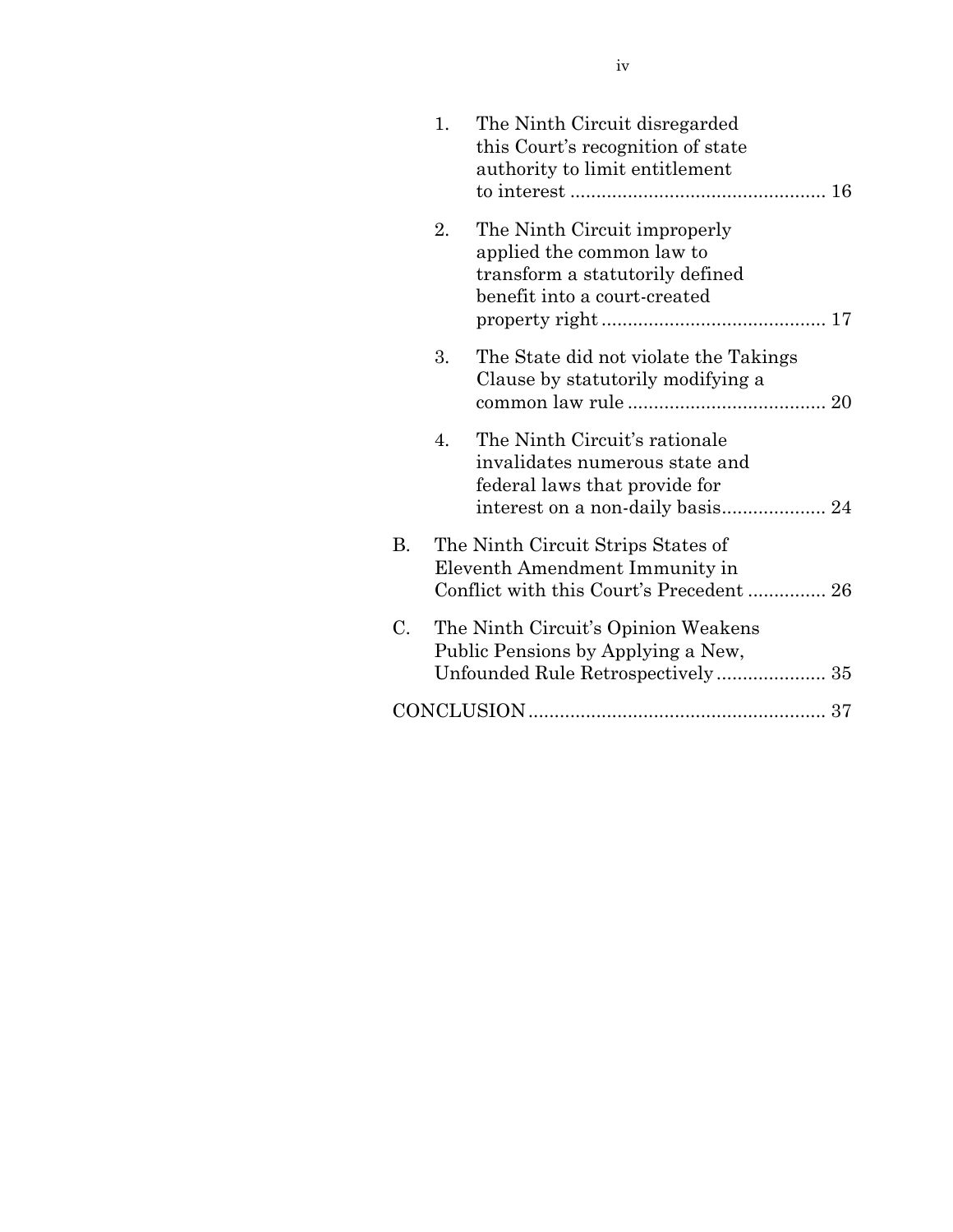1. The Ninth Circuit disregarded this Court's recognition of state authority to limit entitlement to interest ................................................ 16

2. The Ninth Circuit improperly applied the common law to transform a statutorily defined benefit into a court-created property right .......................................... 17

3. The State did not violate the Takings Clause by statutorily modifying a common law rule ...................................... 20

4. The Ninth Circuit's rationale invalidates numerous state and federal laws that provide for interest on a non-daily basis.................... 24

B. The Ninth Circuit Strips States of Eleventh Amendment Immunity in Conflict with this Court's Precedent ............... 26

C. The Ninth Circuit's Opinion Weakens Public Pensions by Applying a New, Unfounded Rule Retrospectively ..................... 35

CONCLUSION ........................................................ 37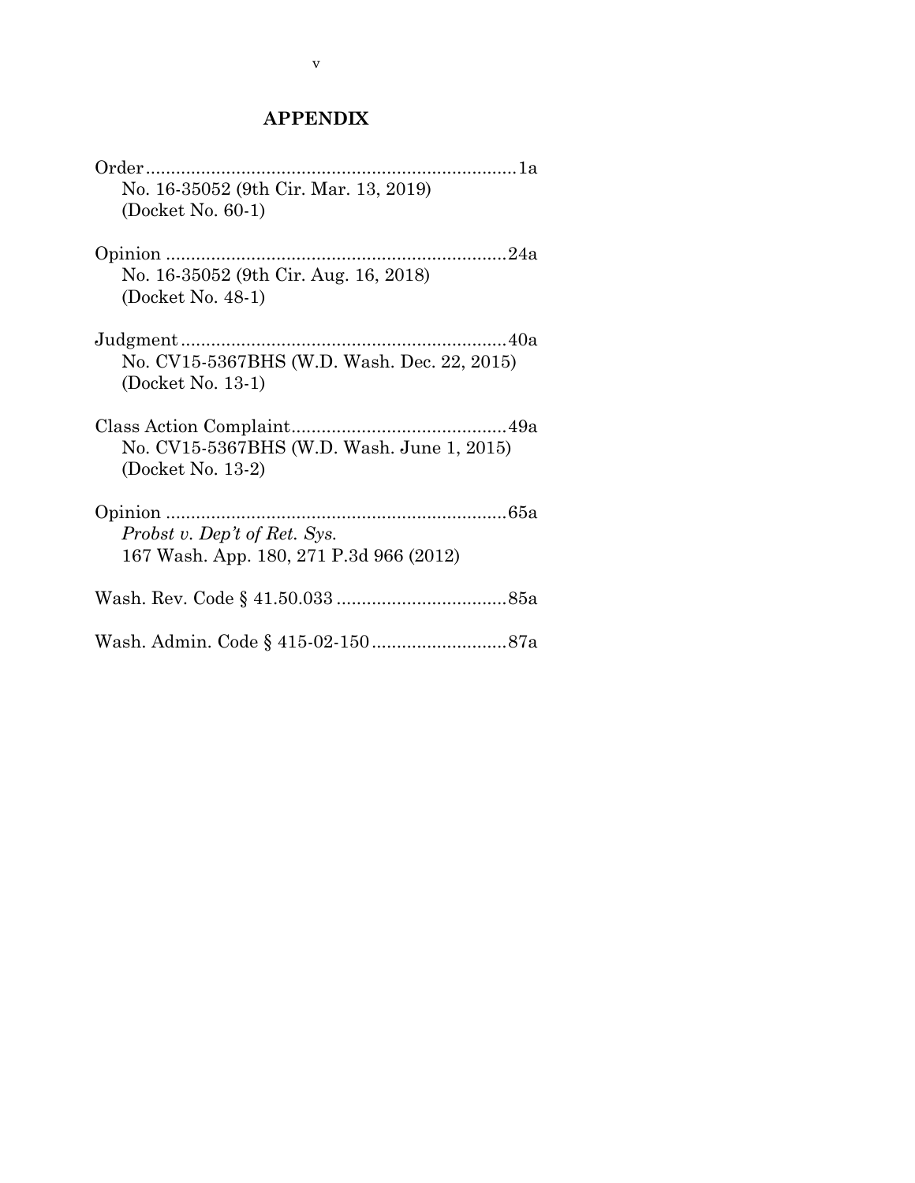## APPENDIX

Order ........................................................................ 1a
    No. 16-35052 (9th Cir. Mar. 13, 2019)
    (Docket No. 60-1)

Opinion ..................................................................... 24a
    No. 16-35052 (9th Cir. Aug. 16, 2018)
    (Docket No. 48-1)

Judgment .................................................................. 40a
    No. CV15-5367BHS (W.D. Wash. Dec. 22, 2015)
    (Docket No. 13-1)

Class Action Complaint ........................................... 49a
    No. CV15-5367BHS (W.D. Wash. June 1, 2015)
    (Docket No. 13-2)

Opinion ..................................................................... 65a
    *Probst v. Dep't of Ret. Sys.*
    167 Wash. App. 180, 271 P.3d 966 (2012)

Wash. Rev. Code § 41.50.033 .................................. 85a

Wash. Admin. Code § 415-02-150 ........................... 87a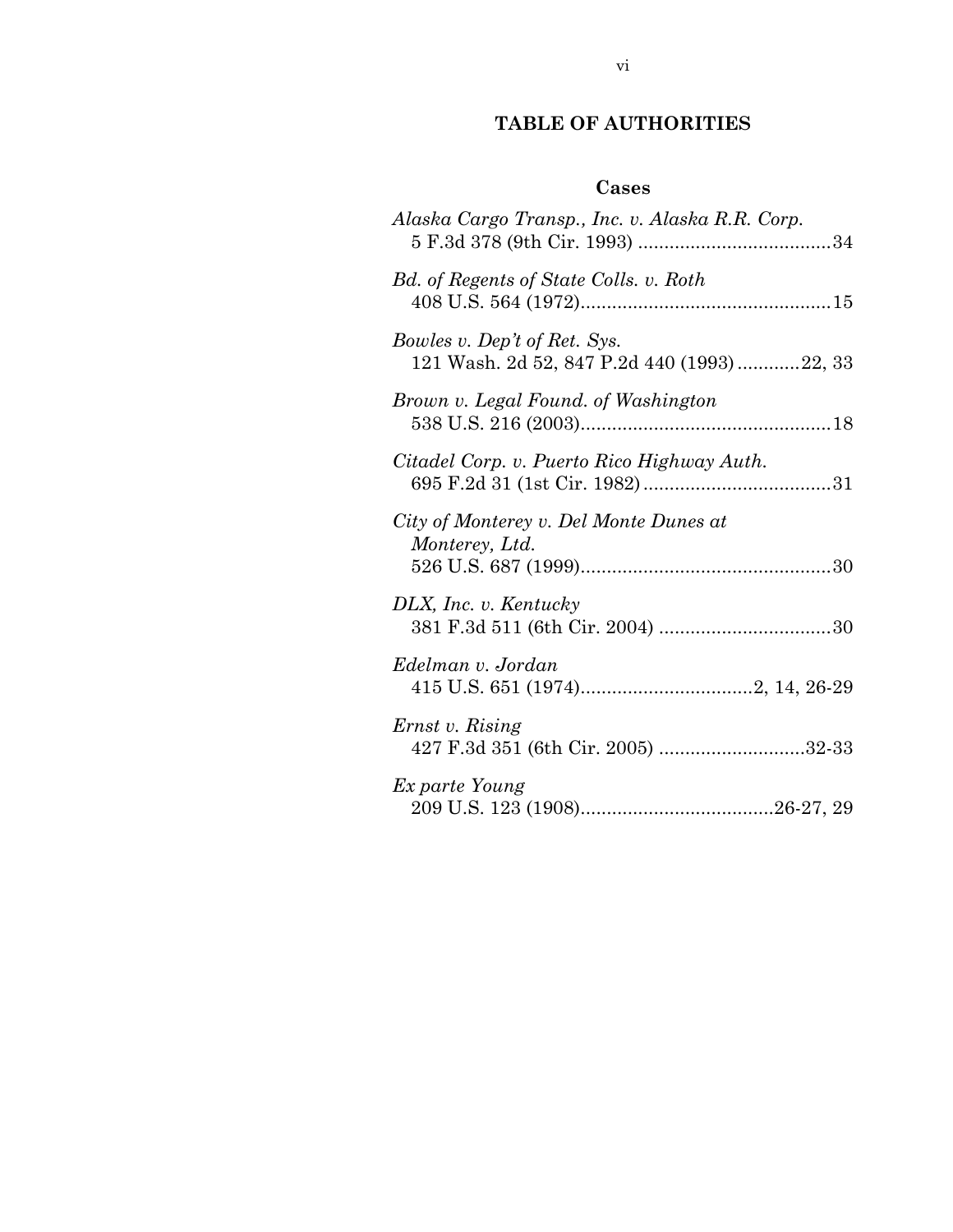# TABLE OF AUTHORITIES

## Cases

*Alaska Cargo Transp., Inc. v. Alaska R.R. Corp.*
5 F.3d 378 (9th Cir. 1993) ....................................34

*Bd. of Regents of State Colls. v. Roth*
408 U.S. 564 (1972)...............................................15

*Bowles v. Dep't of Ret. Sys.*
121 Wash. 2d 52, 847 P.2d 440 (1993)............22, 33

*Brown v. Legal Found. of Washington*
538 U.S. 216 (2003)...............................................18

*Citadel Corp. v. Puerto Rico Highway Auth.*
695 F.2d 31 (1st Cir. 1982)...................................31

*City of Monterey v. Del Monte Dunes at Monterey, Ltd.*
526 U.S. 687 (1999)...............................................30

*DLX, Inc. v. Kentucky*
381 F.3d 511 (6th Cir. 2004) ................................30

*Edelman v. Jordan*
415 U.S. 651 (1974)................................2, 14, 26-29

*Ernst v. Rising*
427 F.3d 351 (6th Cir. 2005) ...........................32-33

*Ex parte Young*
209 U.S. 123 (1908)....................................26-27, 29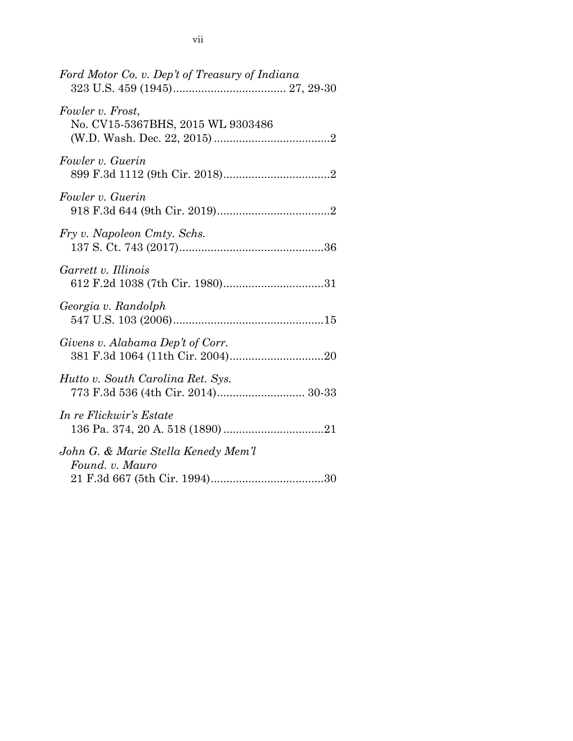*Ford Motor Co. v. Dep't of Treasury of Indiana*
323 U.S. 459 (1945).................................... 27, 29-30

*Fowler v. Frost*,
No. CV15-5367BHS, 2015 WL 9303486
(W.D. Wash. Dec. 22, 2015) .....................................2

*Fowler v. Guerin*
899 F.3d 1112 (9th Cir. 2018)..................................2

*Fowler v. Guerin*
918 F.3d 644 (9th Cir. 2019)....................................2

*Fry v. Napoleon Cmty. Schs.*
137 S. Ct. 743 (2017)..............................................36

*Garrett v. Illinois*
612 F.2d 1038 (7th Cir. 1980)................................31

*Georgia v. Randolph*
547 U.S. 103 (2006)................................................15

*Givens v. Alabama Dep't of Corr.*
381 F.3d 1064 (11th Cir. 2004)..............................20

*Hutto v. South Carolina Ret. Sys.*
773 F.3d 536 (4th Cir. 2014)............................ 30-33

*In re Flickwir's Estate*
136 Pa. 374, 20 A. 518 (1890) ................................21

*John G. & Marie Stella Kenedy Mem'l Found. v. Mauro*
21 F.3d 667 (5th Cir. 1994)....................................30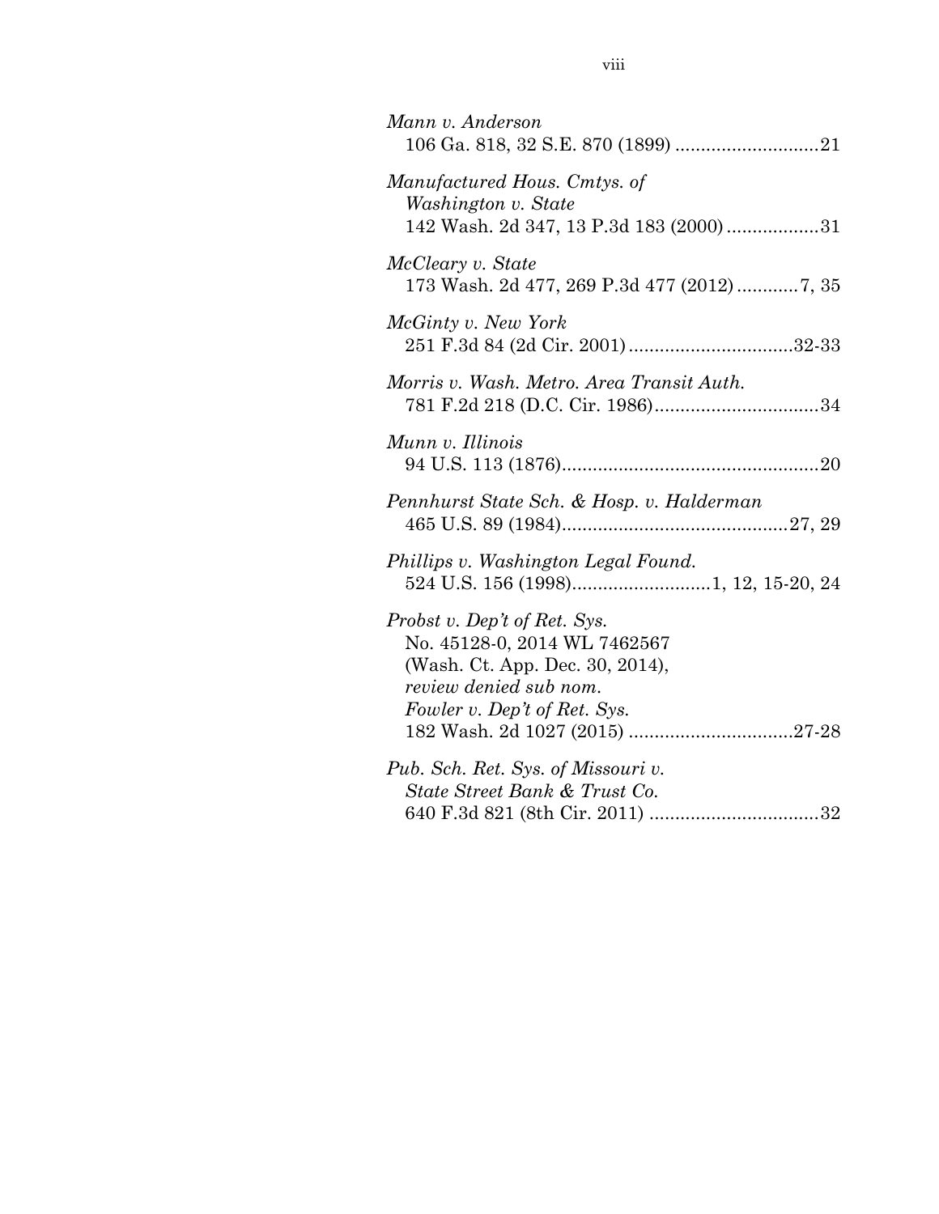*Mann v. Anderson*
106 Ga. 818, 32 S.E. 870 (1899) ............................21

*Manufactured Hous. Cmtys. of Washington v. State*
142 Wash. 2d 347, 13 P.3d 183 (2000) ..................31

*McCleary v. State*
173 Wash. 2d 477, 269 P.3d 477 (2012) ............7, 35

*McGinty v. New York*
251 F.3d 84 (2d Cir. 2001) ................................32-33

*Morris v. Wash. Metro. Area Transit Auth.*
781 F.2d 218 (D.C. Cir. 1986) ................................34

*Munn v. Illinois*
94 U.S. 113 (1876) ..................................................20

*Pennhurst State Sch. & Hosp. v. Halderman*
465 U.S. 89 (1984) ............................................27, 29

*Phillips v. Washington Legal Found.*
524 U.S. 156 (1998) ...........................1, 12, 15-20, 24

*Probst v. Dep't of Ret. Sys.*
No. 45128-0, 2014 WL 7462567
(Wash. Ct. App. Dec. 30, 2014),
*review denied sub nom.*
*Fowler v. Dep't of Ret. Sys.*
182 Wash. 2d 1027 (2015) ................................27-28

*Pub. Sch. Ret. Sys. of Missouri v. State Street Bank & Trust Co.*
640 F.3d 821 (8th Cir. 2011) .................................32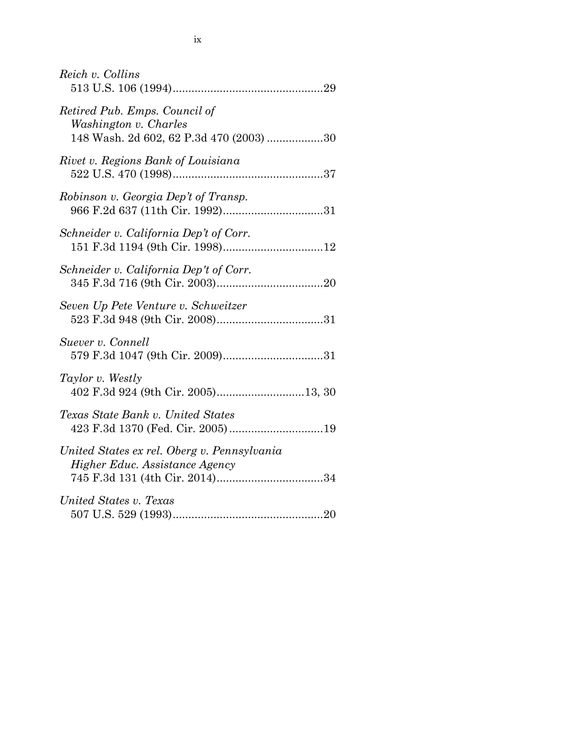*Reich v. Collins*
513 U.S. 106 (1994)................................................29

*Retired Pub. Emps. Council of Washington v. Charles*
148 Wash. 2d 602, 62 P.3d 470 (2003) ..................30

*Rivet v. Regions Bank of Louisiana*
522 U.S. 470 (1998)................................................37

*Robinson v. Georgia Dep't of Transp.*
966 F.2d 637 (11th Cir. 1992)................................31

*Schneider v. California Dep't of Corr.*
151 F.3d 1194 (9th Cir. 1998)................................12

*Schneider v. California Dep't of Corr.*
345 F.3d 716 (9th Cir. 2003)..................................20

*Seven Up Pete Venture v. Schweitzer*
523 F.3d 948 (9th Cir. 2008)..................................31

*Suever v. Connell*
579 F.3d 1047 (9th Cir. 2009)................................31

*Taylor v. Westly*
402 F.3d 924 (9th Cir. 2005)............................13, 30

*Texas State Bank v. United States*
423 F.3d 1370 (Fed. Cir. 2005) ..............................19

*United States ex rel. Oberg v. Pennsylvania Higher Educ. Assistance Agency*
745 F.3d 131 (4th Cir. 2014)..................................34

*United States v. Texas*
507 U.S. 529 (1993)................................................20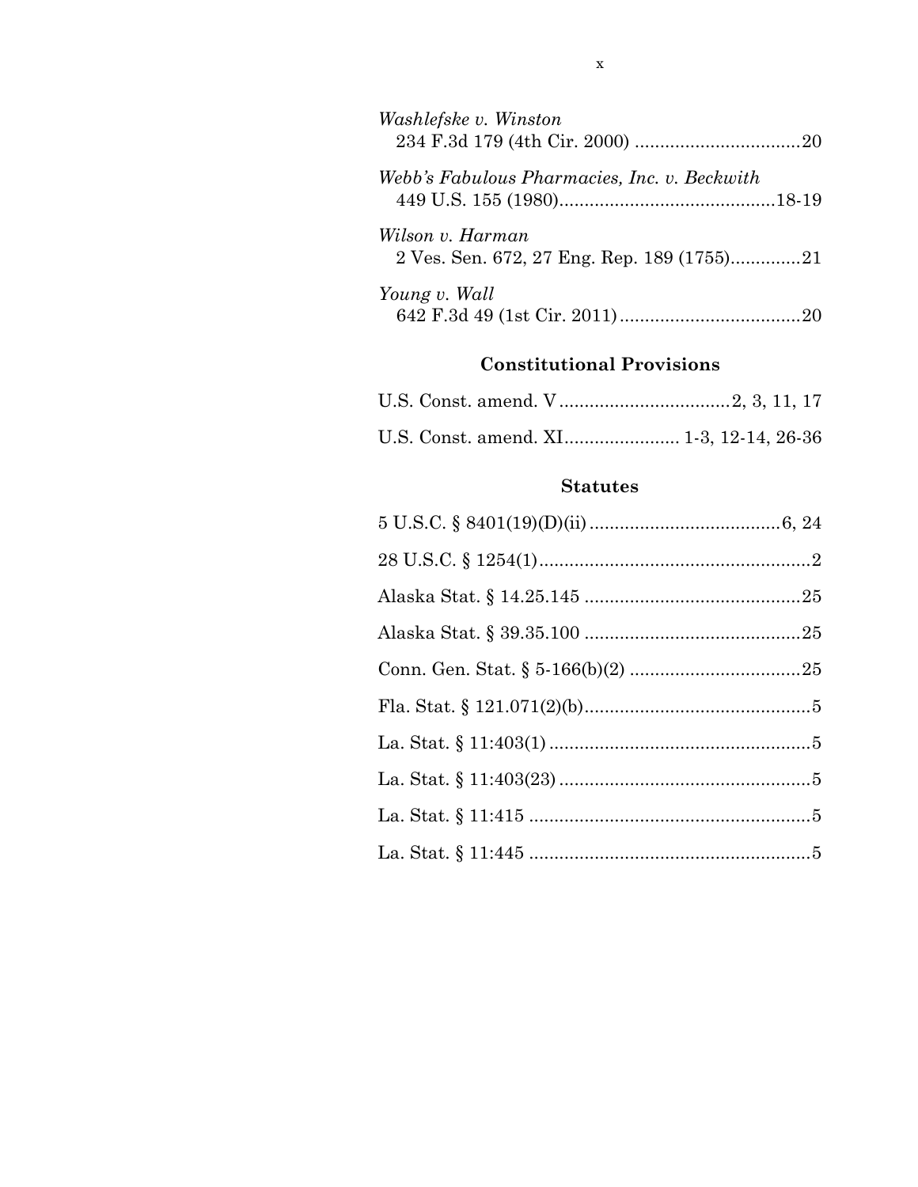*Washlefske v. Winston*
234 F.3d 179 (4th Cir. 2000) .................................20

*Webb's Fabulous Pharmacies, Inc. v. Beckwith*
449 U.S. 155 (1980)..........................................18-19

*Wilson v. Harman*
2 Ves. Sen. 672, 27 Eng. Rep. 189 (1755)..............21

*Young v. Wall*
642 F.3d 49 (1st Cir. 2011)....................................20

### Constitutional Provisions

U.S. Const. amend. V..................................2, 3, 11, 17

U.S. Const. amend. XI....................... 1-3, 12-14, 26-36

### Statutes

5 U.S.C. § 8401(19)(D)(ii)......................................6, 24

28 U.S.C. § 1254(1)......................................................2

Alaska Stat. § 14.25.145 ...........................................25

Alaska Stat. § 39.35.100 ...........................................25

Conn. Gen. Stat. § 5-166(b)(2) ..................................25

Fla. Stat. § 121.071(2)(b).............................................5

La. Stat. § 11:403(1) ....................................................5

La. Stat. § 11:403(23) ..................................................5

La. Stat. § 11:415 ........................................................5

La. Stat. § 11:445 ........................................................5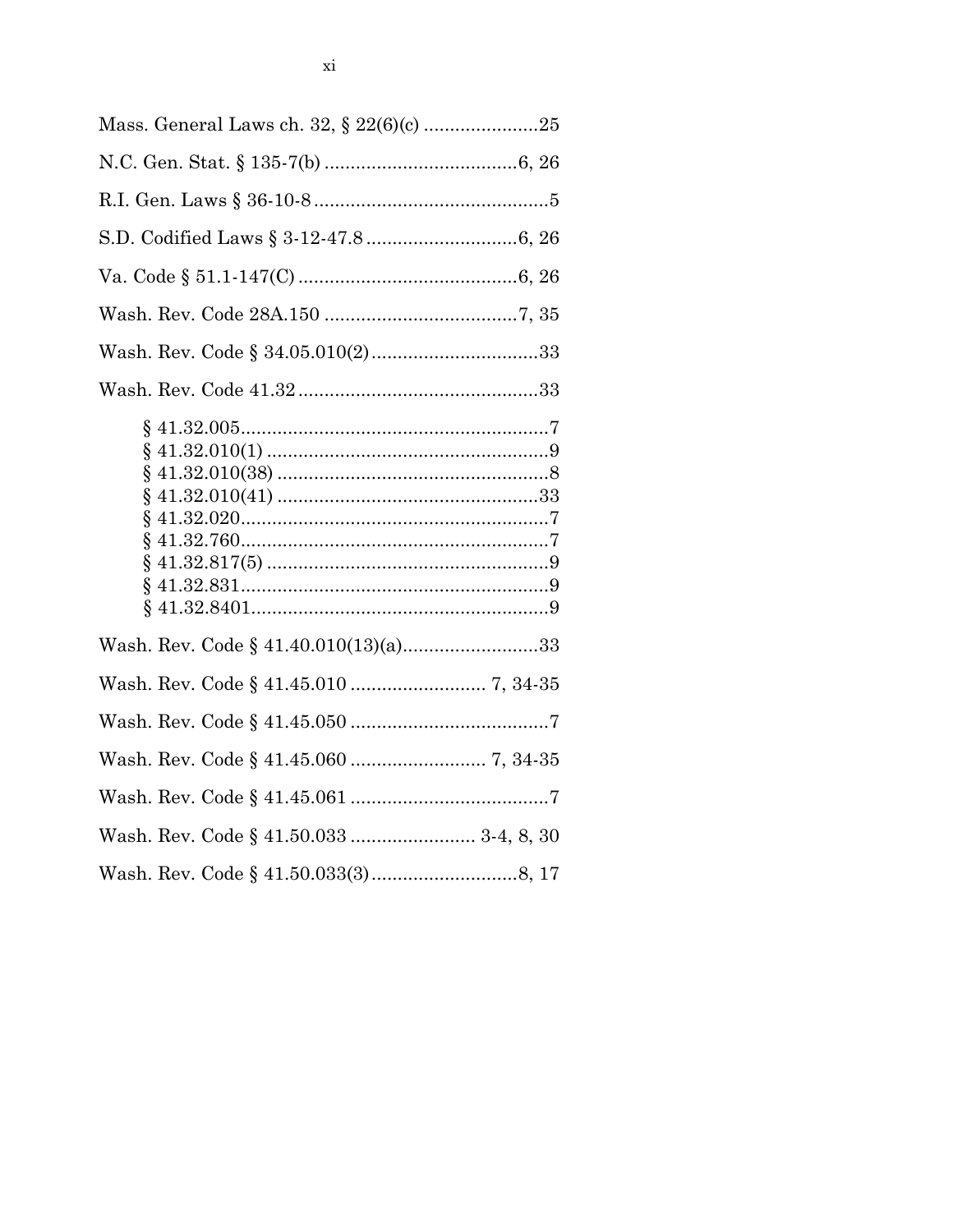Mass. General Laws ch. 32, § 22(6)(c) ......................25

N.C. Gen. Stat. § 135-7(b) .....................................6, 26

R.I. Gen. Laws § 36-10-8 .............................................5

S.D. Codified Laws § 3-12-47.8 .............................6, 26

Va. Code § 51.1-147(C) ..........................................6, 26

Wash. Rev. Code 28A.150 .....................................7, 35

Wash. Rev. Code § 34.05.010(2) ................................33

Wash. Rev. Code 41.32 ...............................................33

- § 41.32.005............................................................7
- § 41.32.010(1) .......................................................9
- § 41.32.010(38) .....................................................8
- § 41.32.010(41) ...................................................33
- § 41.32.020............................................................7
- § 41.32.760............................................................7
- § 41.32.817(5) .......................................................9
- § 41.32.831............................................................9
- § 41.32.8401..........................................................9

Wash. Rev. Code § 41.40.010(13)(a)..........................33

Wash. Rev. Code § 41.45.010 .......................... 7, 34-35

Wash. Rev. Code § 41.45.050 ......................................7

Wash. Rev. Code § 41.45.060 .......................... 7, 34-35

Wash. Rev. Code § 41.45.061 ......................................7

Wash. Rev. Code § 41.50.033 ........................ 3-4, 8, 30

Wash. Rev. Code § 41.50.033(3)............................8, 17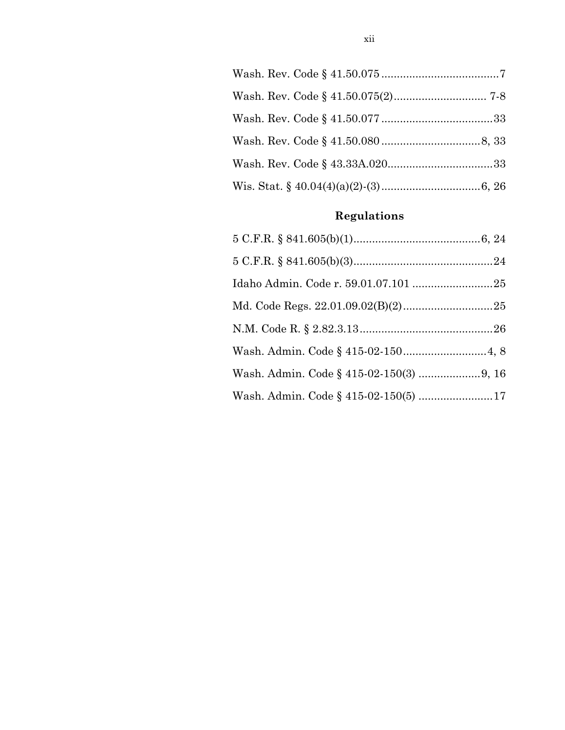Wash. Rev. Code § 41.50.075 ......................................7

Wash. Rev. Code § 41.50.075(2).............................. 7-8

Wash. Rev. Code § 41.50.077 ....................................33

Wash. Rev. Code § 41.50.080 ................................8, 33

Wash. Rev. Code § 43.33A.020..................................33

Wis. Stat. § 40.04(4)(a)(2)-(3) ................................6, 26

## Regulations

5 C.F.R. § 841.605(b)(1).........................................6, 24

5 C.F.R. § 841.605(b)(3).............................................24

Idaho Admin. Code r. 59.01.07.101 ..........................25

Md. Code Regs. 22.01.09.02(B)(2).............................25

N.M. Code R. § 2.82.3.13...........................................26

Wash. Admin. Code § 415-02-150...........................4, 8

Wash. Admin. Code § 415-02-150(3) ....................9, 16

Wash. Admin. Code § 415-02-150(5) ........................17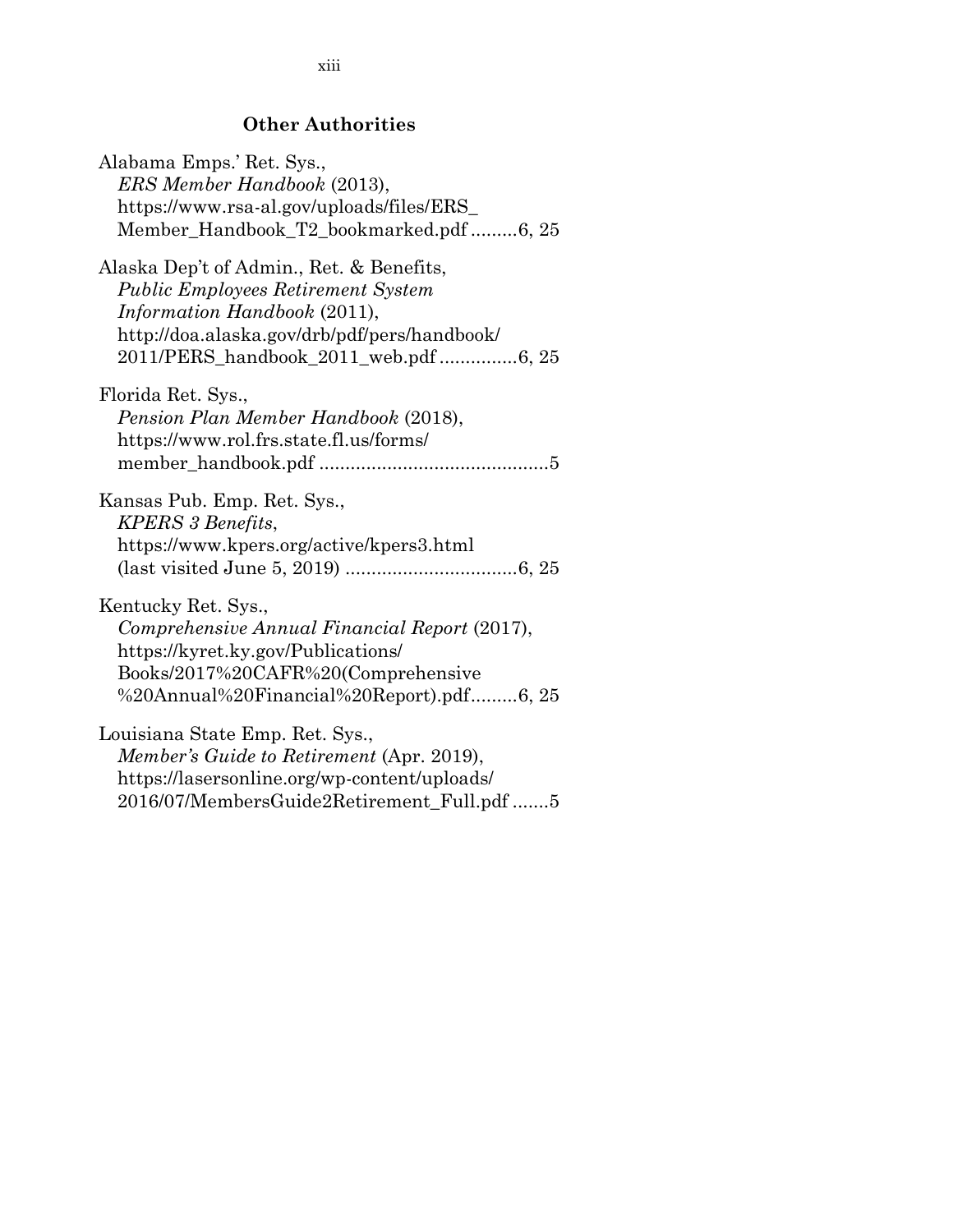## Other Authorities

Alabama Emps.' Ret. Sys.,
*ERS Member Handbook* (2013),
https://www.rsa-al.gov/uploads/files/ERS_Member_Handbook_T2_bookmarked.pdf .........6, 25

Alaska Dep't of Admin., Ret. & Benefits,
*Public Employees Retirement System Information Handbook* (2011),
http://doa.alaska.gov/drb/pdf/pers/handbook/2011/PERS_handbook_2011_web.pdf ...............6, 25

Florida Ret. Sys.,
*Pension Plan Member Handbook* (2018),
https://www.rol.frs.state.fl.us/forms/member_handbook.pdf ............................................5

Kansas Pub. Emp. Ret. Sys.,
*KPERS 3 Benefits*,
https://www.kpers.org/active/kpers3.html
(last visited June 5, 2019) .................................6, 25

Kentucky Ret. Sys.,
*Comprehensive Annual Financial Report* (2017),
https://kyret.ky.gov/Publications/Books/2017%20CAFR%20(Comprehensive%20Annual%20Financial%20Report).pdf.........6, 25

Louisiana State Emp. Ret. Sys.,
*Member's Guide to Retirement* (Apr. 2019),
https://lasersonline.org/wp-content/uploads/2016/07/MembersGuide2Retirement_Full.pdf .......5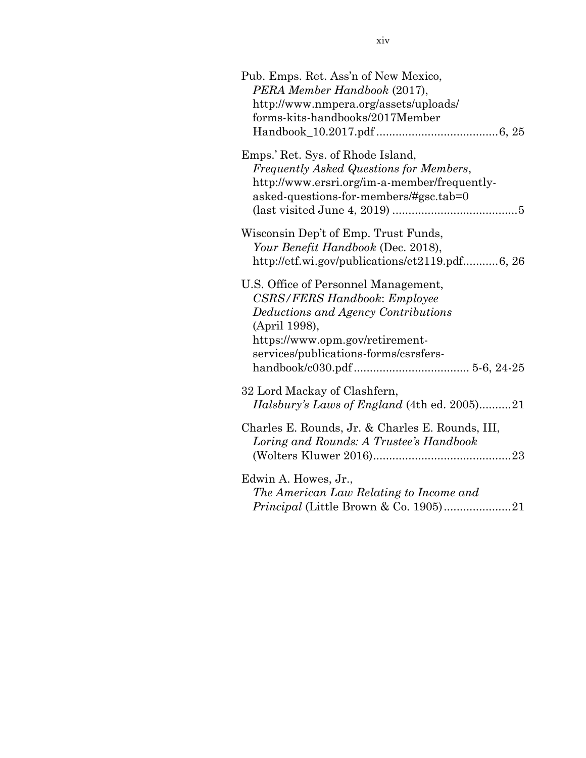Pub. Emps. Ret. Ass'n of New Mexico, *PERA Member Handbook* (2017), http://www.nmpera.org/assets/uploads/forms-kits-handbooks/2017Member Handbook_10.2017.pdf ..................................... 6, 25

Emps.' Ret. Sys. of Rhode Island, *Frequently Asked Questions for Members*, http://www.ersri.org/im-a-member/frequently-asked-questions-for-members/#gsc.tab=0 (last visited June 4, 2019) ...................................... 5

Wisconsin Dep't of Emp. Trust Funds, *Your Benefit Handbook* (Dec. 2018), http://etf.wi.gov/publications/et2119.pdf........... 6, 26

U.S. Office of Personnel Management, *CSRS/FERS Handbook*: *Employee Deductions and Agency Contributions* (April 1998), https://www.opm.gov/retirement-services/publications-forms/csrsfers-handbook/c030.pdf ................................... 5-6, 24-25

32 Lord Mackay of Clashfern, *Halsbury's Laws of England* (4th ed. 2005).......... 21

Charles E. Rounds, Jr. & Charles E. Rounds, III, *Loring and Rounds: A Trustee's Handbook* (Wolters Kluwer 2016)........................................... 23

Edwin A. Howes, Jr., *The American Law Relating to Income and Principal* (Little Brown & Co. 1905)..................... 21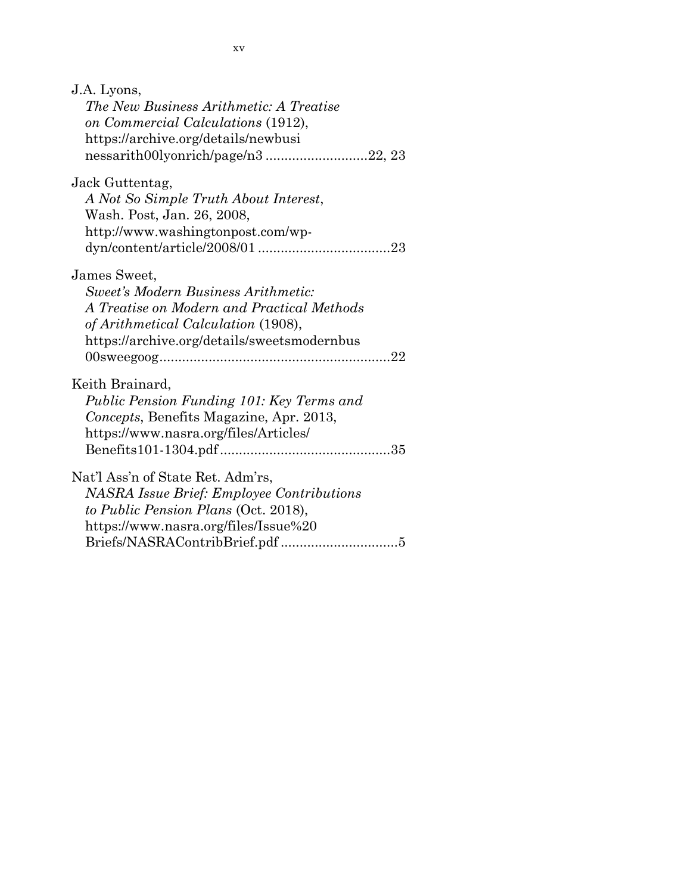J.A. Lyons,
*The New Business Arithmetic: A Treatise on Commercial Calculations* (1912), https://archive.org/details/newbusinessarith00lyonrich/page/n3 ..........................22, 23

Jack Guttentag,
*A Not So Simple Truth About Interest*, Wash. Post, Jan. 26, 2008, http://www.washingtonpost.com/wp-dyn/content/article/2008/01 ..................................23

James Sweet,
*Sweet's Modern Business Arithmetic: A Treatise on Modern and Practical Methods of Arithmetical Calculation* (1908), https://archive.org/details/sweetsmodernbus00sweegoog...........................................................22

Keith Brainard,
*Public Pension Funding 101: Key Terms and Concepts*, Benefits Magazine, Apr. 2013, https://www.nasra.org/files/Articles/Benefits101-1304.pdf............................................35

Nat'l Ass'n of State Ret. Adm'rs,
*NASRA Issue Brief: Employee Contributions to Public Pension Plans* (Oct. 2018), https://www.nasra.org/files/Issue%20Briefs/NASRAContribBrief.pdf ...............................5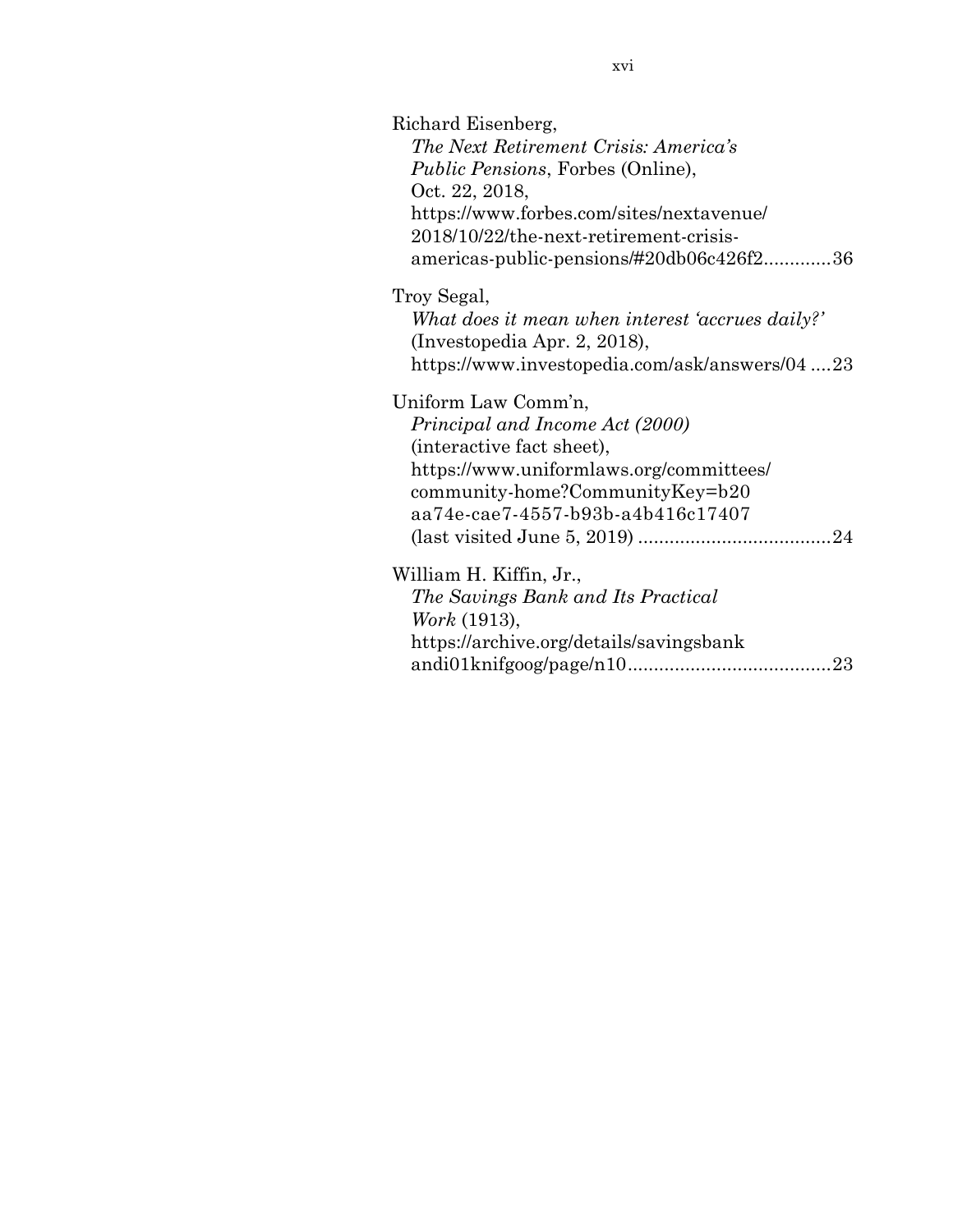Richard Eisenberg,
*The Next Retirement Crisis: America's Public Pensions*, Forbes (Online), Oct. 22, 2018, https://www.forbes.com/sites/nextavenue/2018/10/22/the-next-retirement-crisis-americas-public-pensions/#20db06c426f2.............36

Troy Segal,
*What does it mean when interest 'accrues daily?'* (Investopedia Apr. 2, 2018), https://www.investopedia.com/ask/answers/04 ....23

Uniform Law Comm'n,
*Principal and Income Act (2000)* (interactive fact sheet), https://www.uniformlaws.org/committees/community-home?CommunityKey=b20aa74e-cae7-4557-b93b-a4b416c17407 (last visited June 5, 2019) .....................................24

William H. Kiffin, Jr.,
*The Savings Bank and Its Practical Work* (1913), https://archive.org/details/savingsbankandi01knifgoog/page/n10.......................................23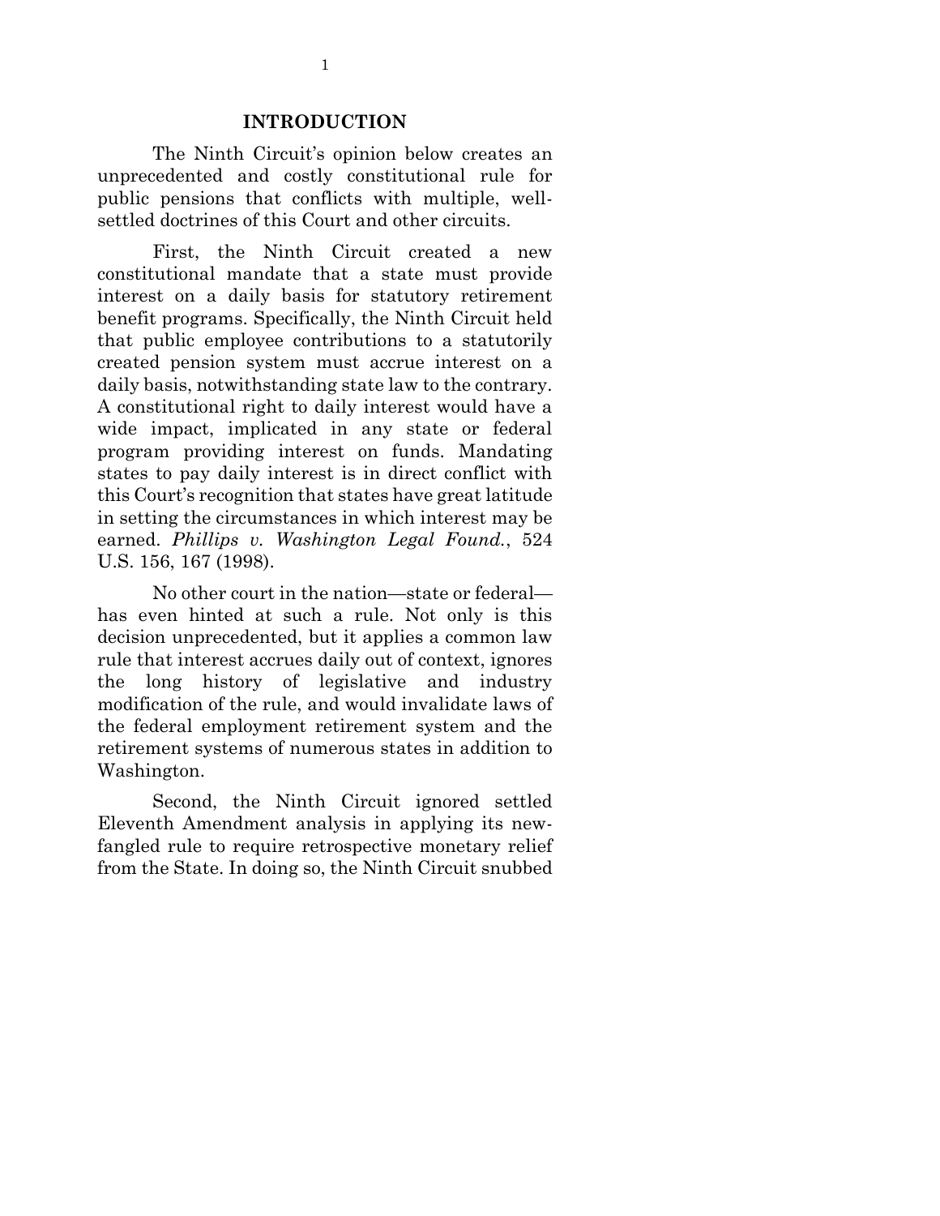## INTRODUCTION

The Ninth Circuit's opinion below creates an unprecedented and costly constitutional rule for public pensions that conflicts with multiple, well-settled doctrines of this Court and other circuits.

First, the Ninth Circuit created a new constitutional mandate that a state must provide interest on a daily basis for statutory retirement benefit programs. Specifically, the Ninth Circuit held that public employee contributions to a statutorily created pension system must accrue interest on a daily basis, notwithstanding state law to the contrary. A constitutional right to daily interest would have a wide impact, implicated in any state or federal program providing interest on funds. Mandating states to pay daily interest is in direct conflict with this Court's recognition that states have great latitude in setting the circumstances in which interest may be earned. *Phillips v. Washington Legal Found.*, 524 U.S. 156, 167 (1998).

No other court in the nation—state or federal—has even hinted at such a rule. Not only is this decision unprecedented, but it applies a common law rule that interest accrues daily out of context, ignores the long history of legislative and industry modification of the rule, and would invalidate laws of the federal employment retirement system and the retirement systems of numerous states in addition to Washington.

Second, the Ninth Circuit ignored settled Eleventh Amendment analysis in applying its new-fangled rule to require retrospective monetary relief from the State. In doing so, the Ninth Circuit snubbed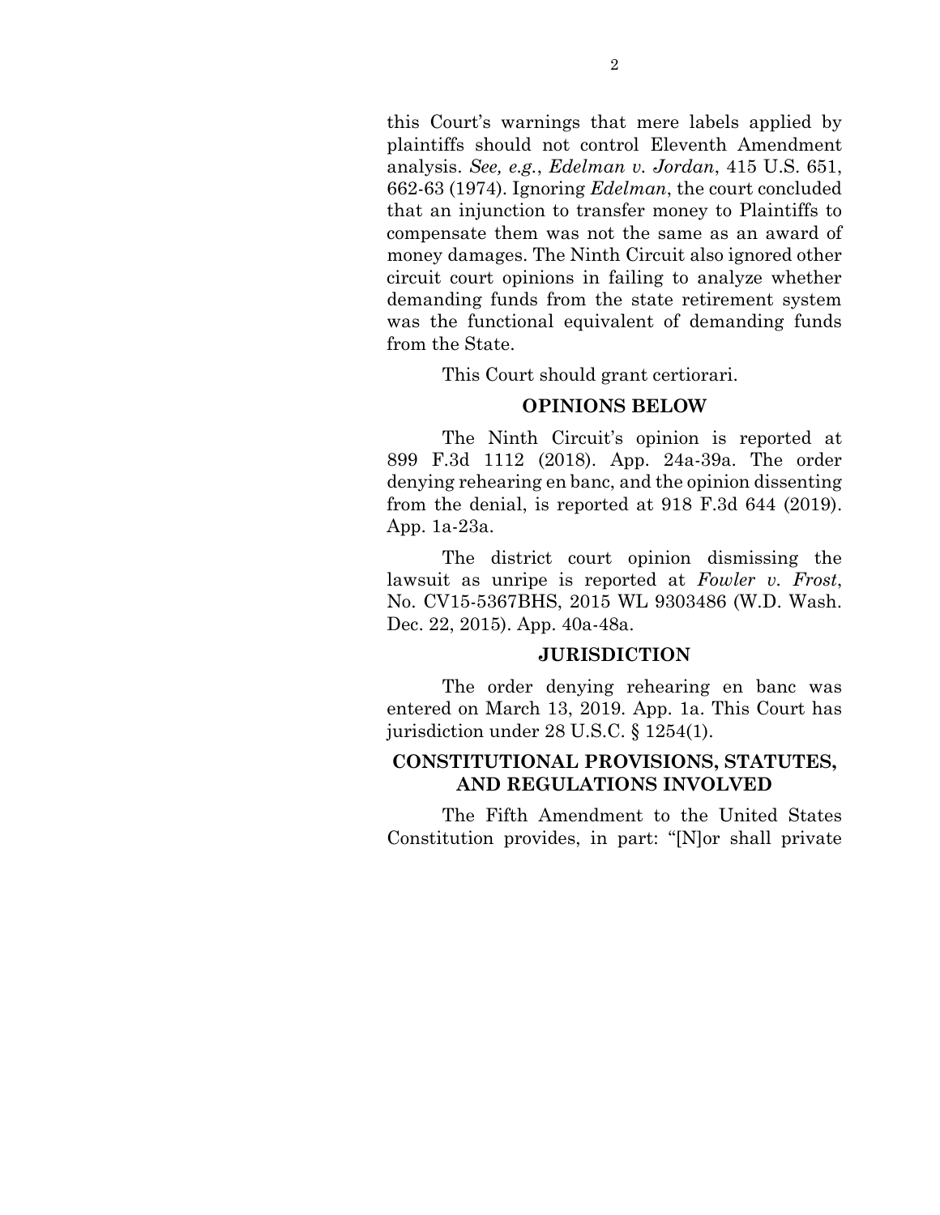this Court's warnings that mere labels applied by plaintiffs should not control Eleventh Amendment analysis. *See, e.g.*, *Edelman v. Jordan*, 415 U.S. 651, 662-63 (1974). Ignoring *Edelman*, the court concluded that an injunction to transfer money to Plaintiffs to compensate them was not the same as an award of money damages. The Ninth Circuit also ignored other circuit court opinions in failing to analyze whether demanding funds from the state retirement system was the functional equivalent of demanding funds from the State.

This Court should grant certiorari.

## OPINIONS BELOW

The Ninth Circuit's opinion is reported at 899 F.3d 1112 (2018). App. 24a-39a. The order denying rehearing en banc, and the opinion dissenting from the denial, is reported at 918 F.3d 644 (2019). App. 1a-23a.

The district court opinion dismissing the lawsuit as unripe is reported at *Fowler v. Frost*, No. CV15-5367BHS, 2015 WL 9303486 (W.D. Wash. Dec. 22, 2015). App. 40a-48a.

## JURISDICTION

The order denying rehearing en banc was entered on March 13, 2019. App. 1a. This Court has jurisdiction under 28 U.S.C. § 1254(1).

## CONSTITUTIONAL PROVISIONS, STATUTES, AND REGULATIONS INVOLVED

The Fifth Amendment to the United States Constitution provides, in part: "[N]or shall private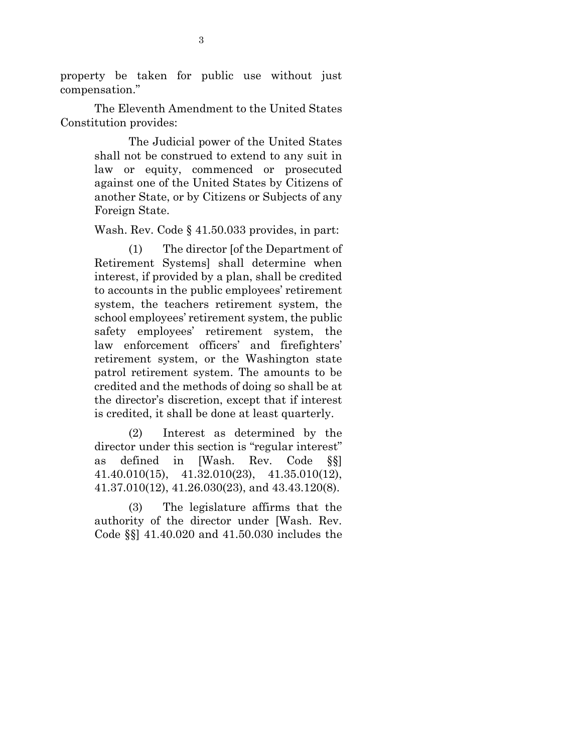property be taken for public use without just compensation."

The Eleventh Amendment to the United States Constitution provides:

> The Judicial power of the United States shall not be construed to extend to any suit in law or equity, commenced or prosecuted against one of the United States by Citizens of another State, or by Citizens or Subjects of any Foreign State.

Wash. Rev. Code § 41.50.033 provides, in part:

> (1) The director [of the Department of Retirement Systems] shall determine when interest, if provided by a plan, shall be credited to accounts in the public employees' retirement system, the teachers retirement system, the school employees' retirement system, the public safety employees' retirement system, the law enforcement officers' and firefighters' retirement system, or the Washington state patrol retirement system. The amounts to be credited and the methods of doing so shall be at the director's discretion, except that if interest is credited, it shall be done at least quarterly.
>
> (2) Interest as determined by the director under this section is "regular interest" as defined in [Wash. Rev. Code §§] 41.40.010(15), 41.32.010(23), 41.35.010(12), 41.37.010(12), 41.26.030(23), and 43.43.120(8).
>
> (3) The legislature affirms that the authority of the director under [Wash. Rev. Code §§] 41.40.020 and 41.50.030 includes the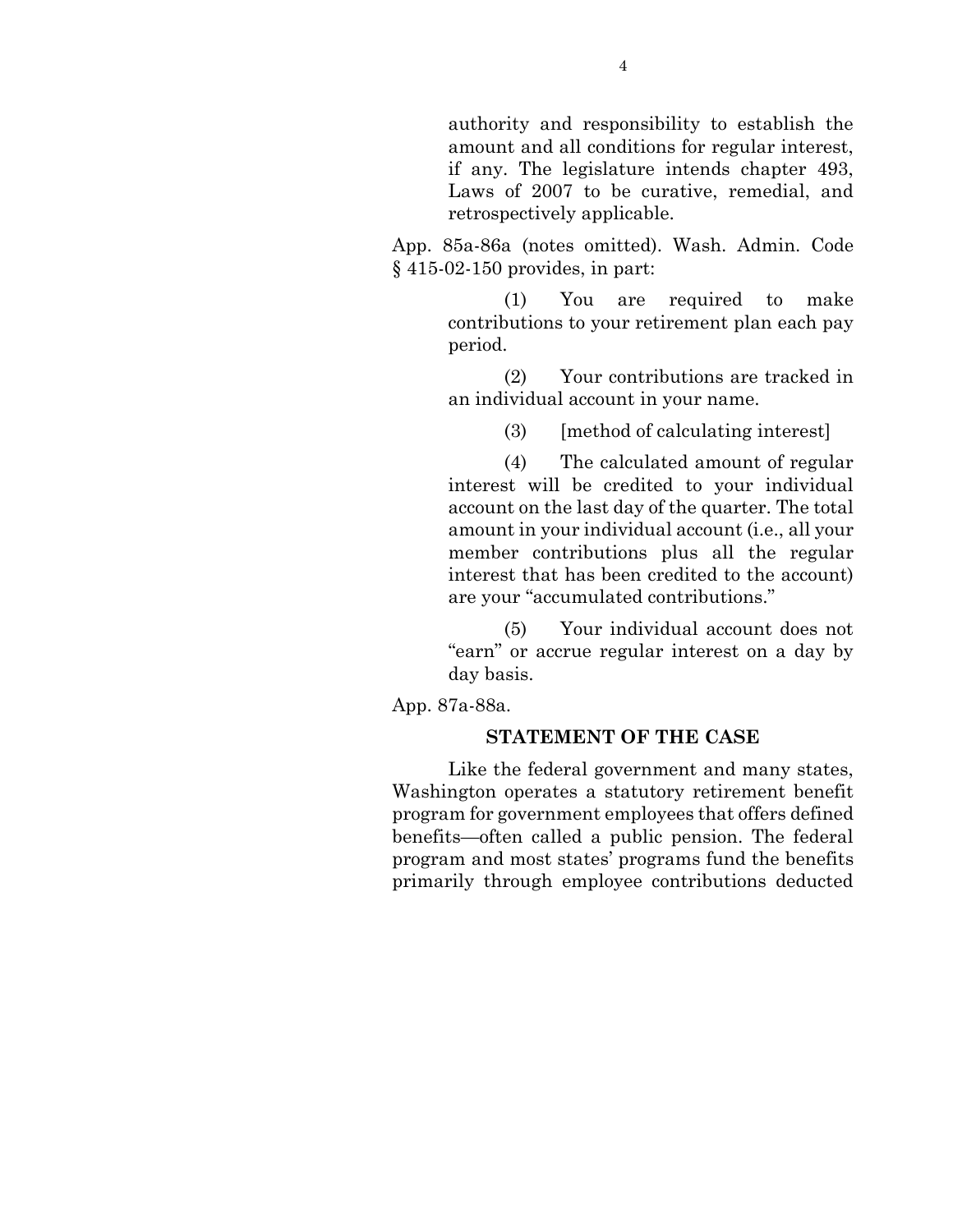> authority and responsibility to establish the amount and all conditions for regular interest, if any. The legislature intends chapter 493, Laws of 2007 to be curative, remedial, and retrospectively applicable.

App. 85a-86a (notes omitted). Wash. Admin. Code § 415-02-150 provides, in part:

> (1) You are required to make contributions to your retirement plan each pay period.
>
> (2) Your contributions are tracked in an individual account in your name.
>
> (3) [method of calculating interest]
>
> (4) The calculated amount of regular interest will be credited to your individual account on the last day of the quarter. The total amount in your individual account (i.e., all your member contributions plus all the regular interest that has been credited to the account) are your "accumulated contributions."
>
> (5) Your individual account does not "earn" or accrue regular interest on a day by day basis.

App. 87a-88a.

## STATEMENT OF THE CASE

Like the federal government and many states, Washington operates a statutory retirement benefit program for government employees that offers defined benefits—often called a public pension. The federal program and most states' programs fund the benefits primarily through employee contributions deducted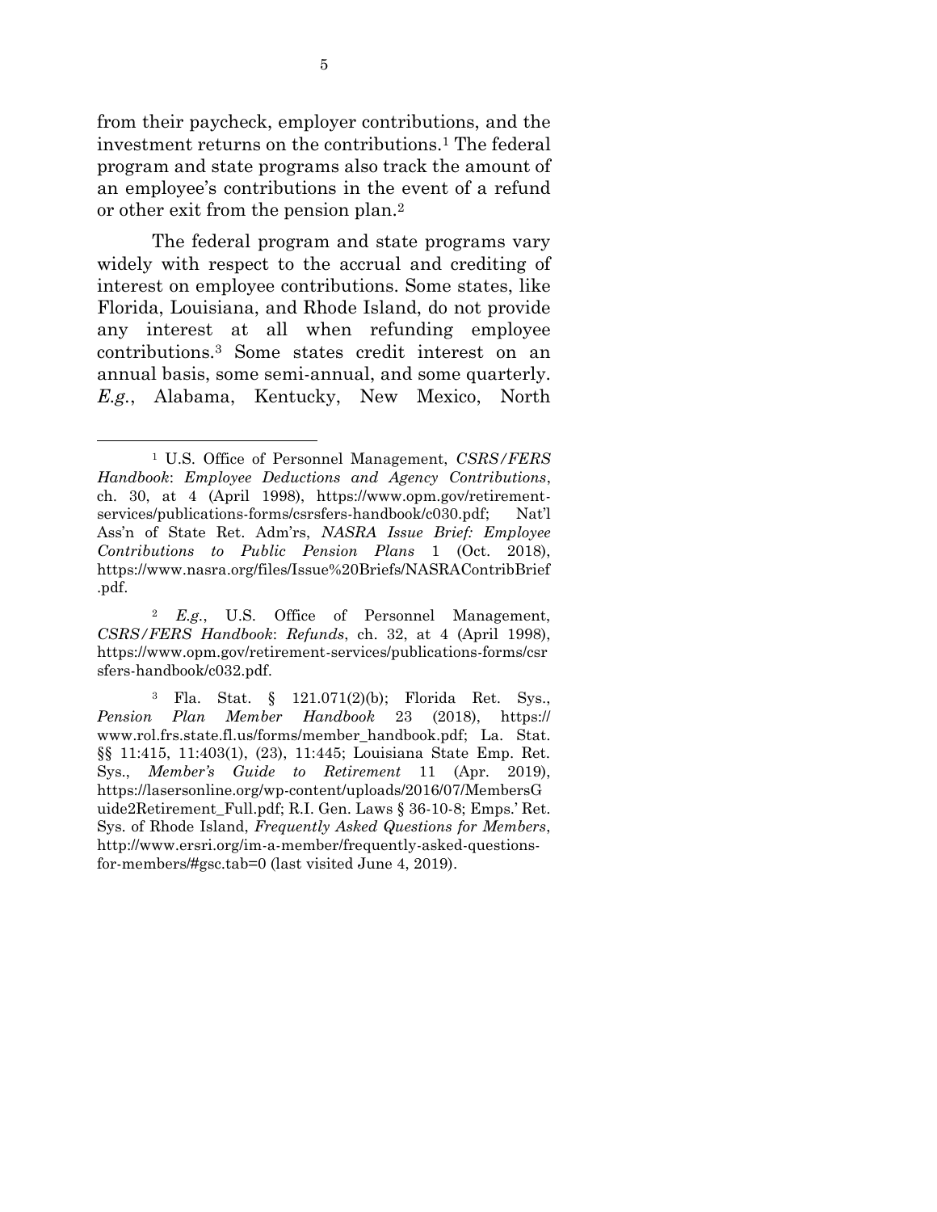from their paycheck, employer contributions, and the investment returns on the contributions.[1] The federal program and state programs also track the amount of an employee's contributions in the event of a refund or other exit from the pension plan.[2]

The federal program and state programs vary widely with respect to the accrual and crediting of interest on employee contributions. Some states, like Florida, Louisiana, and Rhode Island, do not provide any interest at all when refunding employee contributions.[3] Some states credit interest on an annual basis, some semi-annual, and some quarterly. *E.g.*, Alabama, Kentucky, New Mexico, North

---

[1] U.S. Office of Personnel Management, *CSRS/FERS Handbook*: *Employee Deductions and Agency Contributions*, ch. 30, at 4 (April 1998), https://www.opm.gov/retirement-services/publications-forms/csrsfers-handbook/c030.pdf; Nat'l Ass'n of State Ret. Adm'rs, *NASRA Issue Brief: Employee Contributions to Public Pension Plans* 1 (Oct. 2018), https://www.nasra.org/files/Issue%20Briefs/NASRAContribBrief.pdf.

[2] *E.g.*, U.S. Office of Personnel Management, *CSRS/FERS Handbook*: *Refunds*, ch. 32, at 4 (April 1998), https://www.opm.gov/retirement-services/publications-forms/csrsfers-handbook/c032.pdf.

[3] Fla. Stat. § 121.071(2)(b); Florida Ret. Sys., *Pension Plan Member Handbook* 23 (2018), https://www.rol.frs.state.fl.us/forms/member_handbook.pdf; La. Stat. §§ 11:415, 11:403(1), (23), 11:445; Louisiana State Emp. Ret. Sys., *Member's Guide to Retirement* 11 (Apr. 2019), https://lasersonline.org/wp-content/uploads/2016/07/MembersGuide2Retirement_Full.pdf; R.I. Gen. Laws § 36-10-8; Emps.' Ret. Sys. of Rhode Island, *Frequently Asked Questions for Members*, http://www.ersri.org/im-a-member/frequently-asked-questions-for-members/#gsc.tab=0 (last visited June 4, 2019).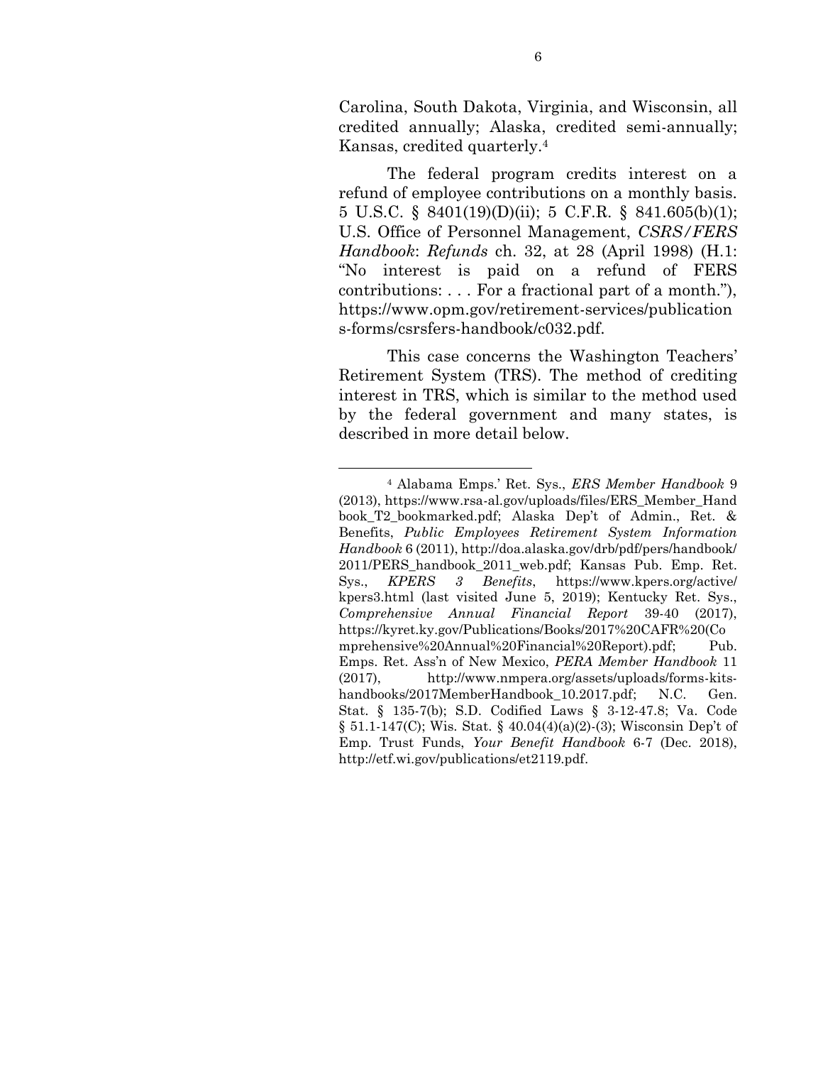Carolina, South Dakota, Virginia, and Wisconsin, all credited annually; Alaska, credited semi-annually; Kansas, credited quarterly.[4]

The federal program credits interest on a refund of employee contributions on a monthly basis. 5 U.S.C. § 8401(19)(D)(ii); 5 C.F.R. § 841.605(b)(1); U.S. Office of Personnel Management, *CSRS/FERS Handbook*: *Refunds* ch. 32, at 28 (April 1998) (H.1: "No interest is paid on a refund of FERS contributions: . . . For a fractional part of a month."), https://www.opm.gov/retirement-services/publications-forms/csrsfers-handbook/c032.pdf.

This case concerns the Washington Teachers' Retirement System (TRS). The method of crediting interest in TRS, which is similar to the method used by the federal government and many states, is described in more detail below.

---

[4] Alabama Emps.' Ret. Sys., *ERS Member Handbook* 9 (2013), https://www.rsa-al.gov/uploads/files/ERS_Member_Handbook_T2_bookmarked.pdf; Alaska Dep't of Admin., Ret. & Benefits, *Public Employees Retirement System Information Handbook* 6 (2011), http://doa.alaska.gov/drb/pdf/pers/handbook/2011/PERS_handbook_2011_web.pdf; Kansas Pub. Emp. Ret. Sys., *KPERS 3 Benefits*, https://www.kpers.org/active/kpers3.html (last visited June 5, 2019); Kentucky Ret. Sys., *Comprehensive Annual Financial Report* 39-40 (2017), https://kyret.ky.gov/Publications/Books/2017%20CAFR%20(Comprehensive%20Annual%20Financial%20Report).pdf; Pub. Emps. Ret. Ass'n of New Mexico, *PERA Member Handbook* 11 (2017), http://www.nmpera.org/assets/uploads/forms-kits-handbooks/2017MemberHandbook_10.2017.pdf; N.C. Gen. Stat. § 135-7(b); S.D. Codified Laws § 3-12-47.8; Va. Code § 51.1-147(C); Wis. Stat. § 40.04(4)(a)(2)-(3); Wisconsin Dep't of Emp. Trust Funds, *Your Benefit Handbook* 6-7 (Dec. 2018), http://etf.wi.gov/publications/et2119.pdf.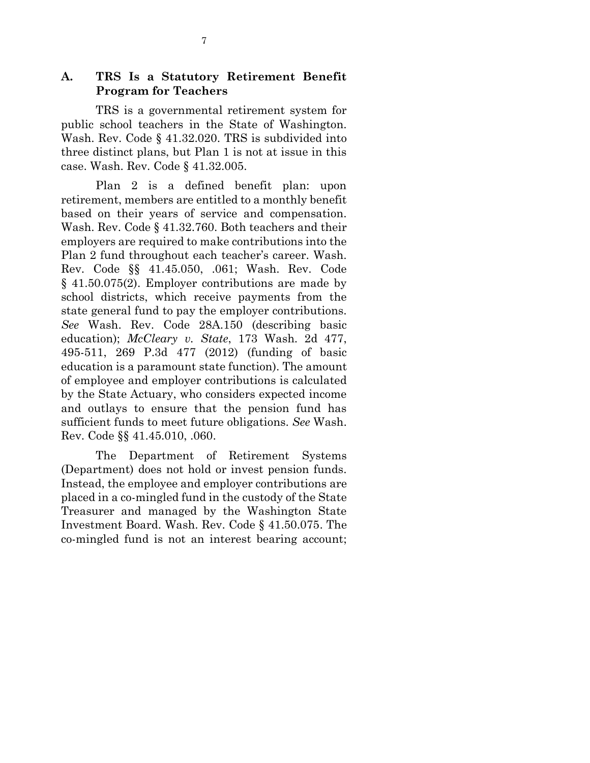### A. TRS Is a Statutory Retirement Benefit Program for Teachers

TRS is a governmental retirement system for public school teachers in the State of Washington. Wash. Rev. Code § 41.32.020. TRS is subdivided into three distinct plans, but Plan 1 is not at issue in this case. Wash. Rev. Code § 41.32.005.

Plan 2 is a defined benefit plan: upon retirement, members are entitled to a monthly benefit based on their years of service and compensation. Wash. Rev. Code § 41.32.760. Both teachers and their employers are required to make contributions into the Plan 2 fund throughout each teacher's career. Wash. Rev. Code §§ 41.45.050, .061; Wash. Rev. Code § 41.50.075(2). Employer contributions are made by school districts, which receive payments from the state general fund to pay the employer contributions. *See* Wash. Rev. Code 28A.150 (describing basic education); *McCleary v. State*, 173 Wash. 2d 477, 495-511, 269 P.3d 477 (2012) (funding of basic education is a paramount state function). The amount of employee and employer contributions is calculated by the State Actuary, who considers expected income and outlays to ensure that the pension fund has sufficient funds to meet future obligations. *See* Wash. Rev. Code §§ 41.45.010, .060.

The Department of Retirement Systems (Department) does not hold or invest pension funds. Instead, the employee and employer contributions are placed in a co-mingled fund in the custody of the State Treasurer and managed by the Washington State Investment Board. Wash. Rev. Code § 41.50.075. The co-mingled fund is not an interest bearing account;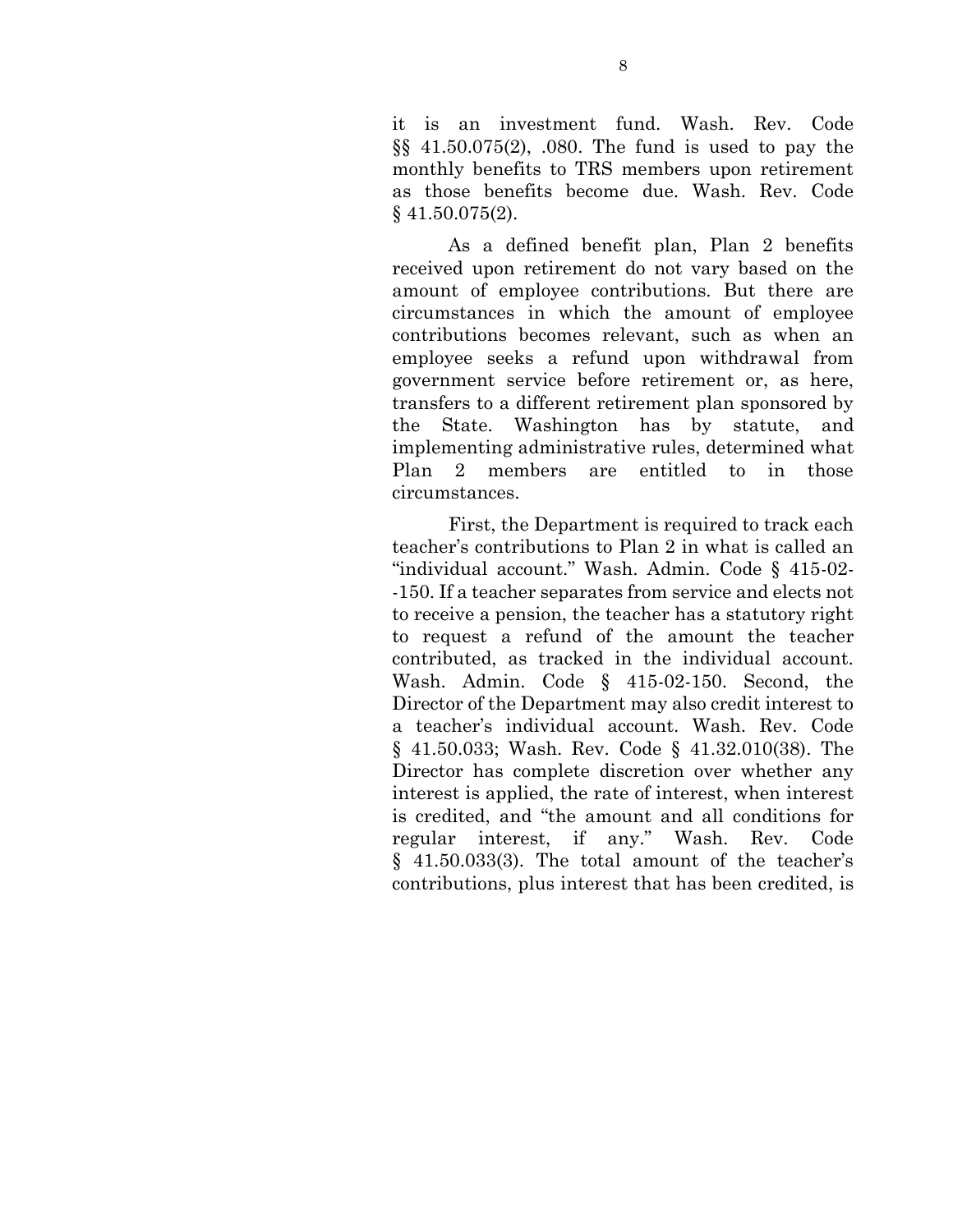it is an investment fund. Wash. Rev. Code §§ 41.50.075(2), .080. The fund is used to pay the monthly benefits to TRS members upon retirement as those benefits become due. Wash. Rev. Code § 41.50.075(2).

As a defined benefit plan, Plan 2 benefits received upon retirement do not vary based on the amount of employee contributions. But there are circumstances in which the amount of employee contributions becomes relevant, such as when an employee seeks a refund upon withdrawal from government service before retirement or, as here, transfers to a different retirement plan sponsored by the State. Washington has by statute, and implementing administrative rules, determined what Plan 2 members are entitled to in those circumstances.

First, the Department is required to track each teacher's contributions to Plan 2 in what is called an "individual account." Wash. Admin. Code § 415-02--150. If a teacher separates from service and elects not to receive a pension, the teacher has a statutory right to request a refund of the amount the teacher contributed, as tracked in the individual account. Wash. Admin. Code § 415-02-150. Second, the Director of the Department may also credit interest to a teacher's individual account. Wash. Rev. Code § 41.50.033; Wash. Rev. Code § 41.32.010(38). The Director has complete discretion over whether any interest is applied, the rate of interest, when interest is credited, and "the amount and all conditions for regular interest, if any." Wash. Rev. Code § 41.50.033(3). The total amount of the teacher's contributions, plus interest that has been credited, is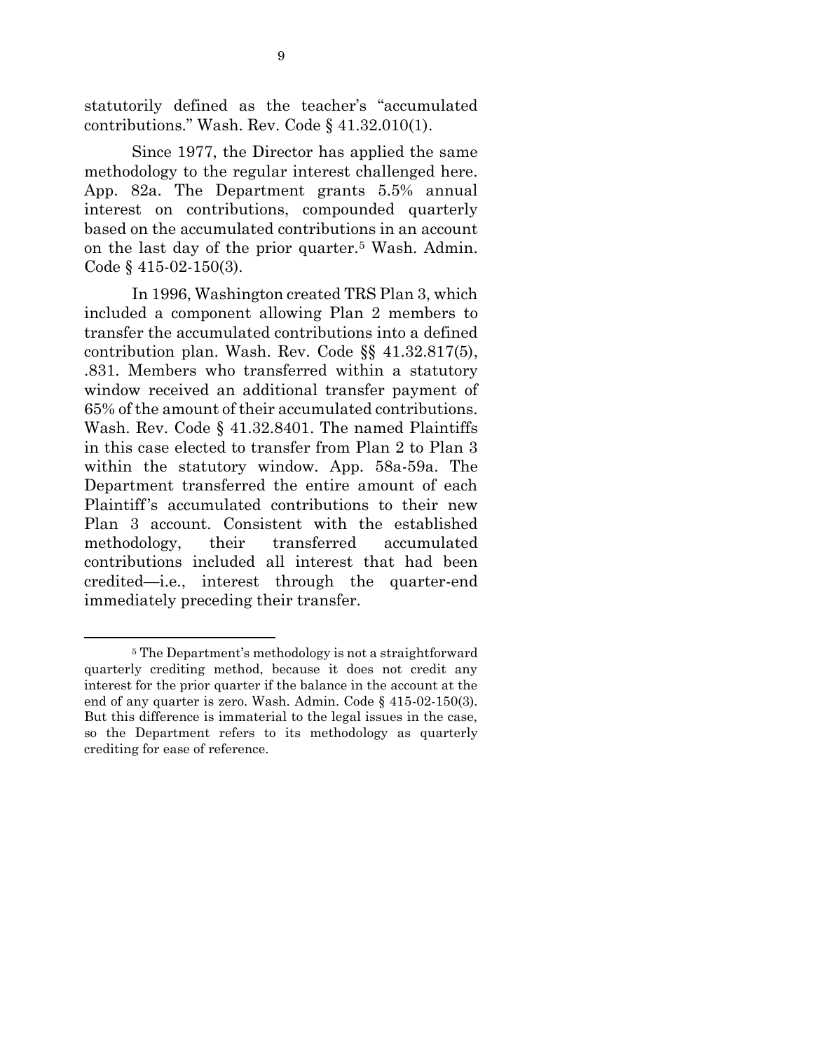statutorily defined as the teacher's "accumulated contributions." Wash. Rev. Code § 41.32.010(1).

Since 1977, the Director has applied the same methodology to the regular interest challenged here. App. 82a. The Department grants 5.5% annual interest on contributions, compounded quarterly based on the accumulated contributions in an account on the last day of the prior quarter.[5] Wash. Admin. Code § 415-02-150(3).

In 1996, Washington created TRS Plan 3, which included a component allowing Plan 2 members to transfer the accumulated contributions into a defined contribution plan. Wash. Rev. Code §§ 41.32.817(5), .831. Members who transferred within a statutory window received an additional transfer payment of 65% of the amount of their accumulated contributions. Wash. Rev. Code § 41.32.8401. The named Plaintiffs in this case elected to transfer from Plan 2 to Plan 3 within the statutory window. App. 58a-59a. The Department transferred the entire amount of each Plaintiff's accumulated contributions to their new Plan 3 account. Consistent with the established methodology, their transferred accumulated contributions included all interest that had been credited—i.e., interest through the quarter-end immediately preceding their transfer.

---

[5] The Department's methodology is not a straightforward quarterly crediting method, because it does not credit any interest for the prior quarter if the balance in the account at the end of any quarter is zero. Wash. Admin. Code § 415-02-150(3). But this difference is immaterial to the legal issues in the case, so the Department refers to its methodology as quarterly crediting for ease of reference.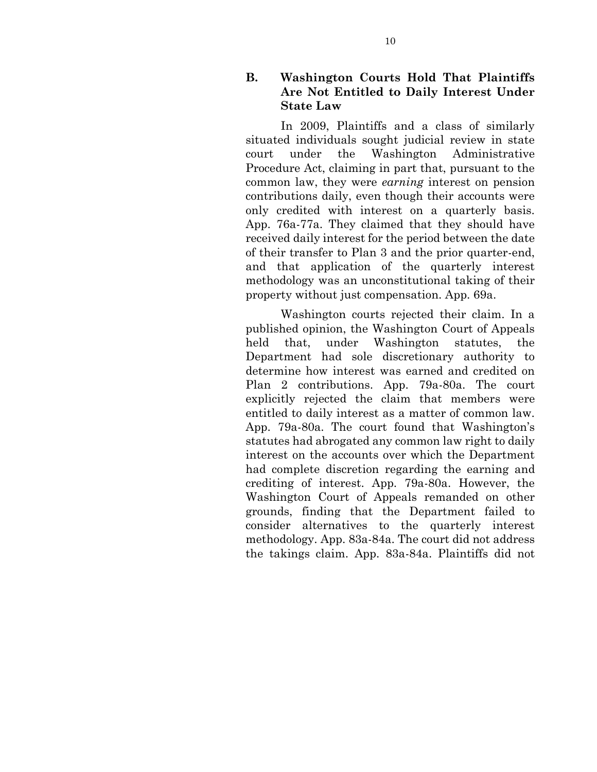### B. Washington Courts Hold That Plaintiffs Are Not Entitled to Daily Interest Under State Law

In 2009, Plaintiffs and a class of similarly situated individuals sought judicial review in state court under the Washington Administrative Procedure Act, claiming in part that, pursuant to the common law, they were *earning* interest on pension contributions daily, even though their accounts were only credited with interest on a quarterly basis. App. 76a-77a. They claimed that they should have received daily interest for the period between the date of their transfer to Plan 3 and the prior quarter-end, and that application of the quarterly interest methodology was an unconstitutional taking of their property without just compensation. App. 69a.

Washington courts rejected their claim. In a published opinion, the Washington Court of Appeals held that, under Washington statutes, the Department had sole discretionary authority to determine how interest was earned and credited on Plan 2 contributions. App. 79a-80a. The court explicitly rejected the claim that members were entitled to daily interest as a matter of common law. App. 79a-80a. The court found that Washington's statutes had abrogated any common law right to daily interest on the accounts over which the Department had complete discretion regarding the earning and crediting of interest. App. 79a-80a. However, the Washington Court of Appeals remanded on other grounds, finding that the Department failed to consider alternatives to the quarterly interest methodology. App. 83a-84a. The court did not address the takings claim. App. 83a-84a. Plaintiffs did not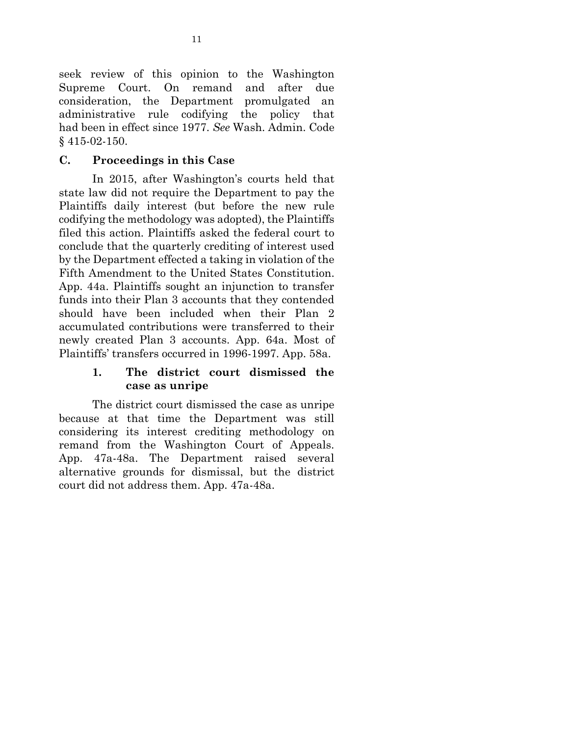seek review of this opinion to the Washington Supreme Court. On remand and after due consideration, the Department promulgated an administrative rule codifying the policy that had been in effect since 1977. *See* Wash. Admin. Code § 415-02-150.

## C. Proceedings in this Case

In 2015, after Washington's courts held that state law did not require the Department to pay the Plaintiffs daily interest (but before the new rule codifying the methodology was adopted), the Plaintiffs filed this action. Plaintiffs asked the federal court to conclude that the quarterly crediting of interest used by the Department effected a taking in violation of the Fifth Amendment to the United States Constitution. App. 44a. Plaintiffs sought an injunction to transfer funds into their Plan 3 accounts that they contended should have been included when their Plan 2 accumulated contributions were transferred to their newly created Plan 3 accounts. App. 64a. Most of Plaintiffs' transfers occurred in 1996-1997. App. 58a.

### 1. The district court dismissed the case as unripe

The district court dismissed the case as unripe because at that time the Department was still considering its interest crediting methodology on remand from the Washington Court of Appeals. App. 47a-48a. The Department raised several alternative grounds for dismissal, but the district court did not address them. App. 47a-48a.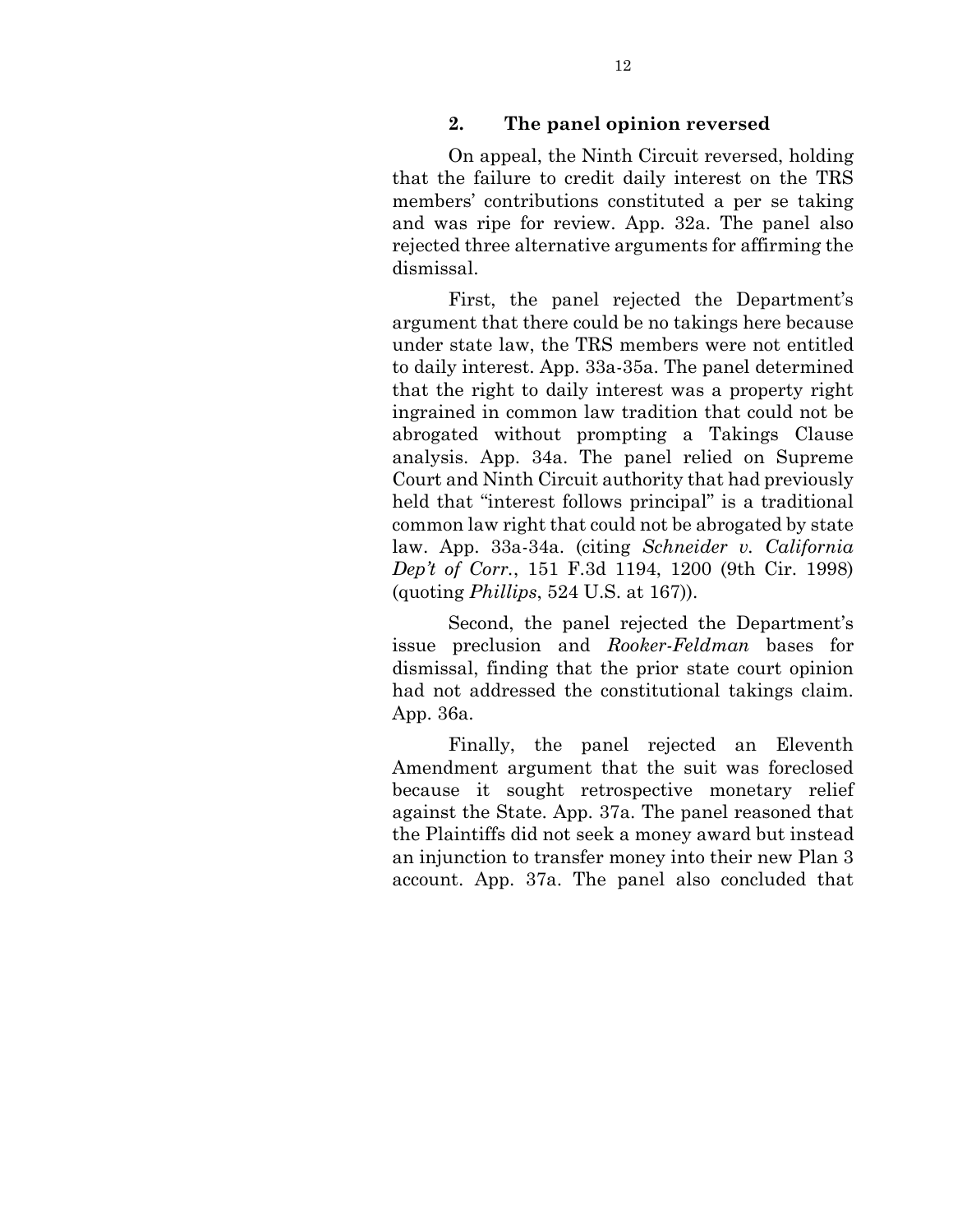### 2. The panel opinion reversed

On appeal, the Ninth Circuit reversed, holding that the failure to credit daily interest on the TRS members' contributions constituted a per se taking and was ripe for review. App. 32a. The panel also rejected three alternative arguments for affirming the dismissal.

First, the panel rejected the Department's argument that there could be no takings here because under state law, the TRS members were not entitled to daily interest. App. 33a-35a. The panel determined that the right to daily interest was a property right ingrained in common law tradition that could not be abrogated without prompting a Takings Clause analysis. App. 34a. The panel relied on Supreme Court and Ninth Circuit authority that had previously held that "interest follows principal" is a traditional common law right that could not be abrogated by state law. App. 33a-34a. (citing *Schneider v. California Dep't of Corr.*, 151 F.3d 1194, 1200 (9th Cir. 1998) (quoting *Phillips*, 524 U.S. at 167)).

Second, the panel rejected the Department's issue preclusion and *Rooker-Feldman* bases for dismissal, finding that the prior state court opinion had not addressed the constitutional takings claim. App. 36a.

Finally, the panel rejected an Eleventh Amendment argument that the suit was foreclosed because it sought retrospective monetary relief against the State. App. 37a. The panel reasoned that the Plaintiffs did not seek a money award but instead an injunction to transfer money into their new Plan 3 account. App. 37a. The panel also concluded that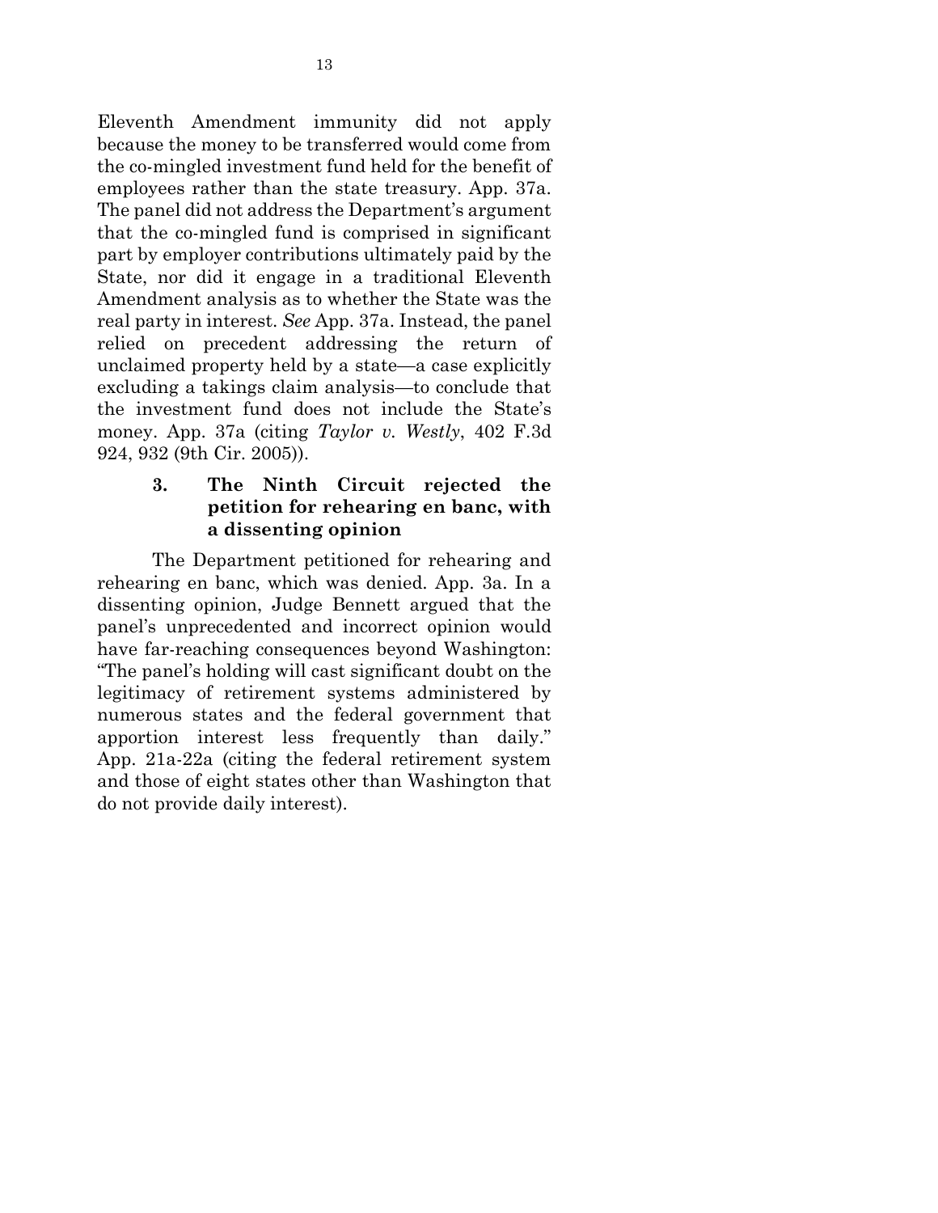Eleventh Amendment immunity did not apply because the money to be transferred would come from the co-mingled investment fund held for the benefit of employees rather than the state treasury. App. 37a. The panel did not address the Department's argument that the co-mingled fund is comprised in significant part by employer contributions ultimately paid by the State, nor did it engage in a traditional Eleventh Amendment analysis as to whether the State was the real party in interest. *See* App. 37a. Instead, the panel relied on precedent addressing the return of unclaimed property held by a state—a case explicitly excluding a takings claim analysis—to conclude that the investment fund does not include the State's money. App. 37a (citing *Taylor v. Westly*, 402 F.3d 924, 932 (9th Cir. 2005)).

### 3. The Ninth Circuit rejected the petition for rehearing en banc, with a dissenting opinion

The Department petitioned for rehearing and rehearing en banc, which was denied. App. 3a. In a dissenting opinion, Judge Bennett argued that the panel's unprecedented and incorrect opinion would have far-reaching consequences beyond Washington: "The panel's holding will cast significant doubt on the legitimacy of retirement systems administered by numerous states and the federal government that apportion interest less frequently than daily." App. 21a-22a (citing the federal retirement system and those of eight states other than Washington that do not provide daily interest).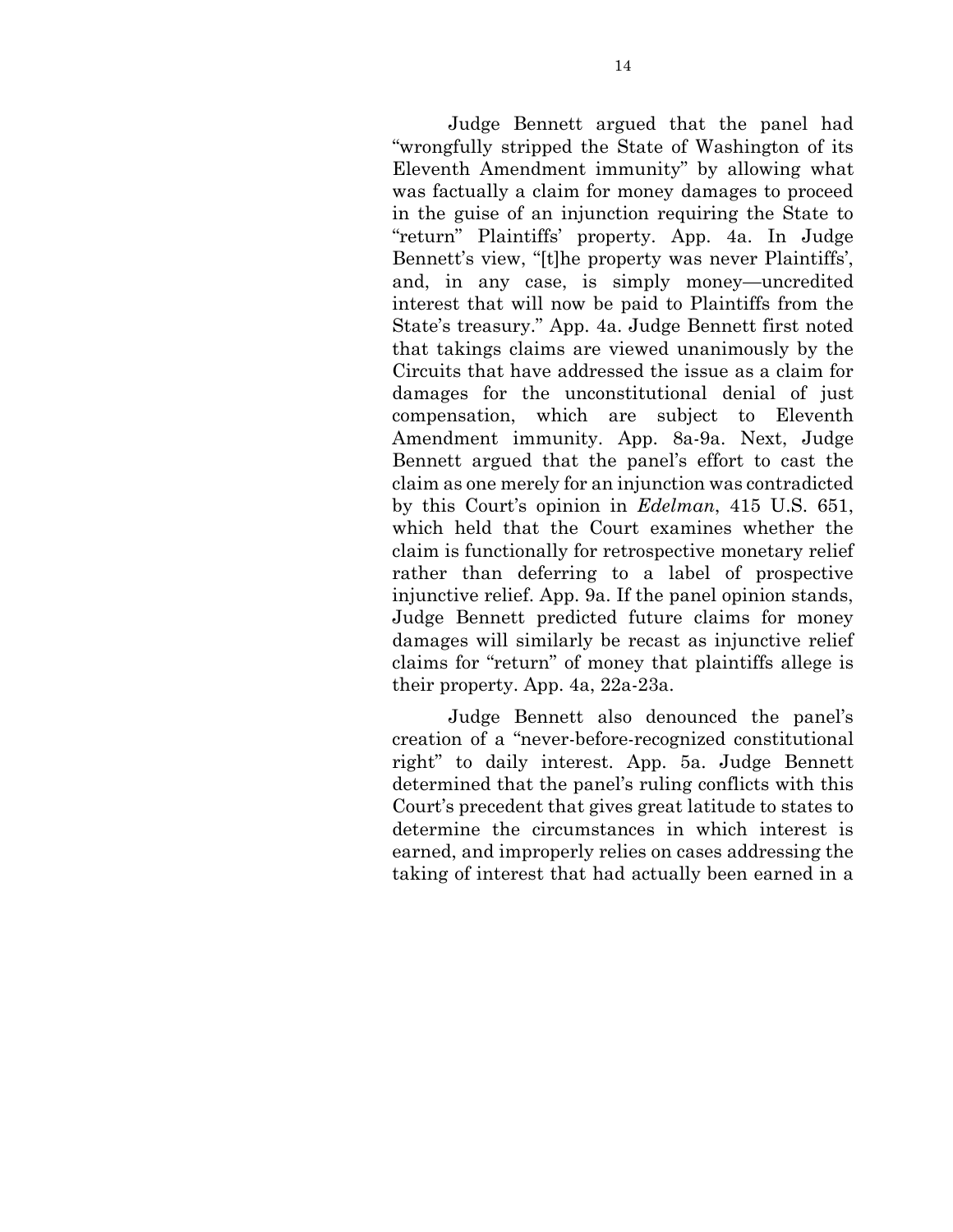Judge Bennett argued that the panel had "wrongfully stripped the State of Washington of its Eleventh Amendment immunity" by allowing what was factually a claim for money damages to proceed in the guise of an injunction requiring the State to "return" Plaintiffs' property. App. 4a. In Judge Bennett's view, "[t]he property was never Plaintiffs', and, in any case, is simply money—uncredited interest that will now be paid to Plaintiffs from the State's treasury." App. 4a. Judge Bennett first noted that takings claims are viewed unanimously by the Circuits that have addressed the issue as a claim for damages for the unconstitutional denial of just compensation, which are subject to Eleventh Amendment immunity. App. 8a-9a. Next, Judge Bennett argued that the panel's effort to cast the claim as one merely for an injunction was contradicted by this Court's opinion in *Edelman*, 415 U.S. 651, which held that the Court examines whether the claim is functionally for retrospective monetary relief rather than deferring to a label of prospective injunctive relief. App. 9a. If the panel opinion stands, Judge Bennett predicted future claims for money damages will similarly be recast as injunctive relief claims for "return" of money that plaintiffs allege is their property. App. 4a, 22a-23a.

Judge Bennett also denounced the panel's creation of a "never-before-recognized constitutional right" to daily interest. App. 5a. Judge Bennett determined that the panel's ruling conflicts with this Court's precedent that gives great latitude to states to determine the circumstances in which interest is earned, and improperly relies on cases addressing the taking of interest that had actually been earned in a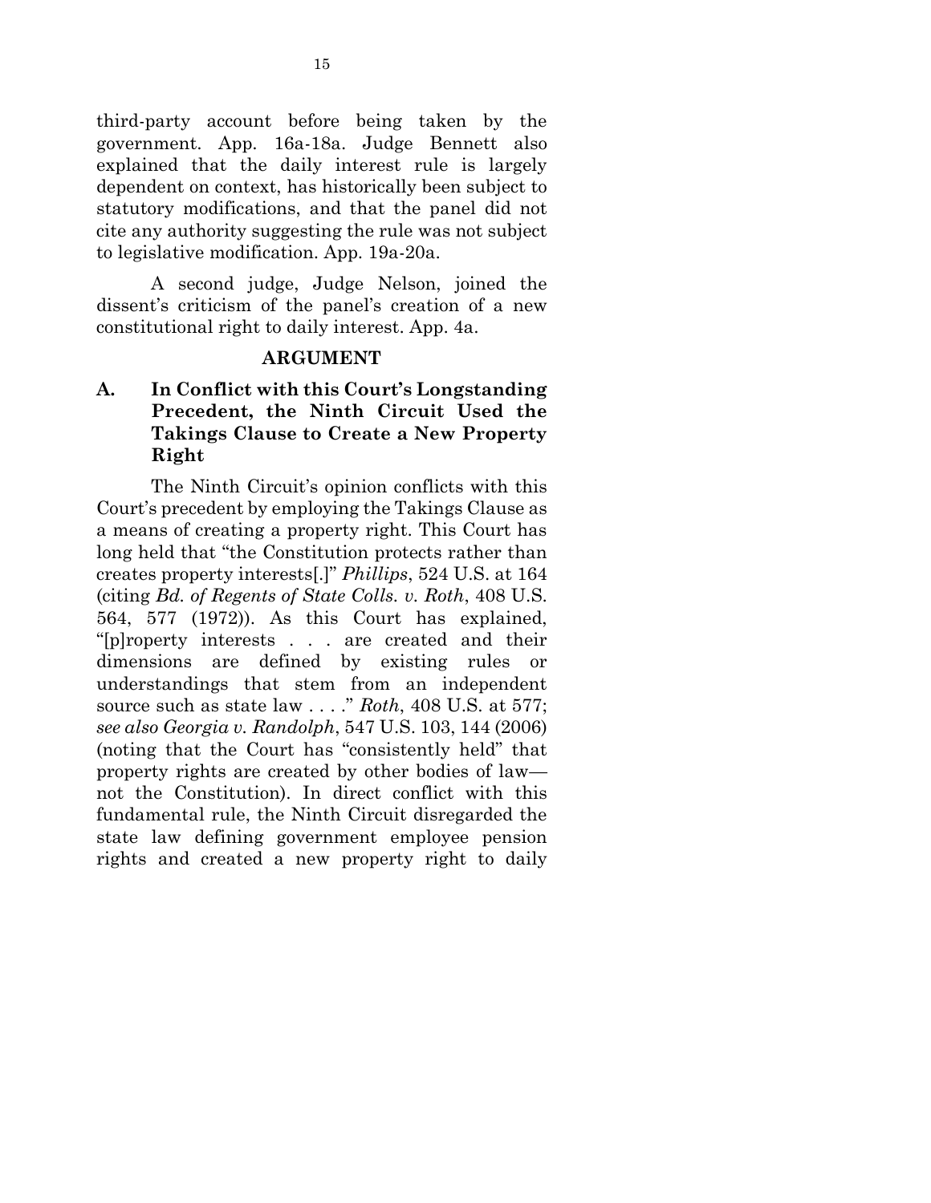third-party account before being taken by the government. App. 16a-18a. Judge Bennett also explained that the daily interest rule is largely dependent on context, has historically been subject to statutory modifications, and that the panel did not cite any authority suggesting the rule was not subject to legislative modification. App. 19a-20a.

A second judge, Judge Nelson, joined the dissent's criticism of the panel's creation of a new constitutional right to daily interest. App. 4a.

## ARGUMENT

### A. In Conflict with this Court's Longstanding Precedent, the Ninth Circuit Used the Takings Clause to Create a New Property Right

The Ninth Circuit's opinion conflicts with this Court's precedent by employing the Takings Clause as a means of creating a property right. This Court has long held that "the Constitution protects rather than creates property interests[.]" *Phillips*, 524 U.S. at 164 (citing *Bd. of Regents of State Colls. v. Roth*, 408 U.S. 564, 577 (1972)). As this Court has explained, "[p]roperty interests . . . are created and their dimensions are defined by existing rules or understandings that stem from an independent source such as state law . . . ." *Roth*, 408 U.S. at 577; *see also Georgia v. Randolph*, 547 U.S. 103, 144 (2006) (noting that the Court has "consistently held" that property rights are created by other bodies of law—not the Constitution). In direct conflict with this fundamental rule, the Ninth Circuit disregarded the state law defining government employee pension rights and created a new property right to daily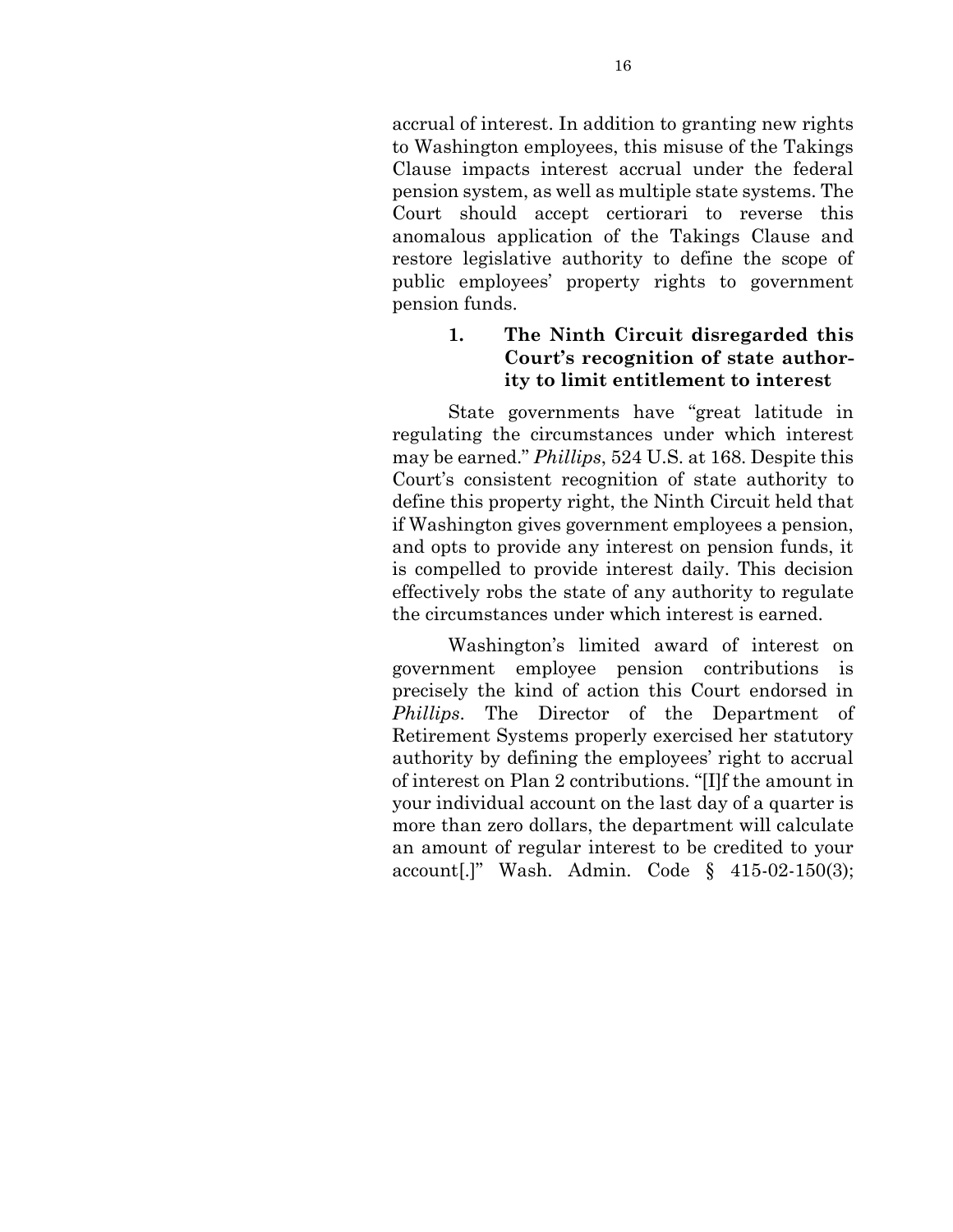accrual of interest. In addition to granting new rights to Washington employees, this misuse of the Takings Clause impacts interest accrual under the federal pension system, as well as multiple state systems. The Court should accept certiorari to reverse this anomalous application of the Takings Clause and restore legislative authority to define the scope of public employees' property rights to government pension funds.

### 1. The Ninth Circuit disregarded this Court's recognition of state authority to limit entitlement to interest

State governments have "great latitude in regulating the circumstances under which interest may be earned." *Phillips*, 524 U.S. at 168. Despite this Court's consistent recognition of state authority to define this property right, the Ninth Circuit held that if Washington gives government employees a pension, and opts to provide any interest on pension funds, it is compelled to provide interest daily. This decision effectively robs the state of any authority to regulate the circumstances under which interest is earned.

Washington's limited award of interest on government employee pension contributions is precisely the kind of action this Court endorsed in *Phillips*. The Director of the Department of Retirement Systems properly exercised her statutory authority by defining the employees' right to accrual of interest on Plan 2 contributions. "[I]f the amount in your individual account on the last day of a quarter is more than zero dollars, the department will calculate an amount of regular interest to be credited to your account[.]" Wash. Admin. Code § 415-02-150(3);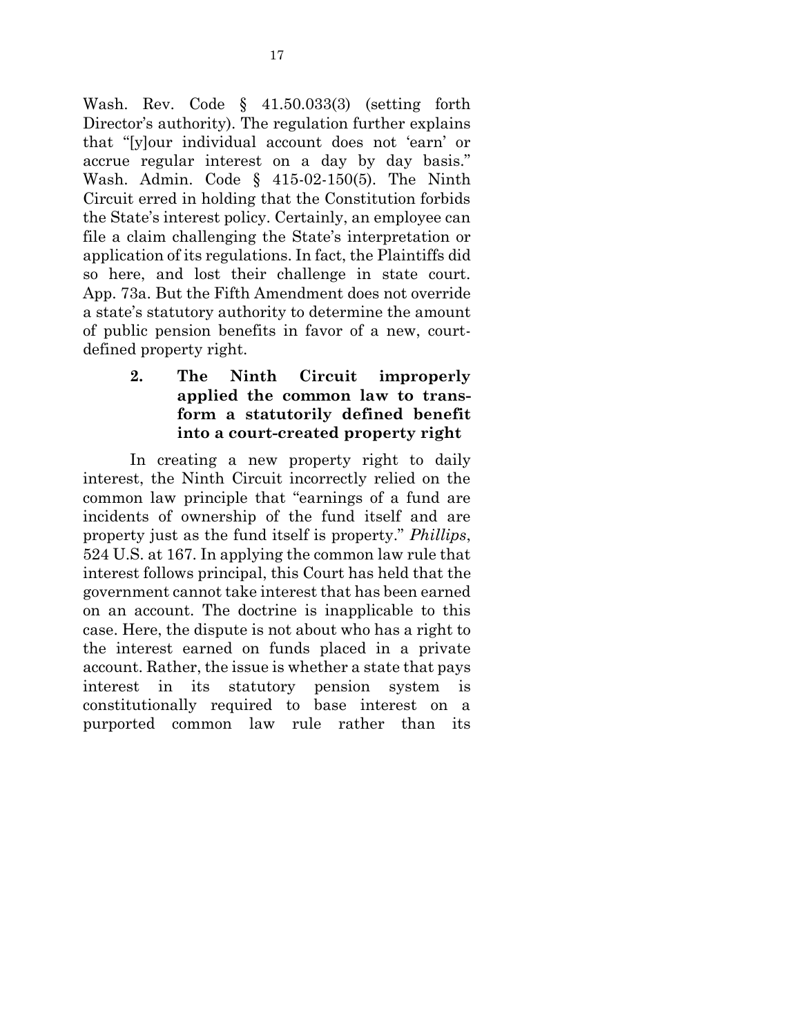Wash. Rev. Code § 41.50.033(3) (setting forth Director's authority). The regulation further explains that "[y]our individual account does not 'earn' or accrue regular interest on a day by day basis." Wash. Admin. Code § 415-02-150(5). The Ninth Circuit erred in holding that the Constitution forbids the State's interest policy. Certainly, an employee can file a claim challenging the State's interpretation or application of its regulations. In fact, the Plaintiffs did so here, and lost their challenge in state court. App. 73a. But the Fifth Amendment does not override a state's statutory authority to determine the amount of public pension benefits in favor of a new, court-defined property right.

### 2. The Ninth Circuit improperly applied the common law to transform a statutorily defined benefit into a court-created property right

In creating a new property right to daily interest, the Ninth Circuit incorrectly relied on the common law principle that "earnings of a fund are incidents of ownership of the fund itself and are property just as the fund itself is property." *Phillips*, 524 U.S. at 167. In applying the common law rule that interest follows principal, this Court has held that the government cannot take interest that has been earned on an account. The doctrine is inapplicable to this case. Here, the dispute is not about who has a right to the interest earned on funds placed in a private account. Rather, the issue is whether a state that pays interest in its statutory pension system is constitutionally required to base interest on a purported common law rule rather than its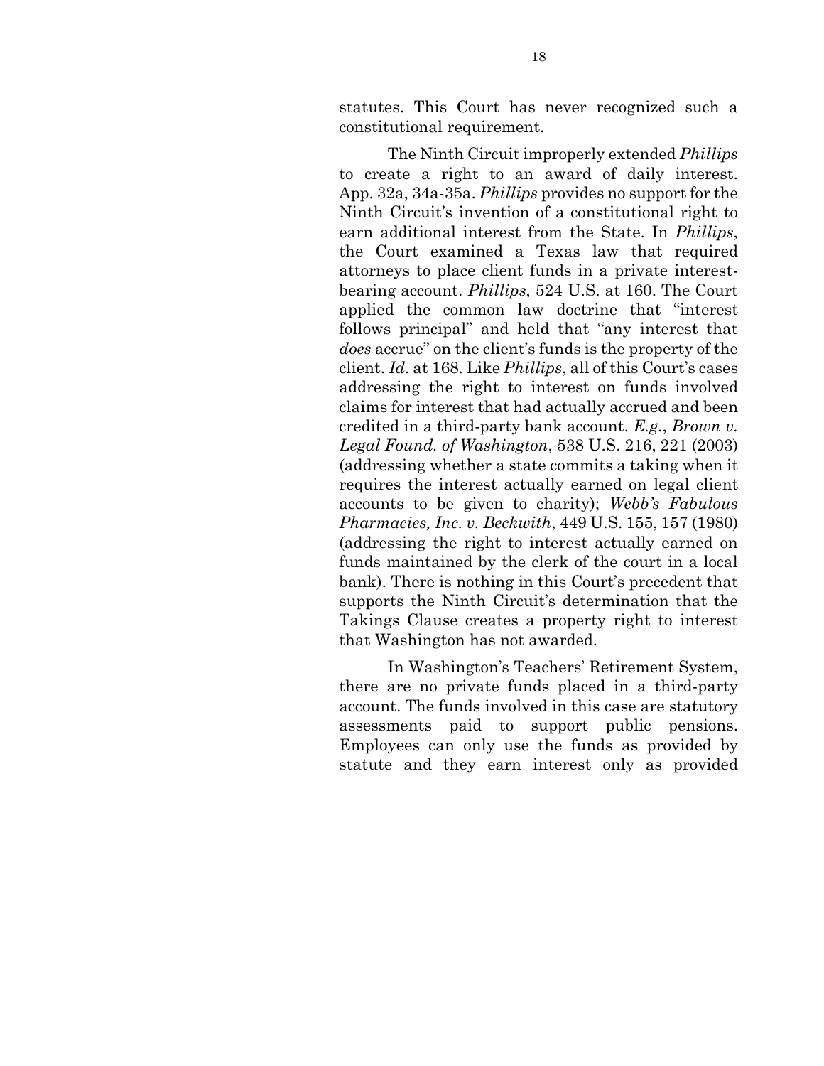statutes. This Court has never recognized such a constitutional requirement.

The Ninth Circuit improperly extended *Phillips* to create a right to an award of daily interest. App. 32a, 34a-35a. *Phillips* provides no support for the Ninth Circuit's invention of a constitutional right to earn additional interest from the State. In *Phillips*, the Court examined a Texas law that required attorneys to place client funds in a private interest-bearing account. *Phillips*, 524 U.S. at 160. The Court applied the common law doctrine that "interest follows principal" and held that "any interest that *does* accrue" on the client's funds is the property of the client. *Id.* at 168. Like *Phillips*, all of this Court's cases addressing the right to interest on funds involved claims for interest that had actually accrued and been credited in a third-party bank account. *E.g.*, *Brown v. Legal Found. of Washington*, 538 U.S. 216, 221 (2003) (addressing whether a state commits a taking when it requires the interest actually earned on legal client accounts to be given to charity); *Webb's Fabulous Pharmacies, Inc. v. Beckwith*, 449 U.S. 155, 157 (1980) (addressing the right to interest actually earned on funds maintained by the clerk of the court in a local bank). There is nothing in this Court's precedent that supports the Ninth Circuit's determination that the Takings Clause creates a property right to interest that Washington has not awarded.

In Washington's Teachers' Retirement System, there are no private funds placed in a third-party account. The funds involved in this case are statutory assessments paid to support public pensions. Employees can only use the funds as provided by statute and they earn interest only as provided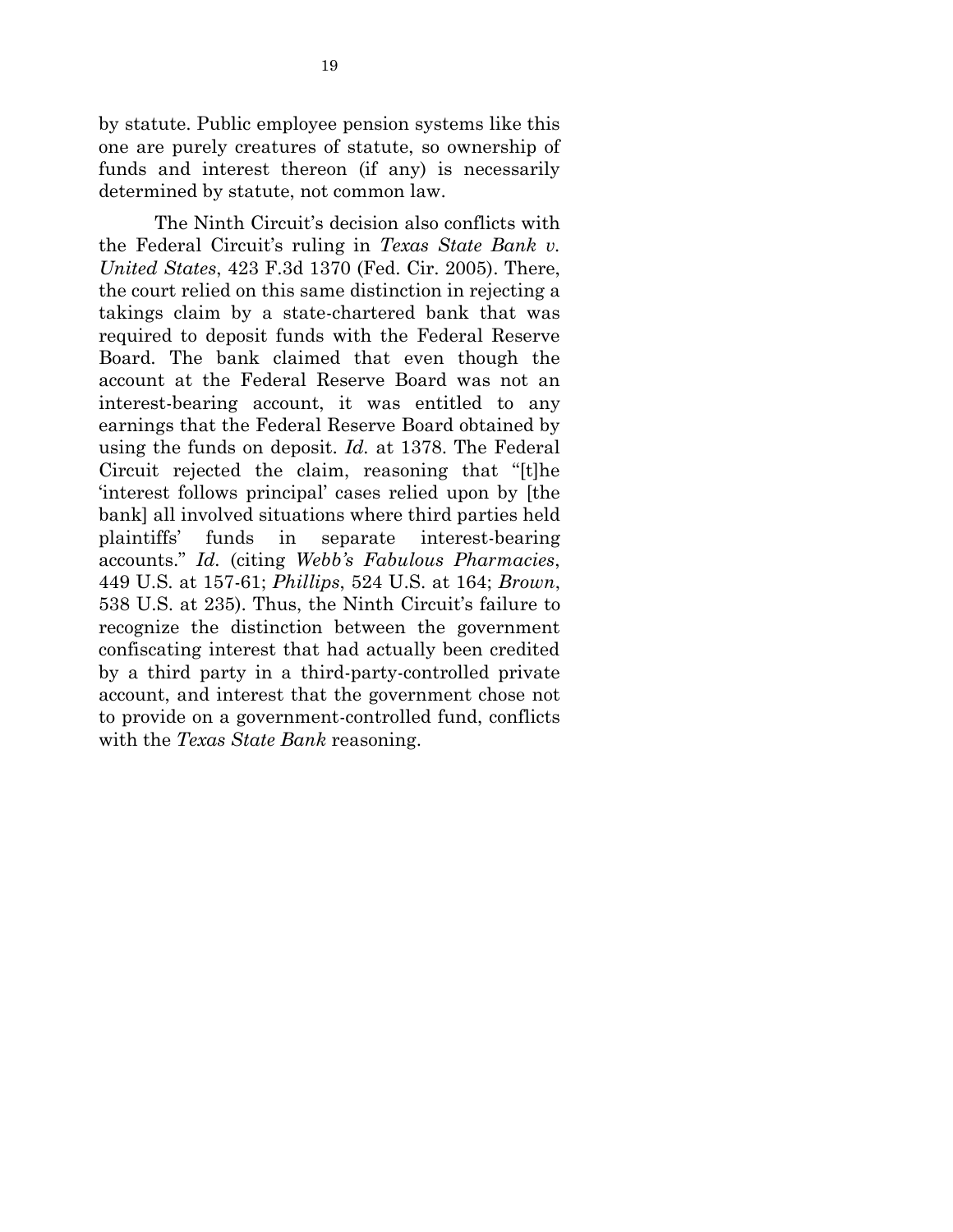by statute. Public employee pension systems like this one are purely creatures of statute, so ownership of funds and interest thereon (if any) is necessarily determined by statute, not common law.

The Ninth Circuit's decision also conflicts with the Federal Circuit's ruling in *Texas State Bank v. United States*, 423 F.3d 1370 (Fed. Cir. 2005). There, the court relied on this same distinction in rejecting a takings claim by a state-chartered bank that was required to deposit funds with the Federal Reserve Board. The bank claimed that even though the account at the Federal Reserve Board was not an interest-bearing account, it was entitled to any earnings that the Federal Reserve Board obtained by using the funds on deposit. *Id.* at 1378. The Federal Circuit rejected the claim, reasoning that "[t]he 'interest follows principal' cases relied upon by [the bank] all involved situations where third parties held plaintiffs' funds in separate interest-bearing accounts." *Id.* (citing *Webb's Fabulous Pharmacies*, 449 U.S. at 157-61; *Phillips*, 524 U.S. at 164; *Brown*, 538 U.S. at 235). Thus, the Ninth Circuit's failure to recognize the distinction between the government confiscating interest that had actually been credited by a third party in a third-party-controlled private account, and interest that the government chose not to provide on a government-controlled fund, conflicts with the *Texas State Bank* reasoning.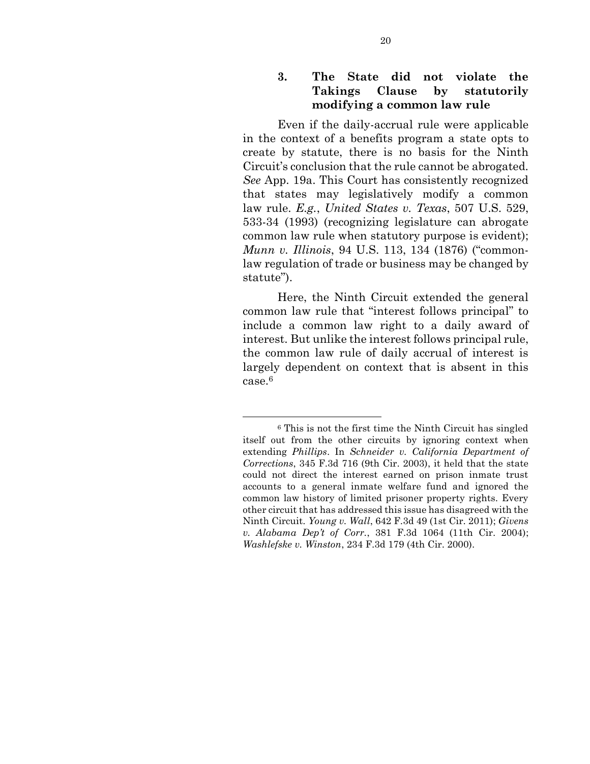### 3. The State did not violate the Takings Clause by statutorily modifying a common law rule

Even if the daily-accrual rule were applicable in the context of a benefits program a state opts to create by statute, there is no basis for the Ninth Circuit's conclusion that the rule cannot be abrogated. *See* App. 19a. This Court has consistently recognized that states may legislatively modify a common law rule. *E.g.*, *United States v. Texas*, 507 U.S. 529, 533-34 (1993) (recognizing legislature can abrogate common law rule when statutory purpose is evident); *Munn v. Illinois*, 94 U.S. 113, 134 (1876) ("common-law regulation of trade or business may be changed by statute").

Here, the Ninth Circuit extended the general common law rule that "interest follows principal" to include a common law right to a daily award of interest. But unlike the interest follows principal rule, the common law rule of daily accrual of interest is largely dependent on context that is absent in this case.[6]

---

[6] This is not the first time the Ninth Circuit has singled itself out from the other circuits by ignoring context when extending *Phillips*. In *Schneider v. California Department of Corrections*, 345 F.3d 716 (9th Cir. 2003), it held that the state could not direct the interest earned on prison inmate trust accounts to a general inmate welfare fund and ignored the common law history of limited prisoner property rights. Every other circuit that has addressed this issue has disagreed with the Ninth Circuit. *Young v. Wall*, 642 F.3d 49 (1st Cir. 2011); *Givens v. Alabama Dep't of Corr.*, 381 F.3d 1064 (11th Cir. 2004); *Washlefske v. Winston*, 234 F.3d 179 (4th Cir. 2000).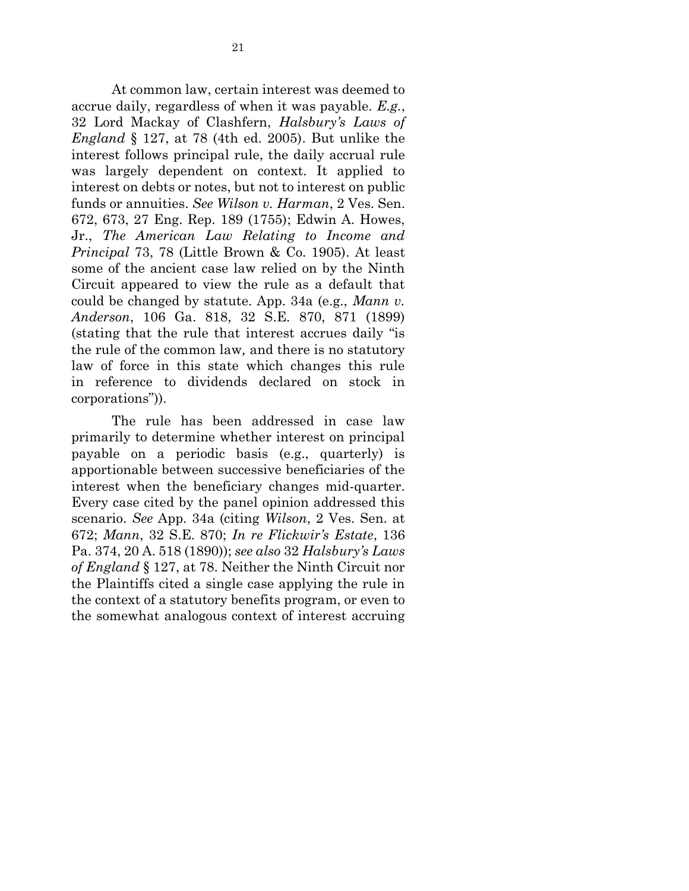At common law, certain interest was deemed to accrue daily, regardless of when it was payable. *E.g.*, 32 Lord Mackay of Clashfern, *Halsbury's Laws of England* § 127, at 78 (4th ed. 2005). But unlike the interest follows principal rule, the daily accrual rule was largely dependent on context. It applied to interest on debts or notes, but not to interest on public funds or annuities. *See Wilson v. Harman*, 2 Ves. Sen. 672, 673, 27 Eng. Rep. 189 (1755); Edwin A. Howes, Jr., *The American Law Relating to Income and Principal* 73, 78 (Little Brown & Co. 1905). At least some of the ancient case law relied on by the Ninth Circuit appeared to view the rule as a default that could be changed by statute. App. 34a (e.g., *Mann v. Anderson*, 106 Ga. 818, 32 S.E. 870, 871 (1899) (stating that the rule that interest accrues daily "is the rule of the common law*,* and there is no statutory law of force in this state which changes this rule in reference to dividends declared on stock in corporations")).

The rule has been addressed in case law primarily to determine whether interest on principal payable on a periodic basis (e.g., quarterly) is apportionable between successive beneficiaries of the interest when the beneficiary changes mid-quarter. Every case cited by the panel opinion addressed this scenario. *See* App. 34a (citing *Wilson*, 2 Ves. Sen. at 672; *Mann*, 32 S.E. 870; *In re Flickwir's Estate*, 136 Pa. 374, 20 A. 518 (1890)); *see also* 32 *Halsbury's Laws of England* § 127, at 78. Neither the Ninth Circuit nor the Plaintiffs cited a single case applying the rule in the context of a statutory benefits program, or even to the somewhat analogous context of interest accruing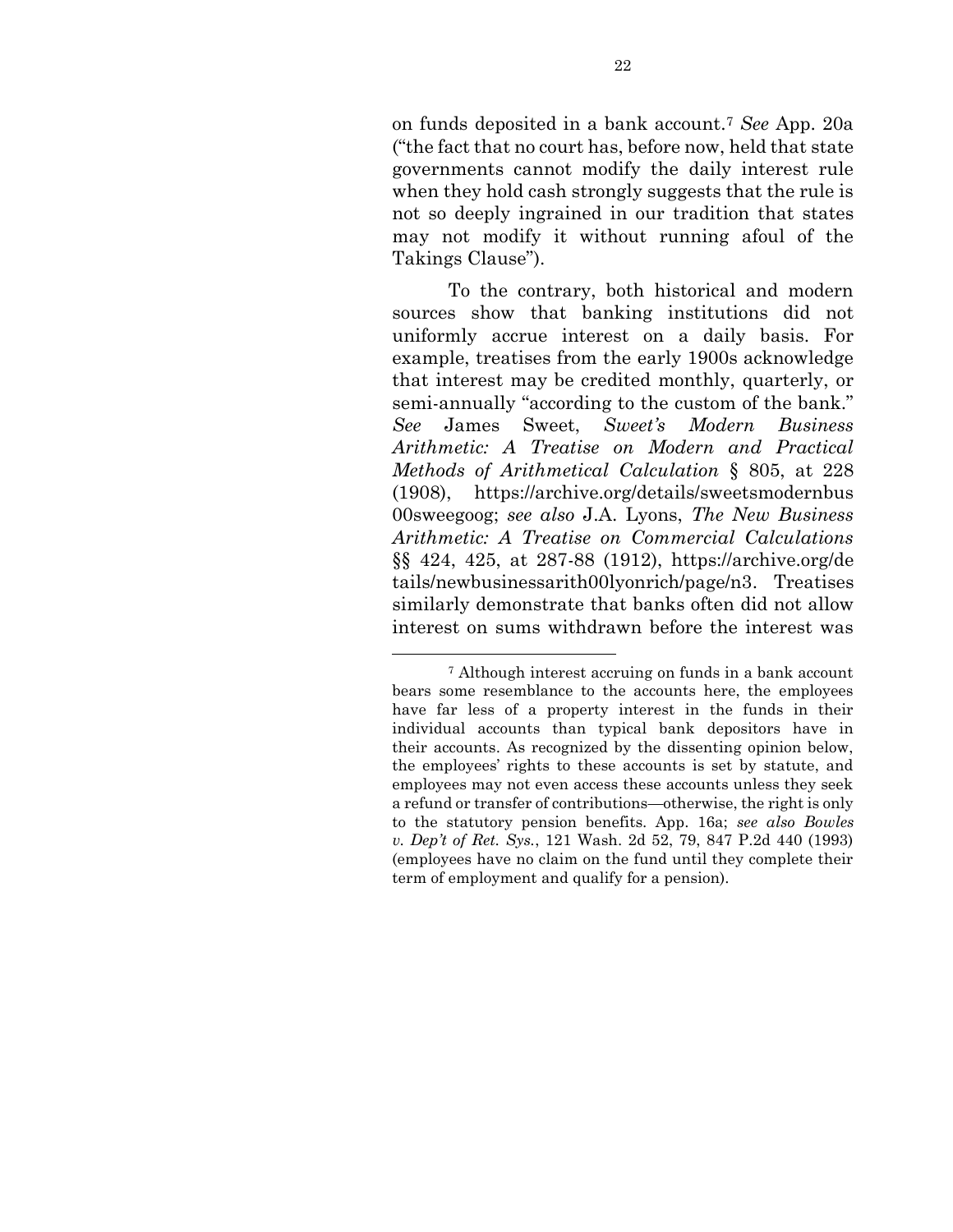on funds deposited in a bank account.[7] *See* App. 20a ("the fact that no court has, before now, held that state governments cannot modify the daily interest rule when they hold cash strongly suggests that the rule is not so deeply ingrained in our tradition that states may not modify it without running afoul of the Takings Clause").

To the contrary, both historical and modern sources show that banking institutions did not uniformly accrue interest on a daily basis. For example, treatises from the early 1900s acknowledge that interest may be credited monthly, quarterly, or semi-annually "according to the custom of the bank." *See* James Sweet, *Sweet's Modern Business Arithmetic: A Treatise on Modern and Practical Methods of Arithmetical Calculation* § 805, at 228 (1908), https://archive.org/details/sweetsmodernbus00sweegoog; *see also* J.A. Lyons, *The New Business Arithmetic: A Treatise on Commercial Calculations* §§ 424, 425, at 287-88 (1912), https://archive.org/details/newbusinessarith00lyonrich/page/n3. Treatises similarly demonstrate that banks often did not allow interest on sums withdrawn before the interest was

---

[7] Although interest accruing on funds in a bank account bears some resemblance to the accounts here, the employees have far less of a property interest in the funds in their individual accounts than typical bank depositors have in their accounts. As recognized by the dissenting opinion below, the employees' rights to these accounts is set by statute, and employees may not even access these accounts unless they seek a refund or transfer of contributions—otherwise, the right is only to the statutory pension benefits. App. 16a; *see also Bowles v. Dep't of Ret. Sys.*, 121 Wash. 2d 52, 79, 847 P.2d 440 (1993) (employees have no claim on the fund until they complete their term of employment and qualify for a pension).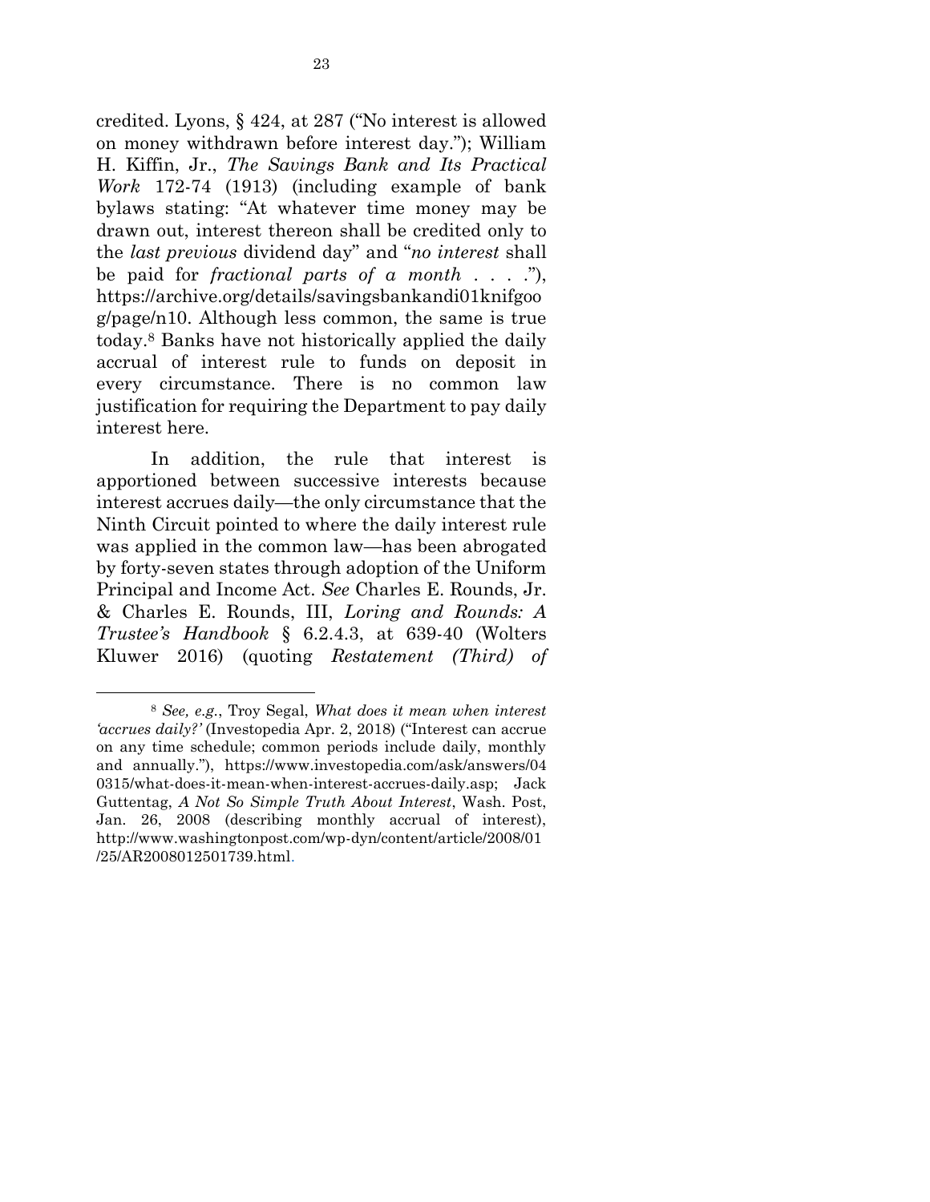credited. Lyons, § 424, at 287 ("No interest is allowed on money withdrawn before interest day."); William H. Kiffin, Jr., *The Savings Bank and Its Practical Work* 172-74 (1913) (including example of bank bylaws stating: "At whatever time money may be drawn out, interest thereon shall be credited only to the *last previous* dividend day" and "*no interest* shall be paid for *fractional parts of a month* . . . ."), https://archive.org/details/savingsbankandi01knifgoog/page/n10. Although less common, the same is true today.[8] Banks have not historically applied the daily accrual of interest rule to funds on deposit in every circumstance. There is no common law justification for requiring the Department to pay daily interest here.

In addition, the rule that interest is apportioned between successive interests because interest accrues daily—the only circumstance that the Ninth Circuit pointed to where the daily interest rule was applied in the common law—has been abrogated by forty-seven states through adoption of the Uniform Principal and Income Act. *See* Charles E. Rounds, Jr. & Charles E. Rounds, III, *Loring and Rounds: A Trustee's Handbook* § 6.2.4.3, at 639-40 (Wolters Kluwer 2016) (quoting *Restatement (Third) of*

---

[8] *See, e.g.*, Troy Segal, *What does it mean when interest 'accrues daily?'* (Investopedia Apr. 2, 2018) ("Interest can accrue on any time schedule; common periods include daily, monthly and annually."), https://www.investopedia.com/ask/answers/040315/what-does-it-mean-when-interest-accrues-daily.asp; Jack Guttentag, *A Not So Simple Truth About Interest*, Wash. Post, Jan. 26, 2008 (describing monthly accrual of interest), http://www.washingtonpost.com/wp-dyn/content/article/2008/01/25/AR2008012501739.html.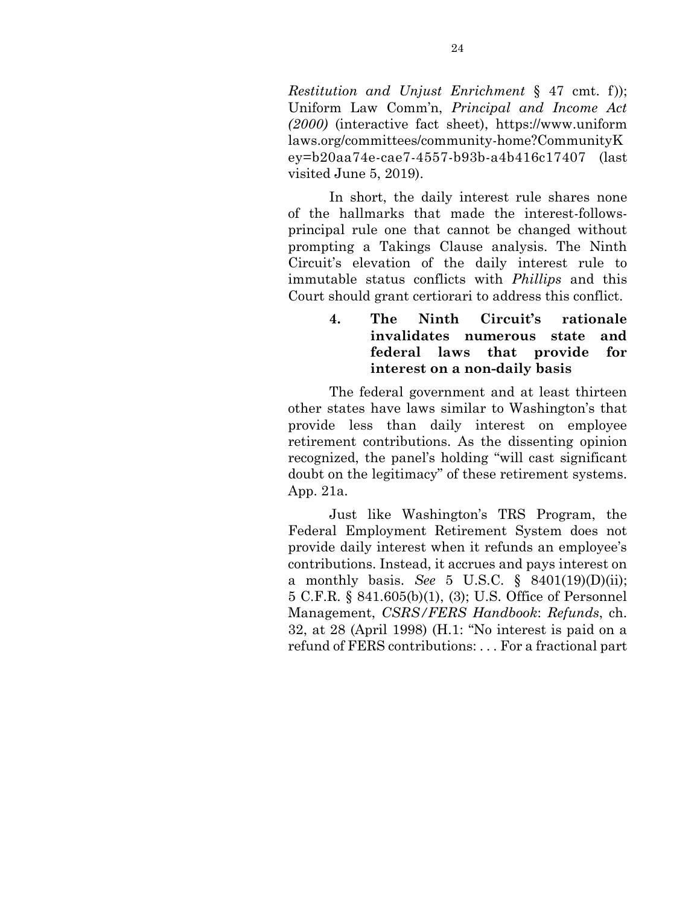*Restitution and Unjust Enrichment* § 47 cmt. f)); Uniform Law Comm'n, *Principal and Income Act (2000)* (interactive fact sheet), https://www.uniformlaws.org/committees/community-home?CommunityKey=b20aa74e-cae7-4557-b93b-a4b416c17407 (last visited June 5, 2019).

In short, the daily interest rule shares none of the hallmarks that made the interest-follows-principal rule one that cannot be changed without prompting a Takings Clause analysis. The Ninth Circuit's elevation of the daily interest rule to immutable status conflicts with *Phillips* and this Court should grant certiorari to address this conflict.

**4. The Ninth Circuit's rationale invalidates numerous state and federal laws that provide for interest on a non-daily basis**

The federal government and at least thirteen other states have laws similar to Washington's that provide less than daily interest on employee retirement contributions. As the dissenting opinion recognized, the panel's holding "will cast significant doubt on the legitimacy" of these retirement systems. App. 21a.

Just like Washington's TRS Program, the Federal Employment Retirement System does not provide daily interest when it refunds an employee's contributions. Instead, it accrues and pays interest on a monthly basis. *See* 5 U.S.C. § 8401(19)(D)(ii); 5 C.F.R. § 841.605(b)(1), (3); U.S. Office of Personnel Management, *CSRS/FERS Handbook*: *Refunds*, ch. 32, at 28 (April 1998) (H.1: "No interest is paid on a refund of FERS contributions: . . . For a fractional part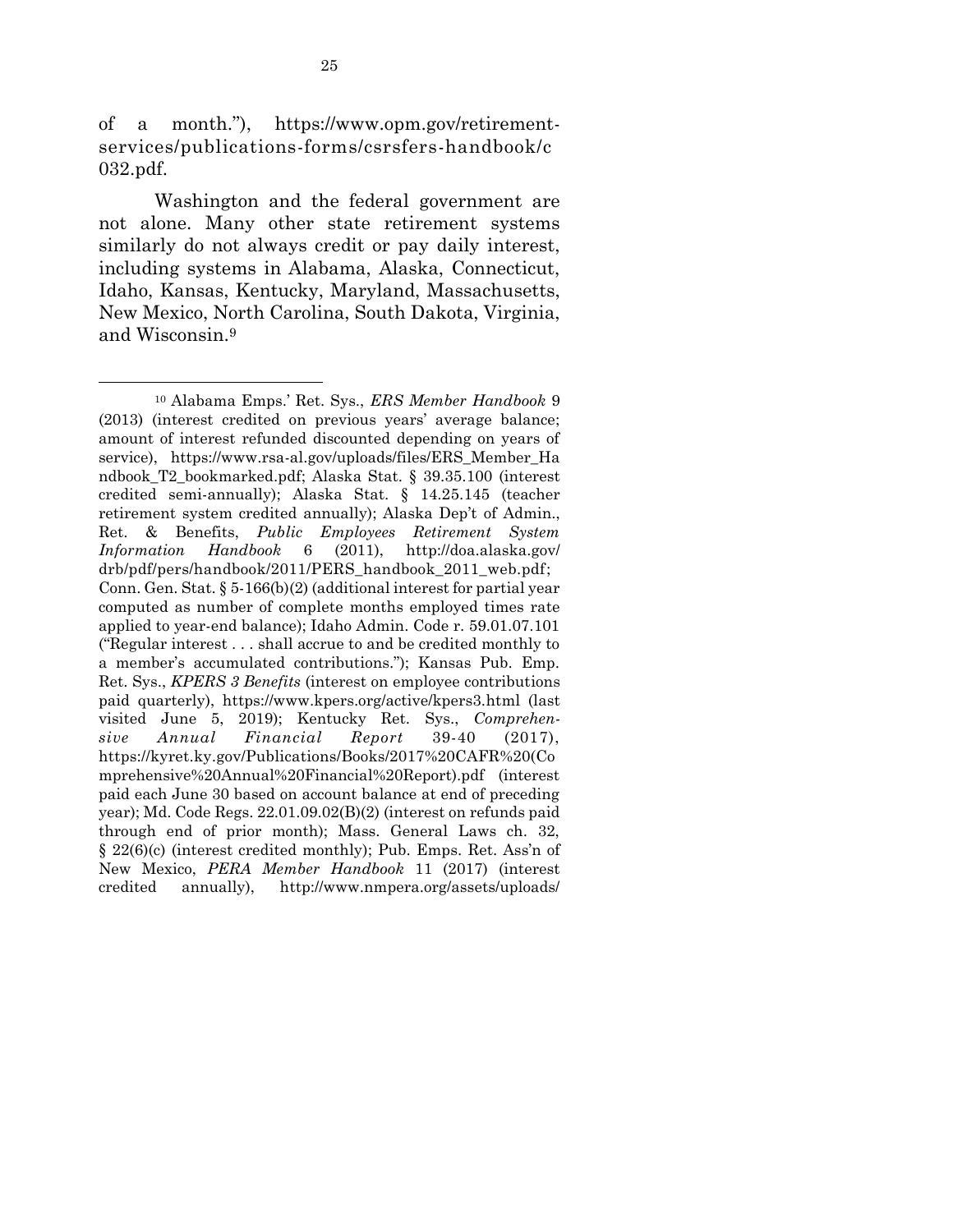of a month."), https://www.opm.gov/retirement-services/publications-forms/csrsfers-handbook/c032.pdf.

Washington and the federal government are not alone. Many other state retirement systems similarly do not always credit or pay daily interest, including systems in Alabama, Alaska, Connecticut, Idaho, Kansas, Kentucky, Maryland, Massachusetts, New Mexico, North Carolina, South Dakota, Virginia, and Wisconsin.[9]

---

[10] Alabama Emps.' Ret. Sys., *ERS Member Handbook* 9 (2013) (interest credited on previous years' average balance; amount of interest refunded discounted depending on years of service), https://www.rsa-al.gov/uploads/files/ERS_Member_Handbook_T2_bookmarked.pdf; Alaska Stat. § 39.35.100 (interest credited semi-annually); Alaska Stat. § 14.25.145 (teacher retirement system credited annually); Alaska Dep't of Admin., Ret. & Benefits, *Public Employees Retirement System Information Handbook* 6 (2011), http://doa.alaska.gov/drb/pdf/pers/handbook/2011/PERS_handbook_2011_web.pdf; Conn. Gen. Stat. § 5-166(b)(2) (additional interest for partial year computed as number of complete months employed times rate applied to year-end balance); Idaho Admin. Code r. 59.01.07.101 ("Regular interest . . . shall accrue to and be credited monthly to a member's accumulated contributions."); Kansas Pub. Emp. Ret. Sys., *KPERS 3 Benefits* (interest on employee contributions paid quarterly), https://www.kpers.org/active/kpers3.html (last visited June 5, 2019); Kentucky Ret. Sys., *Comprehensive Annual Financial Report* 39-40 (2017), https://kyret.ky.gov/Publications/Books/2017%20CAFR%20(Comprehensive%20Annual%20Financial%20Report).pdf (interest paid each June 30 based on account balance at end of preceding year); Md. Code Regs. 22.01.09.02(B)(2) (interest on refunds paid through end of prior month); Mass. General Laws ch. 32, § 22(6)(c) (interest credited monthly); Pub. Emps. Ret. Ass'n of New Mexico, *PERA Member Handbook* 11 (2017) (interest credited annually), http://www.nmpera.org/assets/uploads/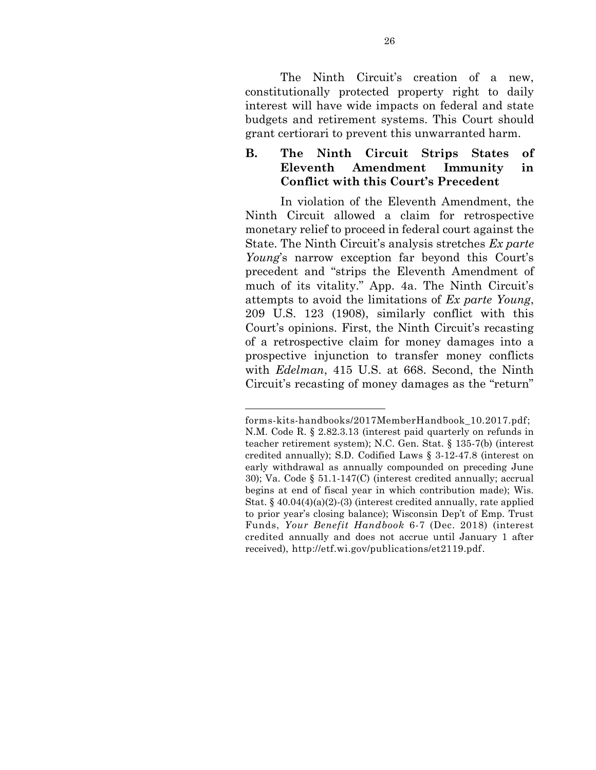The Ninth Circuit's creation of a new, constitutionally protected property right to daily interest will have wide impacts on federal and state budgets and retirement systems. This Court should grant certiorari to prevent this unwarranted harm.

### B. The Ninth Circuit Strips States of Eleventh Amendment Immunity in Conflict with this Court's Precedent

In violation of the Eleventh Amendment, the Ninth Circuit allowed a claim for retrospective monetary relief to proceed in federal court against the State. The Ninth Circuit's analysis stretches *Ex parte Young*'s narrow exception far beyond this Court's precedent and "strips the Eleventh Amendment of much of its vitality." App. 4a. The Ninth Circuit's attempts to avoid the limitations of *Ex parte Young*, 209 U.S. 123 (1908), similarly conflict with this Court's opinions. First, the Ninth Circuit's recasting of a retrospective claim for money damages into a prospective injunction to transfer money conflicts with *Edelman*, 415 U.S. at 668. Second, the Ninth Circuit's recasting of money damages as the "return"

---

forms-kits-handbooks/2017MemberHandbook_10.2017.pdf; N.M. Code R. § 2.82.3.13 (interest paid quarterly on refunds in teacher retirement system); N.C. Gen. Stat. § 135-7(b) (interest credited annually); S.D. Codified Laws § 3-12-47.8 (interest on early withdrawal as annually compounded on preceding June 30); Va. Code § 51.1-147(C) (interest credited annually; accrual begins at end of fiscal year in which contribution made); Wis. Stat. § 40.04(4)(a)(2)-(3) (interest credited annually, rate applied to prior year's closing balance); Wisconsin Dep't of Emp. Trust Funds, *Your Benefit Handbook* 6-7 (Dec. 2018) (interest credited annually and does not accrue until January 1 after received), http://etf.wi.gov/publications/et2119.pdf.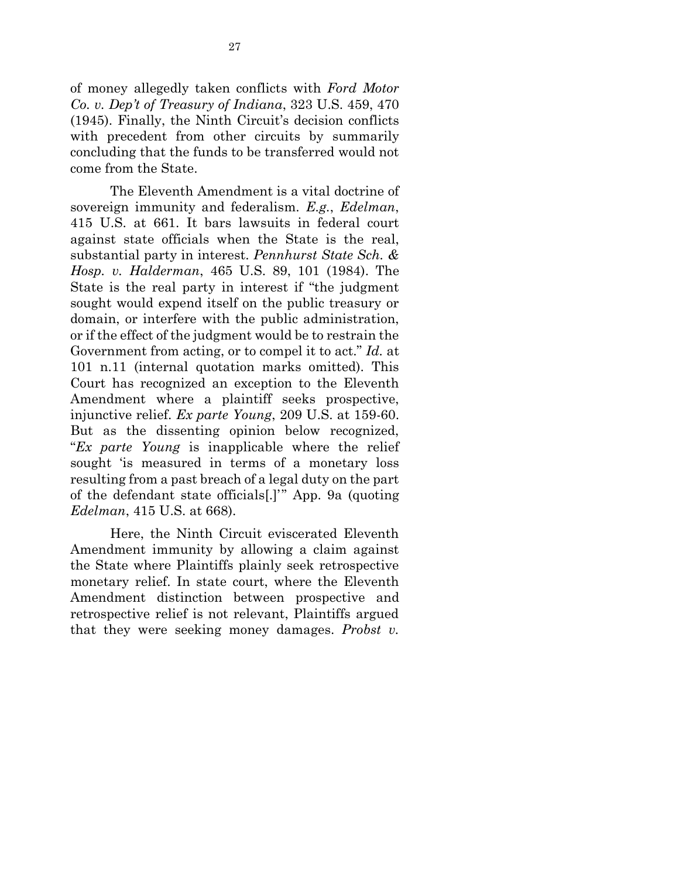of money allegedly taken conflicts with *Ford Motor Co. v. Dep't of Treasury of Indiana*, 323 U.S. 459, 470 (1945). Finally, the Ninth Circuit's decision conflicts with precedent from other circuits by summarily concluding that the funds to be transferred would not come from the State.

The Eleventh Amendment is a vital doctrine of sovereign immunity and federalism. *E.g.*, *Edelman*, 415 U.S. at 661. It bars lawsuits in federal court against state officials when the State is the real, substantial party in interest. *Pennhurst State Sch. & Hosp. v. Halderman*, 465 U.S. 89, 101 (1984). The State is the real party in interest if "the judgment sought would expend itself on the public treasury or domain, or interfere with the public administration, or if the effect of the judgment would be to restrain the Government from acting, or to compel it to act." *Id.* at 101 n.11 (internal quotation marks omitted). This Court has recognized an exception to the Eleventh Amendment where a plaintiff seeks prospective, injunctive relief. *Ex parte Young*, 209 U.S. at 159-60. But as the dissenting opinion below recognized, "*Ex parte Young* is inapplicable where the relief sought 'is measured in terms of a monetary loss resulting from a past breach of a legal duty on the part of the defendant state officials[.]'" App. 9a (quoting *Edelman*, 415 U.S. at 668).

Here, the Ninth Circuit eviscerated Eleventh Amendment immunity by allowing a claim against the State where Plaintiffs plainly seek retrospective monetary relief. In state court, where the Eleventh Amendment distinction between prospective and retrospective relief is not relevant, Plaintiffs argued that they were seeking money damages. *Probst v.*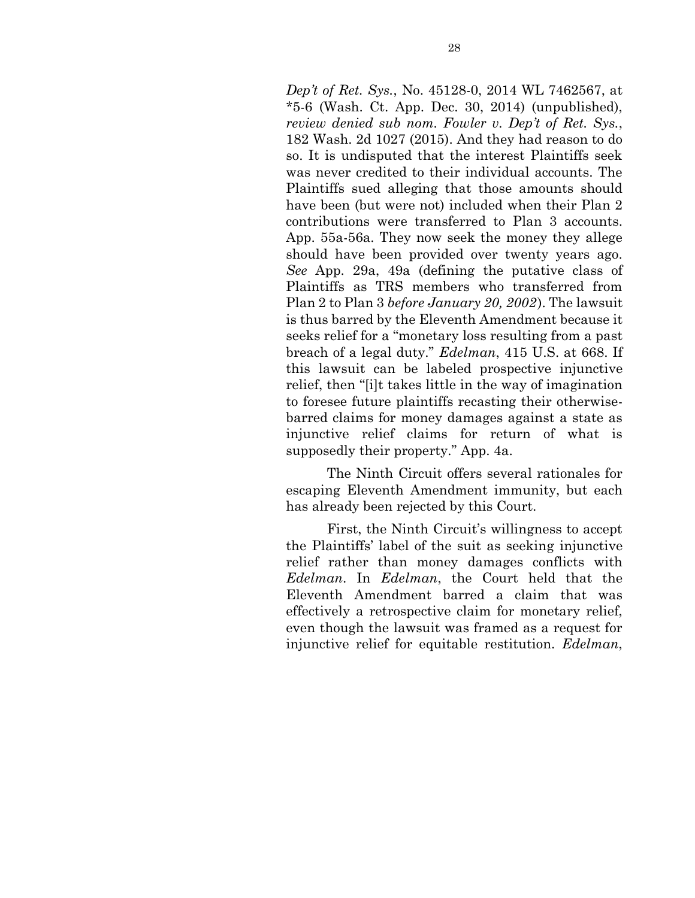*Dep't of Ret. Sys.*, No. 45128-0, 2014 WL 7462567, at *5-6 (Wash. Ct. App. Dec. 30, 2014) (unpublished), *review denied sub nom. Fowler v. Dep't of Ret. Sys.*, 182 Wash. 2d 1027 (2015). And they had reason to do so. It is undisputed that the interest Plaintiffs seek was never credited to their individual accounts. The Plaintiffs sued alleging that those amounts should have been (but were not) included when their Plan 2 contributions were transferred to Plan 3 accounts. App. 55a-56a. They now seek the money they allege should have been provided over twenty years ago. *See* App. 29a, 49a (defining the putative class of Plaintiffs as TRS members who transferred from Plan 2 to Plan 3 *before January 20, 2002*). The lawsuit is thus barred by the Eleventh Amendment because it seeks relief for a "monetary loss resulting from a past breach of a legal duty." *Edelman*, 415 U.S. at 668. If this lawsuit can be labeled prospective injunctive relief, then "[i]t takes little in the way of imagination to foresee future plaintiffs recasting their otherwise-barred claims for money damages against a state as injunctive relief claims for return of what is supposedly their property." App. 4a.

The Ninth Circuit offers several rationales for escaping Eleventh Amendment immunity, but each has already been rejected by this Court.

First, the Ninth Circuit's willingness to accept the Plaintiffs' label of the suit as seeking injunctive relief rather than money damages conflicts with *Edelman*. In *Edelman*, the Court held that the Eleventh Amendment barred a claim that was effectively a retrospective claim for monetary relief, even though the lawsuit was framed as a request for injunctive relief for equitable restitution. *Edelman*,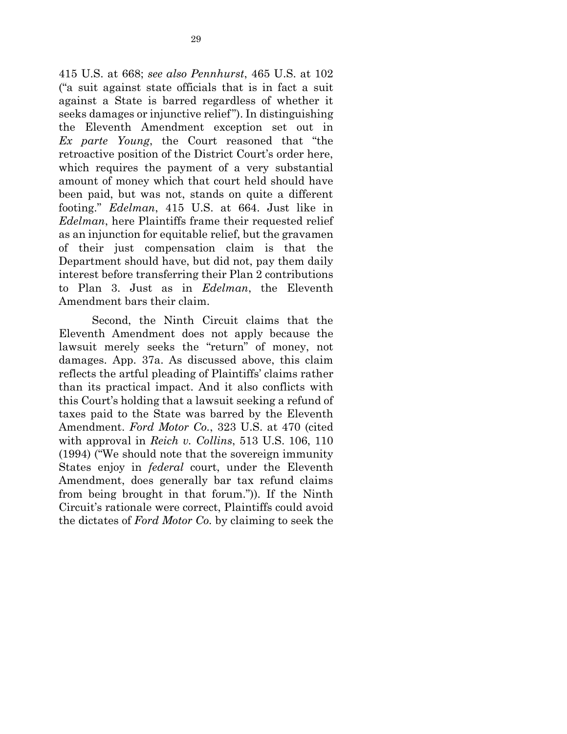415 U.S. at 668; *see also Pennhurst*, 465 U.S. at 102 ("a suit against state officials that is in fact a suit against a State is barred regardless of whether it seeks damages or injunctive relief"). In distinguishing the Eleventh Amendment exception set out in *Ex parte Young*, the Court reasoned that "the retroactive position of the District Court's order here, which requires the payment of a very substantial amount of money which that court held should have been paid, but was not, stands on quite a different footing." *Edelman*, 415 U.S. at 664. Just like in *Edelman*, here Plaintiffs frame their requested relief as an injunction for equitable relief, but the gravamen of their just compensation claim is that the Department should have, but did not, pay them daily interest before transferring their Plan 2 contributions to Plan 3. Just as in *Edelman*, the Eleventh Amendment bars their claim.

Second, the Ninth Circuit claims that the Eleventh Amendment does not apply because the lawsuit merely seeks the "return" of money, not damages. App. 37a. As discussed above, this claim reflects the artful pleading of Plaintiffs' claims rather than its practical impact. And it also conflicts with this Court's holding that a lawsuit seeking a refund of taxes paid to the State was barred by the Eleventh Amendment. *Ford Motor Co.*, 323 U.S. at 470 (cited with approval in *Reich v. Collins*, 513 U.S. 106, 110 (1994) ("We should note that the sovereign immunity States enjoy in *federal* court, under the Eleventh Amendment, does generally bar tax refund claims from being brought in that forum.")). If the Ninth Circuit's rationale were correct, Plaintiffs could avoid the dictates of *Ford Motor Co.* by claiming to seek the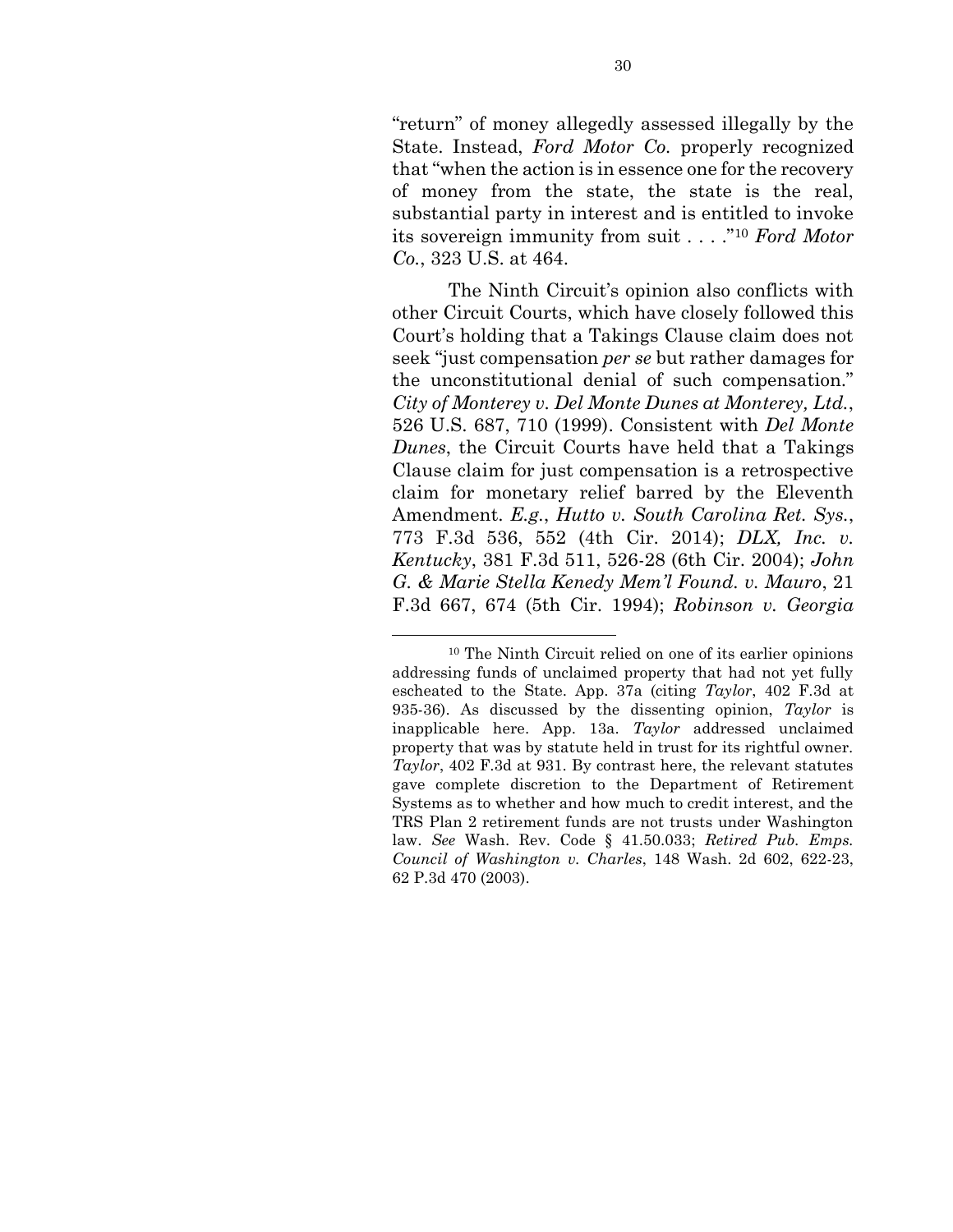"return" of money allegedly assessed illegally by the State. Instead, *Ford Motor Co.* properly recognized that "when the action is in essence one for the recovery of money from the state, the state is the real, substantial party in interest and is entitled to invoke its sovereign immunity from suit . . . ."[10] *Ford Motor Co.*, 323 U.S. at 464.

The Ninth Circuit's opinion also conflicts with other Circuit Courts, which have closely followed this Court's holding that a Takings Clause claim does not seek "just compensation *per se* but rather damages for the unconstitutional denial of such compensation." *City of Monterey v. Del Monte Dunes at Monterey, Ltd.*, 526 U.S. 687, 710 (1999). Consistent with *Del Monte Dunes*, the Circuit Courts have held that a Takings Clause claim for just compensation is a retrospective claim for monetary relief barred by the Eleventh Amendment. *E.g.*, *Hutto v. South Carolina Ret. Sys.*, 773 F.3d 536, 552 (4th Cir. 2014); *DLX, Inc. v. Kentucky*, 381 F.3d 511, 526-28 (6th Cir. 2004); *John G. & Marie Stella Kenedy Mem'l Found. v. Mauro*, 21 F.3d 667, 674 (5th Cir. 1994); *Robinson v. Georgia*

---

[10] The Ninth Circuit relied on one of its earlier opinions addressing funds of unclaimed property that had not yet fully escheated to the State. App. 37a (citing *Taylor*, 402 F.3d at 935-36). As discussed by the dissenting opinion, *Taylor* is inapplicable here. App. 13a. *Taylor* addressed unclaimed property that was by statute held in trust for its rightful owner. *Taylor*, 402 F.3d at 931. By contrast here, the relevant statutes gave complete discretion to the Department of Retirement Systems as to whether and how much to credit interest, and the TRS Plan 2 retirement funds are not trusts under Washington law. *See* Wash. Rev. Code § 41.50.033; *Retired Pub. Emps. Council of Washington v. Charles*, 148 Wash. 2d 602, 622-23, 62 P.3d 470 (2003).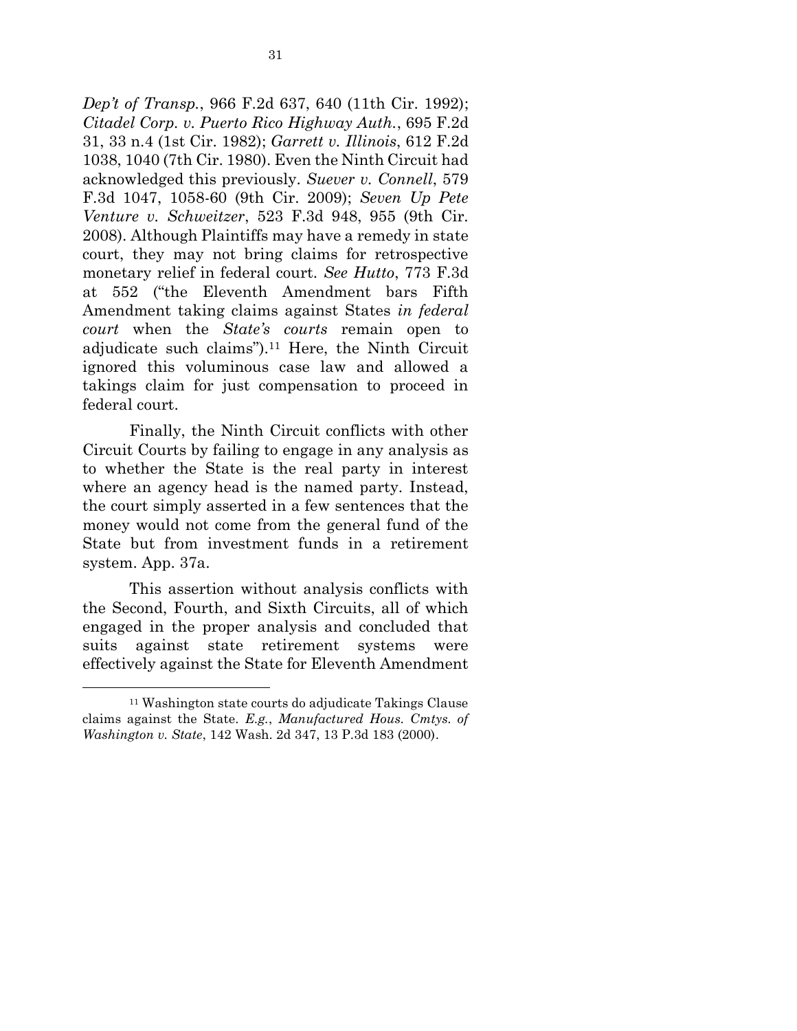*Dep't of Transp.*, 966 F.2d 637, 640 (11th Cir. 1992); *Citadel Corp. v. Puerto Rico Highway Auth.*, 695 F.2d 31, 33 n.4 (1st Cir. 1982); *Garrett v. Illinois*, 612 F.2d 1038, 1040 (7th Cir. 1980). Even the Ninth Circuit had acknowledged this previously. *Suever v. Connell*, 579 F.3d 1047, 1058-60 (9th Cir. 2009); *Seven Up Pete Venture v. Schweitzer*, 523 F.3d 948, 955 (9th Cir. 2008). Although Plaintiffs may have a remedy in state court, they may not bring claims for retrospective monetary relief in federal court. *See Hutto*, 773 F.3d at 552 ("the Eleventh Amendment bars Fifth Amendment taking claims against States *in federal court* when the *State's courts* remain open to adjudicate such claims").[11] Here, the Ninth Circuit ignored this voluminous case law and allowed a takings claim for just compensation to proceed in federal court.

Finally, the Ninth Circuit conflicts with other Circuit Courts by failing to engage in any analysis as to whether the State is the real party in interest where an agency head is the named party. Instead, the court simply asserted in a few sentences that the money would not come from the general fund of the State but from investment funds in a retirement system. App. 37a.

This assertion without analysis conflicts with the Second, Fourth, and Sixth Circuits, all of which engaged in the proper analysis and concluded that suits against state retirement systems were effectively against the State for Eleventh Amendment

---

[11] Washington state courts do adjudicate Takings Clause claims against the State. *E.g.*, *Manufactured Hous. Cmtys. of Washington v. State*, 142 Wash. 2d 347, 13 P.3d 183 (2000).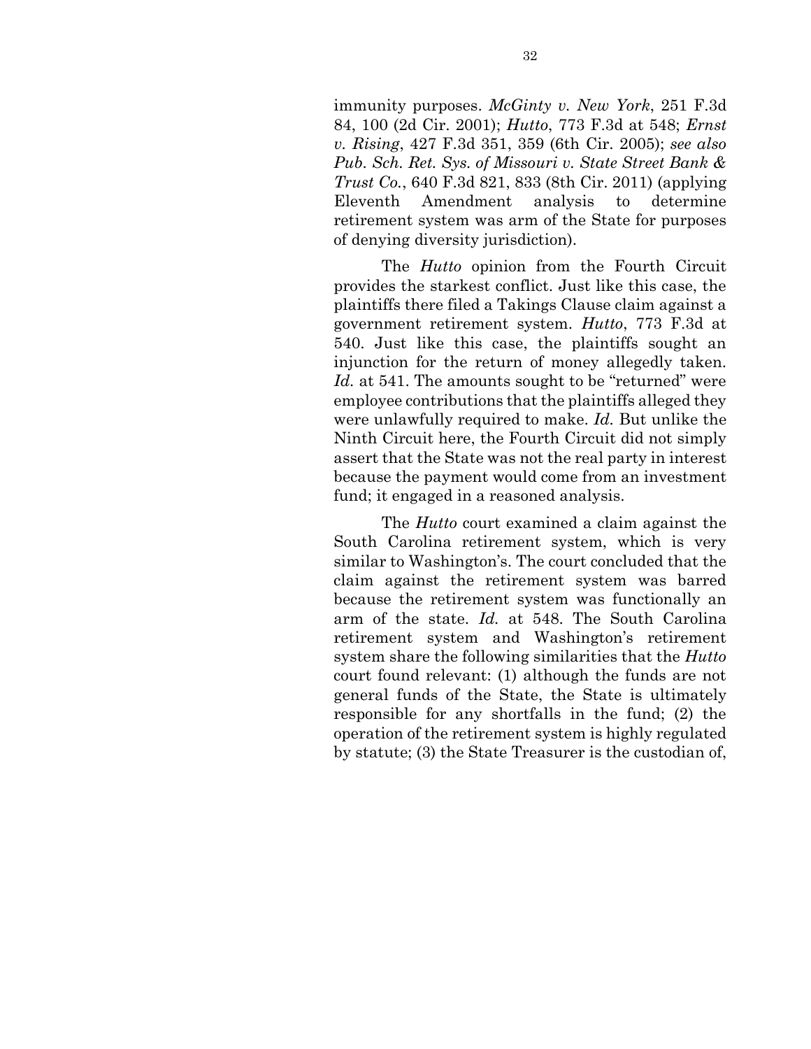immunity purposes. *McGinty v. New York*, 251 F.3d 84, 100 (2d Cir. 2001); *Hutto*, 773 F.3d at 548; *Ernst v. Rising*, 427 F.3d 351, 359 (6th Cir. 2005); *see also Pub. Sch. Ret. Sys. of Missouri v. State Street Bank & Trust Co.*, 640 F.3d 821, 833 (8th Cir. 2011) (applying Eleventh Amendment analysis to determine retirement system was arm of the State for purposes of denying diversity jurisdiction).

The *Hutto* opinion from the Fourth Circuit provides the starkest conflict. Just like this case, the plaintiffs there filed a Takings Clause claim against a government retirement system. *Hutto*, 773 F.3d at 540. Just like this case, the plaintiffs sought an injunction for the return of money allegedly taken. *Id.* at 541. The amounts sought to be "returned" were employee contributions that the plaintiffs alleged they were unlawfully required to make. *Id.* But unlike the Ninth Circuit here, the Fourth Circuit did not simply assert that the State was not the real party in interest because the payment would come from an investment fund; it engaged in a reasoned analysis.

The *Hutto* court examined a claim against the South Carolina retirement system, which is very similar to Washington's. The court concluded that the claim against the retirement system was barred because the retirement system was functionally an arm of the state. *Id.* at 548. The South Carolina retirement system and Washington's retirement system share the following similarities that the *Hutto* court found relevant: (1) although the funds are not general funds of the State, the State is ultimately responsible for any shortfalls in the fund; (2) the operation of the retirement system is highly regulated by statute; (3) the State Treasurer is the custodian of,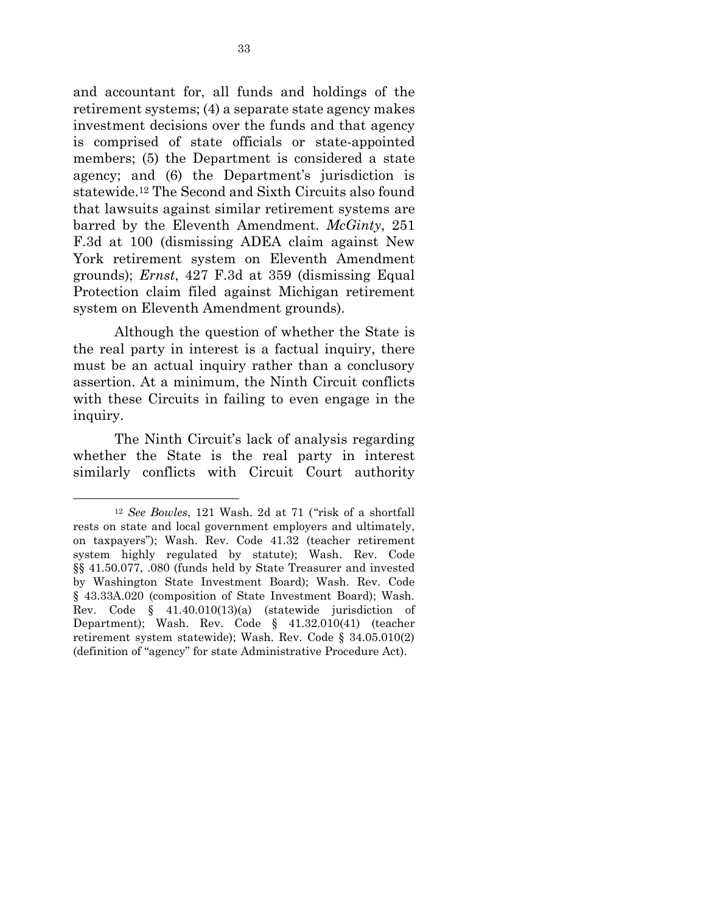and accountant for, all funds and holdings of the retirement systems; (4) a separate state agency makes investment decisions over the funds and that agency is comprised of state officials or state-appointed members; (5) the Department is considered a state agency; and (6) the Department's jurisdiction is statewide.[12] The Second and Sixth Circuits also found that lawsuits against similar retirement systems are barred by the Eleventh Amendment. *McGinty*, 251 F.3d at 100 (dismissing ADEA claim against New York retirement system on Eleventh Amendment grounds); *Ernst*, 427 F.3d at 359 (dismissing Equal Protection claim filed against Michigan retirement system on Eleventh Amendment grounds).

Although the question of whether the State is the real party in interest is a factual inquiry, there must be an actual inquiry rather than a conclusory assertion. At a minimum, the Ninth Circuit conflicts with these Circuits in failing to even engage in the inquiry.

The Ninth Circuit's lack of analysis regarding whether the State is the real party in interest similarly conflicts with Circuit Court authority

---

[12] *See Bowles*, 121 Wash. 2d at 71 ("risk of a shortfall rests on state and local government employers and ultimately, on taxpayers"); Wash. Rev. Code 41.32 (teacher retirement system highly regulated by statute); Wash. Rev. Code §§ 41.50.077, .080 (funds held by State Treasurer and invested by Washington State Investment Board); Wash. Rev. Code § 43.33A.020 (composition of State Investment Board); Wash. Rev. Code § 41.40.010(13)(a) (statewide jurisdiction of Department); Wash. Rev. Code § 41.32.010(41) (teacher retirement system statewide); Wash. Rev. Code § 34.05.010(2) (definition of "agency" for state Administrative Procedure Act).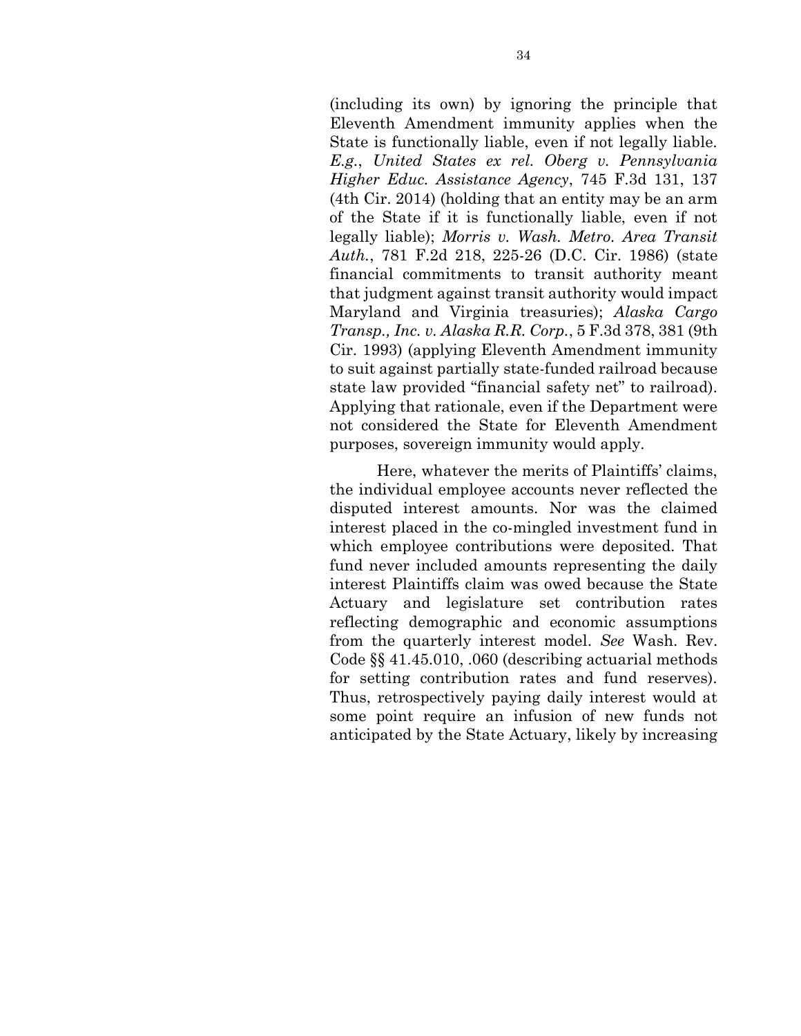(including its own) by ignoring the principle that Eleventh Amendment immunity applies when the State is functionally liable, even if not legally liable. *E.g.*, *United States ex rel. Oberg v. Pennsylvania Higher Educ. Assistance Agency*, 745 F.3d 131, 137 (4th Cir. 2014) (holding that an entity may be an arm of the State if it is functionally liable, even if not legally liable); *Morris v. Wash. Metro. Area Transit Auth.*, 781 F.2d 218, 225-26 (D.C. Cir. 1986) (state financial commitments to transit authority meant that judgment against transit authority would impact Maryland and Virginia treasuries); *Alaska Cargo Transp., Inc. v. Alaska R.R. Corp.*, 5 F.3d 378, 381 (9th Cir. 1993) (applying Eleventh Amendment immunity to suit against partially state-funded railroad because state law provided "financial safety net" to railroad). Applying that rationale, even if the Department were not considered the State for Eleventh Amendment purposes, sovereign immunity would apply.

Here, whatever the merits of Plaintiffs' claims, the individual employee accounts never reflected the disputed interest amounts. Nor was the claimed interest placed in the co-mingled investment fund in which employee contributions were deposited. That fund never included amounts representing the daily interest Plaintiffs claim was owed because the State Actuary and legislature set contribution rates reflecting demographic and economic assumptions from the quarterly interest model. *See* Wash. Rev. Code §§ 41.45.010, .060 (describing actuarial methods for setting contribution rates and fund reserves). Thus, retrospectively paying daily interest would at some point require an infusion of new funds not anticipated by the State Actuary, likely by increasing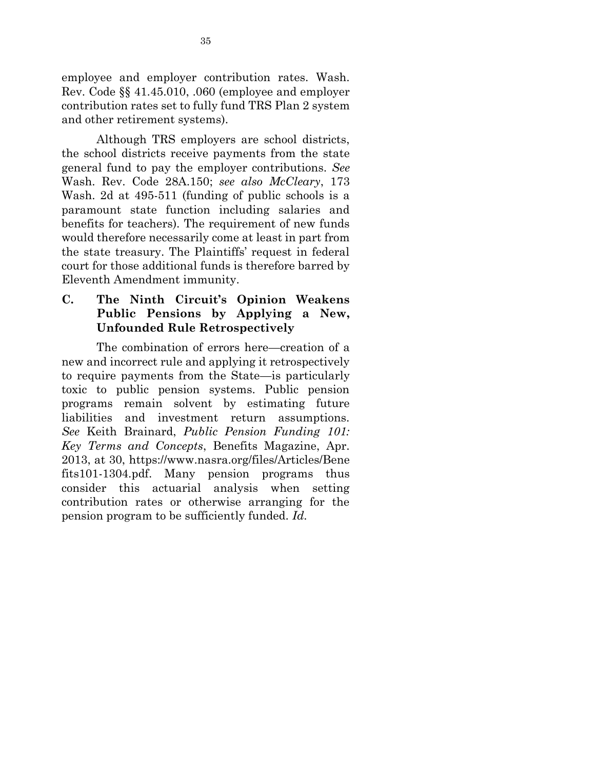employee and employer contribution rates. Wash. Rev. Code §§ 41.45.010, .060 (employee and employer contribution rates set to fully fund TRS Plan 2 system and other retirement systems).

Although TRS employers are school districts, the school districts receive payments from the state general fund to pay the employer contributions. *See* Wash. Rev. Code 28A.150; *see also McCleary*, 173 Wash. 2d at 495-511 (funding of public schools is a paramount state function including salaries and benefits for teachers). The requirement of new funds would therefore necessarily come at least in part from the state treasury. The Plaintiffs' request in federal court for those additional funds is therefore barred by Eleventh Amendment immunity.

### C. The Ninth Circuit's Opinion Weakens Public Pensions by Applying a New, Unfounded Rule Retrospectively

The combination of errors here—creation of a new and incorrect rule and applying it retrospectively to require payments from the State—is particularly toxic to public pension systems. Public pension programs remain solvent by estimating future liabilities and investment return assumptions. *See* Keith Brainard, *Public Pension Funding 101: Key Terms and Concepts*, Benefits Magazine, Apr. 2013, at 30, https://www.nasra.org/files/Articles/Benefits101-1304.pdf. Many pension programs thus consider this actuarial analysis when setting contribution rates or otherwise arranging for the pension program to be sufficiently funded. *Id.*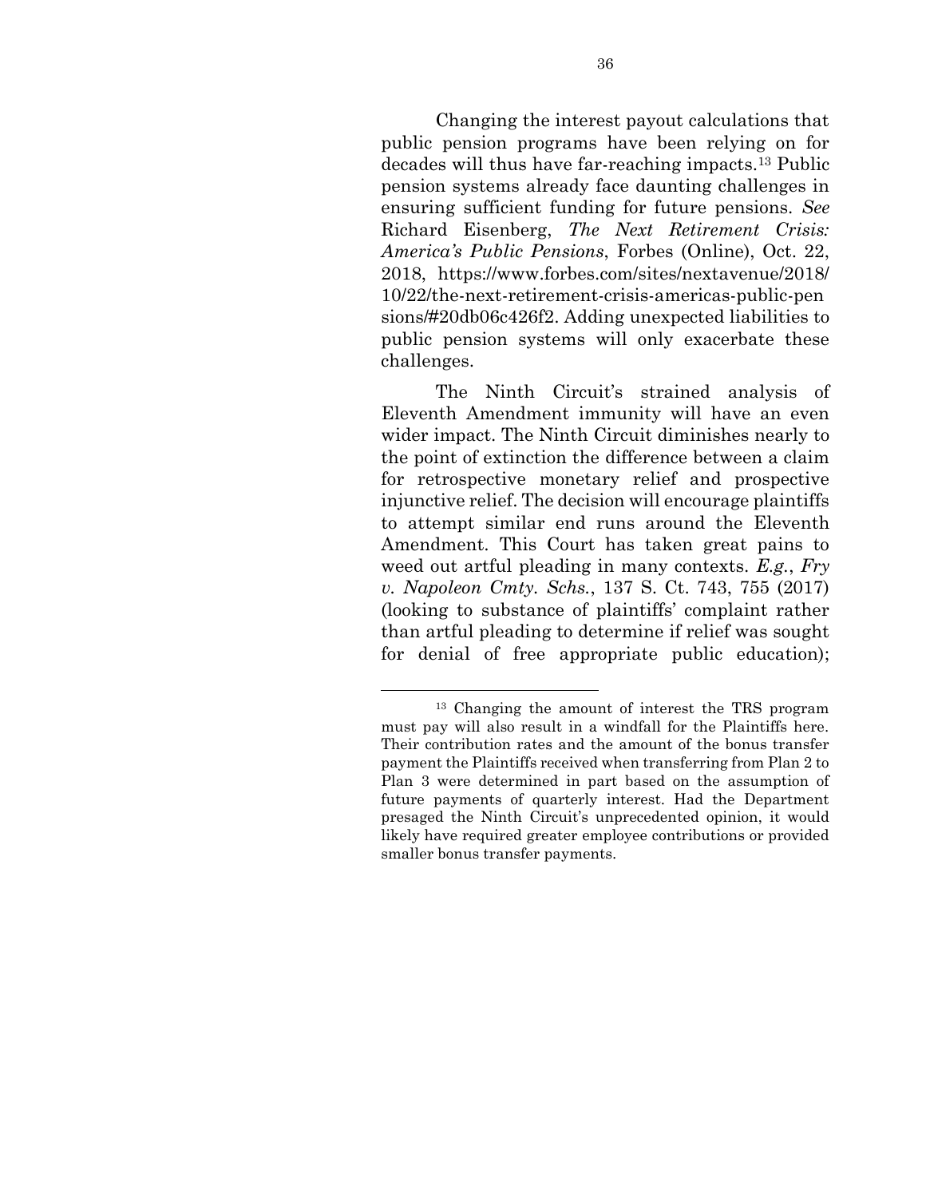Changing the interest payout calculations that public pension programs have been relying on for decades will thus have far-reaching impacts.[13] Public pension systems already face daunting challenges in ensuring sufficient funding for future pensions. *See* Richard Eisenberg, *The Next Retirement Crisis: America's Public Pensions*, Forbes (Online), Oct. 22, 2018, https://www.forbes.com/sites/nextavenue/2018/10/22/the-next-retirement-crisis-americas-public-pensions/#20db06c426f2. Adding unexpected liabilities to public pension systems will only exacerbate these challenges.

The Ninth Circuit's strained analysis of Eleventh Amendment immunity will have an even wider impact. The Ninth Circuit diminishes nearly to the point of extinction the difference between a claim for retrospective monetary relief and prospective injunctive relief. The decision will encourage plaintiffs to attempt similar end runs around the Eleventh Amendment. This Court has taken great pains to weed out artful pleading in many contexts. *E.g.*, *Fry v. Napoleon Cmty. Schs.*, 137 S. Ct. 743, 755 (2017) (looking to substance of plaintiffs' complaint rather than artful pleading to determine if relief was sought for denial of free appropriate public education);

---

[13] Changing the amount of interest the TRS program must pay will also result in a windfall for the Plaintiffs here. Their contribution rates and the amount of the bonus transfer payment the Plaintiffs received when transferring from Plan 2 to Plan 3 were determined in part based on the assumption of future payments of quarterly interest. Had the Department presaged the Ninth Circuit's unprecedented opinion, it would likely have required greater employee contributions or provided smaller bonus transfer payments.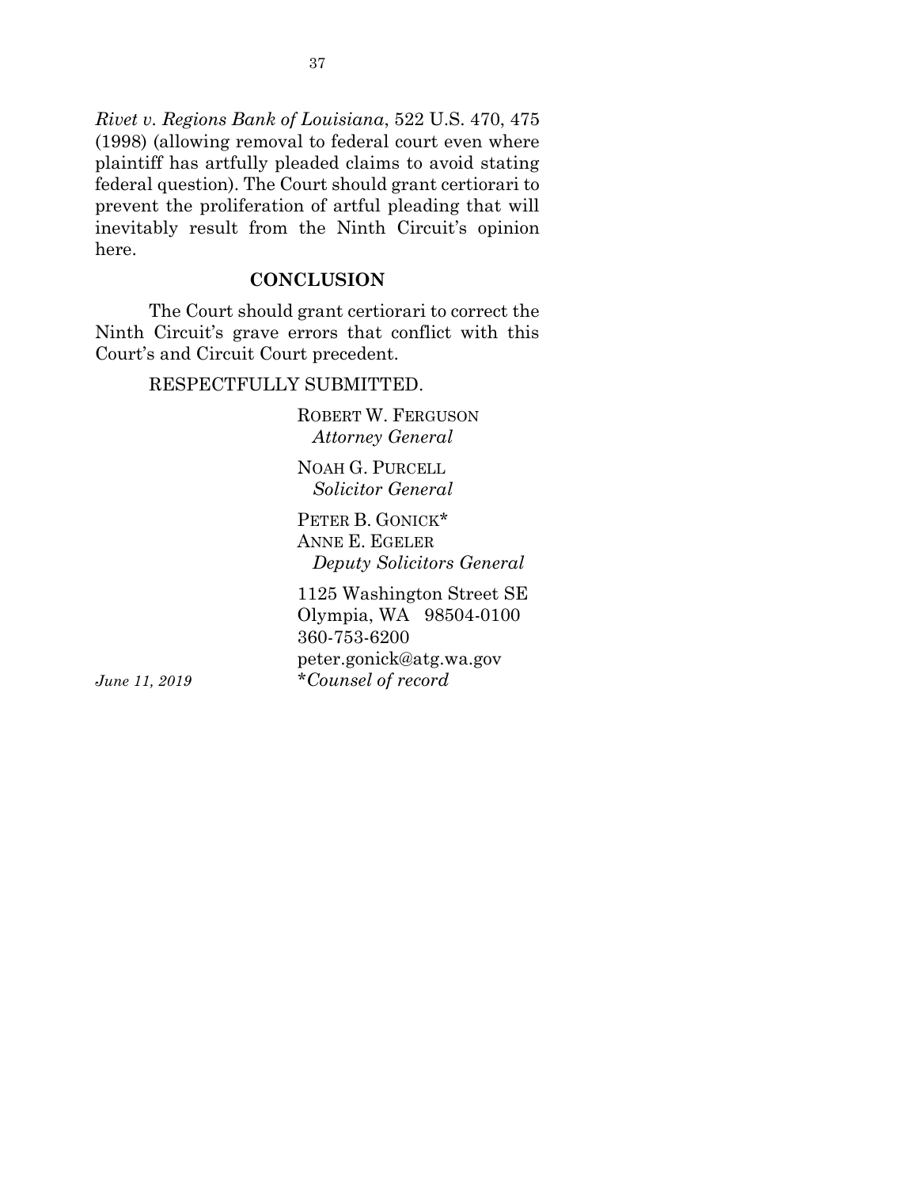*Rivet v. Regions Bank of Louisiana*, 522 U.S. 470, 475 (1998) (allowing removal to federal court even where plaintiff has artfully pleaded claims to avoid stating federal question). The Court should grant certiorari to prevent the proliferation of artful pleading that will inevitably result from the Ninth Circuit's opinion here.

## CONCLUSION

The Court should grant certiorari to correct the Ninth Circuit's grave errors that conflict with this Court's and Circuit Court precedent.

RESPECTFULLY SUBMITTED.

ROBERT W. FERGUSON
*Attorney General*

NOAH G. PURCELL
*Solicitor General*

PETER B. GONICK*
ANNE E. EGELER
*Deputy Solicitors General*

1125 Washington Street SE
Olympia, WA 98504-0100
360-753-6200
peter.gonick@atg.wa.gov

*June 11, 2019*

**Counsel of record*